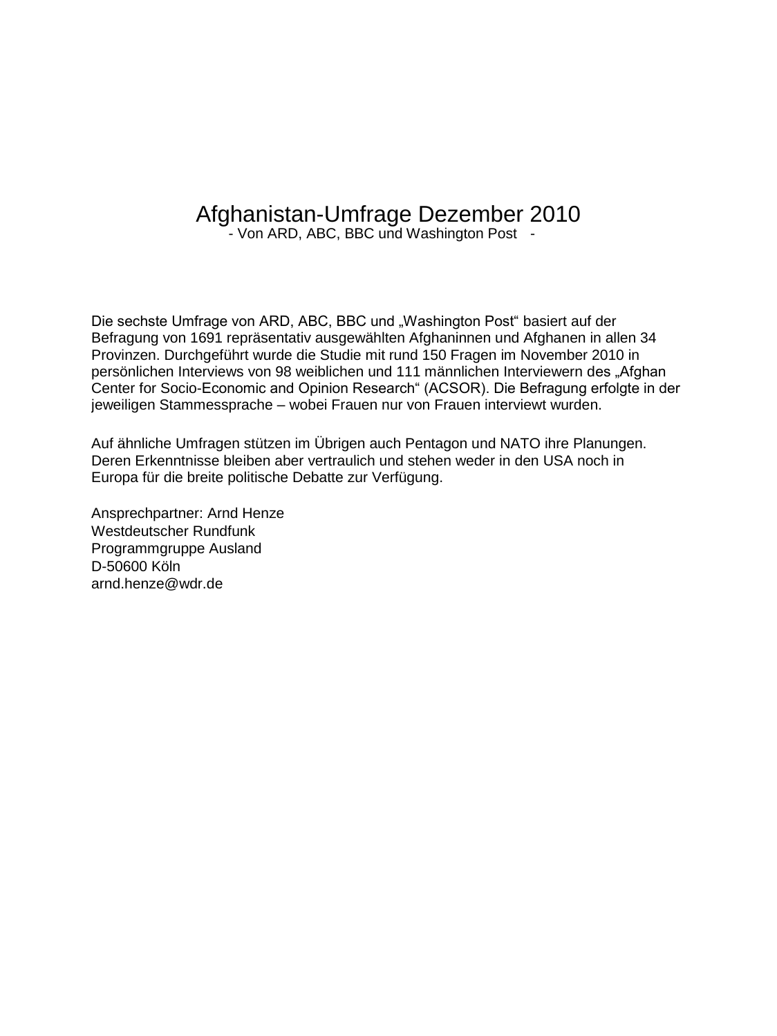# Afghanistan-Umfrage Dezember 2010

- Von ARD, ABC, BBC und Washington Post -

Die sechste Umfrage von ARD, ABC, BBC und „Washington Post" basiert auf der Befragung von 1691 repräsentativ ausgewählten Afghaninnen und Afghanen in allen 34 Provinzen. Durchgeführt wurde die Studie mit rund 150 Fragen im November 2010 in persönlichen Interviews von 98 weiblichen und 111 männlichen Interviewern des „Afghan Center for Socio-Economic and Opinion Research" (ACSOR). Die Befragung erfolgte in der jeweiligen Stammessprache – wobei Frauen nur von Frauen interviewt wurden.

Auf ähnliche Umfragen stützen im Übrigen auch Pentagon und NATO ihre Planungen. Deren Erkenntnisse bleiben aber vertraulich und stehen weder in den USA noch in Europa für die breite politische Debatte zur Verfügung.

Ansprechpartner: Arnd Henze
Westdeutscher Rundfunk
Programmgruppe Ausland
D-50600 Köln
arnd.henze@wdr.de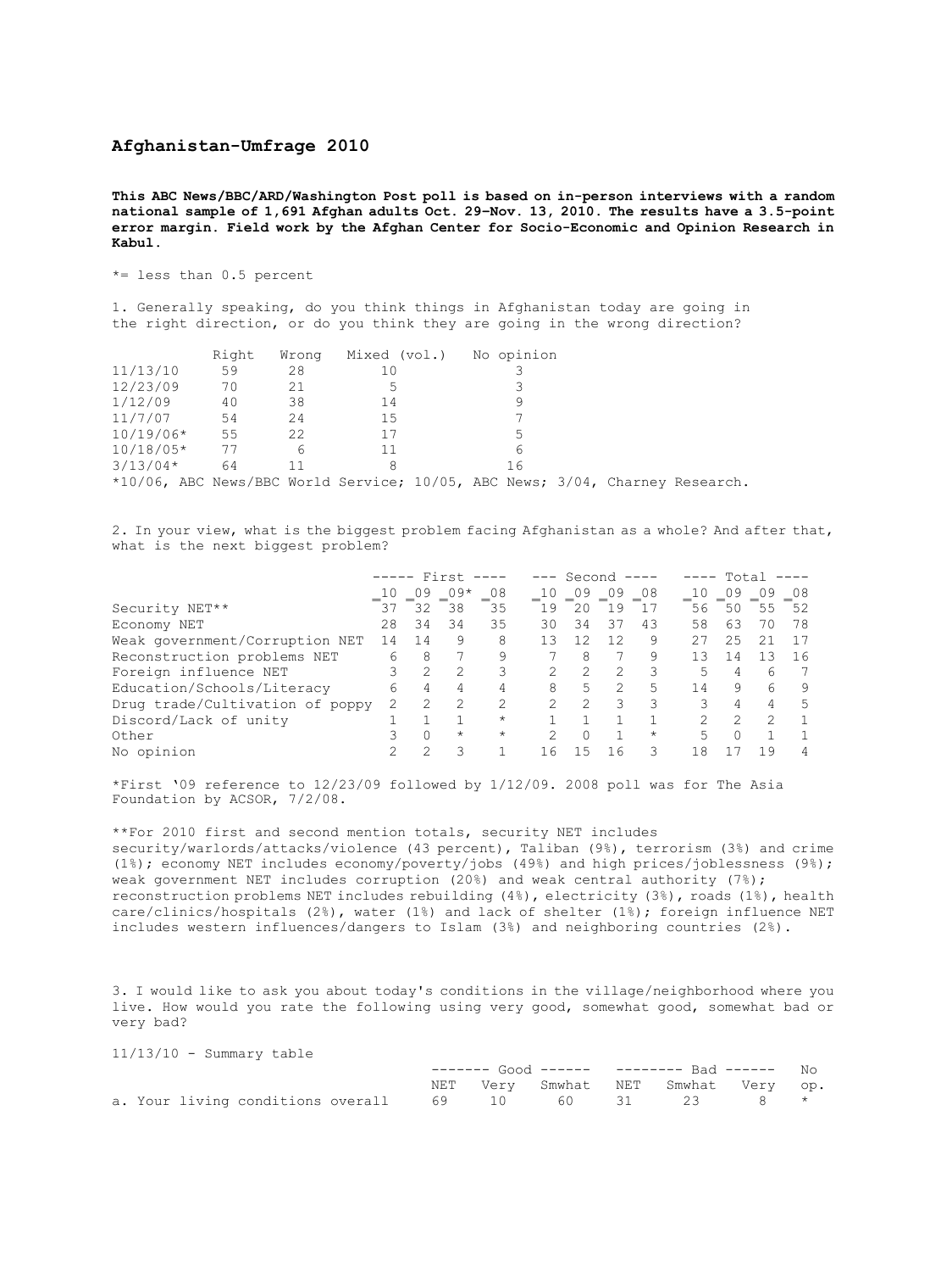## Afghanistan-Umfrage 2010

**This ABC News/BBC/ARD/Washington Post poll is based on in-person interviews with a random national sample of 1,691 Afghan adults Oct. 29-Nov. 13, 2010. The results have a 3.5-point error margin. Field work by the Afghan Center for Socio-Economic and Opinion Research in Kabul.**

*= less than 0.5 percent

1. Generally speaking, do you think things in Afghanistan today are going in the right direction, or do you think they are going in the wrong direction?

| | Right | Wrong | Mixed (vol.) | No opinion |
|---|---|---|---|---|
| 11/13/10 | 59 | 28 | 10 | 3 |
| 12/23/09 | 70 | 21 | 5 | 3 |
| 1/12/09 | 40 | 38 | 14 | 9 |
| 11/7/07 | 54 | 24 | 15 | 7 |
| 10/19/06* | 55 | 22 | 17 | 5 |
| 10/18/05* | 77 | 6 | 11 | 6 |
| 3/13/04* | 64 | 11 | 8 | 16 |

*10/06, ABC News/BBC World Service; 10/05, ABC News; 3/04, Charney Research.

2. In your view, what is the biggest problem facing Afghanistan as a whole? And after that, what is the next biggest problem?

| | First | | | | Second | | | | Total | | | |
|---|---|---|---|---|---|---|---|---|---|---|---|---|
| | 10 | 09 | 09* | 08 | 10 | 09 | 09 | 08 | 10 | 09 | 09 | 08 |
| Security NET** | 37 | 32 | 38 | 35 | 19 | 20 | 19 | 17 | 56 | 50 | 55 | 52 |
| Economy NET | 28 | 34 | 34 | 35 | 30 | 34 | 37 | 43 | 58 | 63 | 70 | 78 |
| Weak government/Corruption NET | 14 | 14 | 9 | 8 | 13 | 12 | 12 | 9 | 27 | 25 | 21 | 17 |
| Reconstruction problems NET | 6 | 8 | 7 | 9 | 7 | 8 | 7 | 9 | 13 | 14 | 13 | 16 |
| Foreign influence NET | 3 | 2 | 2 | 3 | 2 | 2 | 2 | 3 | 5 | 4 | 6 | 7 |
| Education/Schools/Literacy | 6 | 4 | 4 | 4 | 8 | 5 | 2 | 5 | 14 | 9 | 6 | 9 |
| Drug trade/Cultivation of poppy | 2 | 2 | 2 | 2 | 2 | 2 | 3 | 3 | 3 | 4 | 4 | 5 |
| Discord/Lack of unity | 1 | 1 | 1 | * | 1 | 1 | 1 | 1 | 2 | 2 | 2 | 1 |
| Other | 3 | 0 | * | * | 2 | 0 | 1 | * | 5 | 0 | 1 | 1 |
| No opinion | 2 | 2 | 3 | 1 | 16 | 15 | 16 | 3 | 18 | 17 | 19 | 4 |

*First '09 reference to 12/23/09 followed by 1/12/09. 2008 poll was for The Asia Foundation by ACSOR, 7/2/08.

**For 2010 first and second mention totals, security NET includes security/warlords/attacks/violence (43 percent), Taliban (9%), terrorism (3%) and crime (1%); economy NET includes economy/poverty/jobs (49%) and high prices/joblessness (9%); weak government NET includes corruption (20%) and weak central authority (7%); reconstruction problems NET includes rebuilding (4%), electricity (3%), roads (1%), health care/clinics/hospitals (2%), water (1%) and lack of shelter (1%); foreign influence NET includes western influences/dangers to Islam (3%) and neighboring countries (2%).

3. I would like to ask you about today's conditions in the village/neighborhood where you live. How would you rate the following using very good, somewhat good, somewhat bad or very bad?

11/13/10 - Summary table

| | Good | | | Bad | | | No |
|---|---|---|---|---|---|---|---|
| | NET | Very | Smwhat | NET | Smwhat | Very | op. |
| a. Your living conditions overall | 69 | 10 | 60 | 31 | 23 | 8 | * |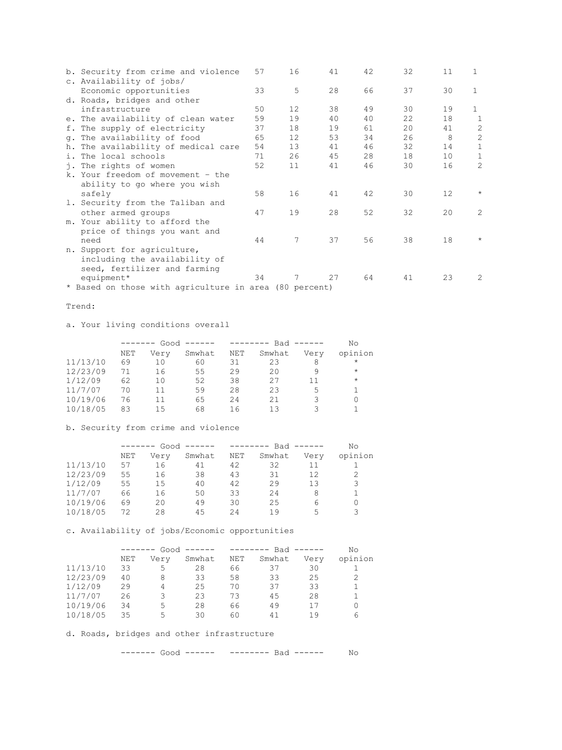| | | | | | | | |
|---|---|---|---|---|---|---|---|
| b. Security from crime and violence | 57 | 16 | 41 | 42 | 32 | 11 | 1 |
| c. Availability of jobs/ Economic opportunities | 33 | 5 | 28 | 66 | 37 | 30 | 1 |
| d. Roads, bridges and other infrastructure | 50 | 12 | 38 | 49 | 30 | 19 | 1 |
| e. The availability of clean water | 59 | 19 | 40 | 40 | 22 | 18 | 1 |
| f. The supply of electricity | 37 | 18 | 19 | 61 | 20 | 41 | 2 |
| g. The availability of food | 65 | 12 | 53 | 34 | 26 | 8 | 2 |
| h. The availability of medical care | 54 | 13 | 41 | 46 | 32 | 14 | 1 |
| i. The local schools | 71 | 26 | 45 | 28 | 18 | 10 | 1 |
| j. The rights of women | 52 | 11 | 41 | 46 | 30 | 16 | 2 |
| k. Your freedom of movement - the ability to go where you wish safely | 58 | 16 | 41 | 42 | 30 | 12 | * |
| l. Security from the Taliban and other armed groups | 47 | 19 | 28 | 52 | 32 | 20 | 2 |
| m. Your ability to afford the price of things you want and need | 44 | 7 | 37 | 56 | 38 | 18 | * |
| n. Support for agriculture, including the availability of seed, fertilizer and farming equipment* | 34 | 7 | 27 | 64 | 41 | 23 | 2 |

* Based on those with agriculture in area (80 percent)

Trend:

a. Your living conditions overall

| | ------- Good ------ | | | -------- Bad ------ | | | No |
|---|---|---|---|---|---|---|---|
| | NET | Very | Smwhat | NET | Smwhat | Very | opinion |
| 11/13/10 | 69 | 10 | 60 | 31 | 23 | 8 | * |
| 12/23/09 | 71 | 16 | 55 | 29 | 20 | 9 | * |
| 1/12/09 | 62 | 10 | 52 | 38 | 27 | 11 | * |
| 11/7/07 | 70 | 11 | 59 | 28 | 23 | 5 | 1 |
| 10/19/06 | 76 | 11 | 65 | 24 | 21 | 3 | 0 |
| 10/18/05 | 83 | 15 | 68 | 16 | 13 | 3 | 1 |

b. Security from crime and violence

| | ------- Good ------ | | | -------- Bad ------ | | | No |
|---|---|---|---|---|---|---|---|
| | NET | Very | Smwhat | NET | Smwhat | Very | opinion |
| 11/13/10 | 57 | 16 | 41 | 42 | 32 | 11 | 1 |
| 12/23/09 | 55 | 16 | 38 | 43 | 31 | 12 | 2 |
| 1/12/09 | 55 | 15 | 40 | 42 | 29 | 13 | 3 |
| 11/7/07 | 66 | 16 | 50 | 33 | 24 | 8 | 1 |
| 10/19/06 | 69 | 20 | 49 | 30 | 25 | 6 | 0 |
| 10/18/05 | 72 | 28 | 45 | 24 | 19 | 5 | 3 |

c. Availability of jobs/Economic opportunities

| | ------- Good ------ | | | -------- Bad ------ | | | No |
|---|---|---|---|---|---|---|---|
| | NET | Very | Smwhat | NET | Smwhat | Very | opinion |
| 11/13/10 | 33 | 5 | 28 | 66 | 37 | 30 | 1 |
| 12/23/09 | 40 | 8 | 33 | 58 | 33 | 25 | 2 |
| 1/12/09 | 29 | 4 | 25 | 70 | 37 | 33 | 1 |
| 11/7/07 | 26 | 3 | 23 | 73 | 45 | 28 | 1 |
| 10/19/06 | 34 | 5 | 28 | 66 | 49 | 17 | 0 |
| 10/18/05 | 35 | 5 | 30 | 60 | 41 | 19 | 6 |

d. Roads, bridges and other infrastructure

| | ------- Good ------ | | | -------- Bad ------ | | | No |
|---|---|---|---|---|---|---|---|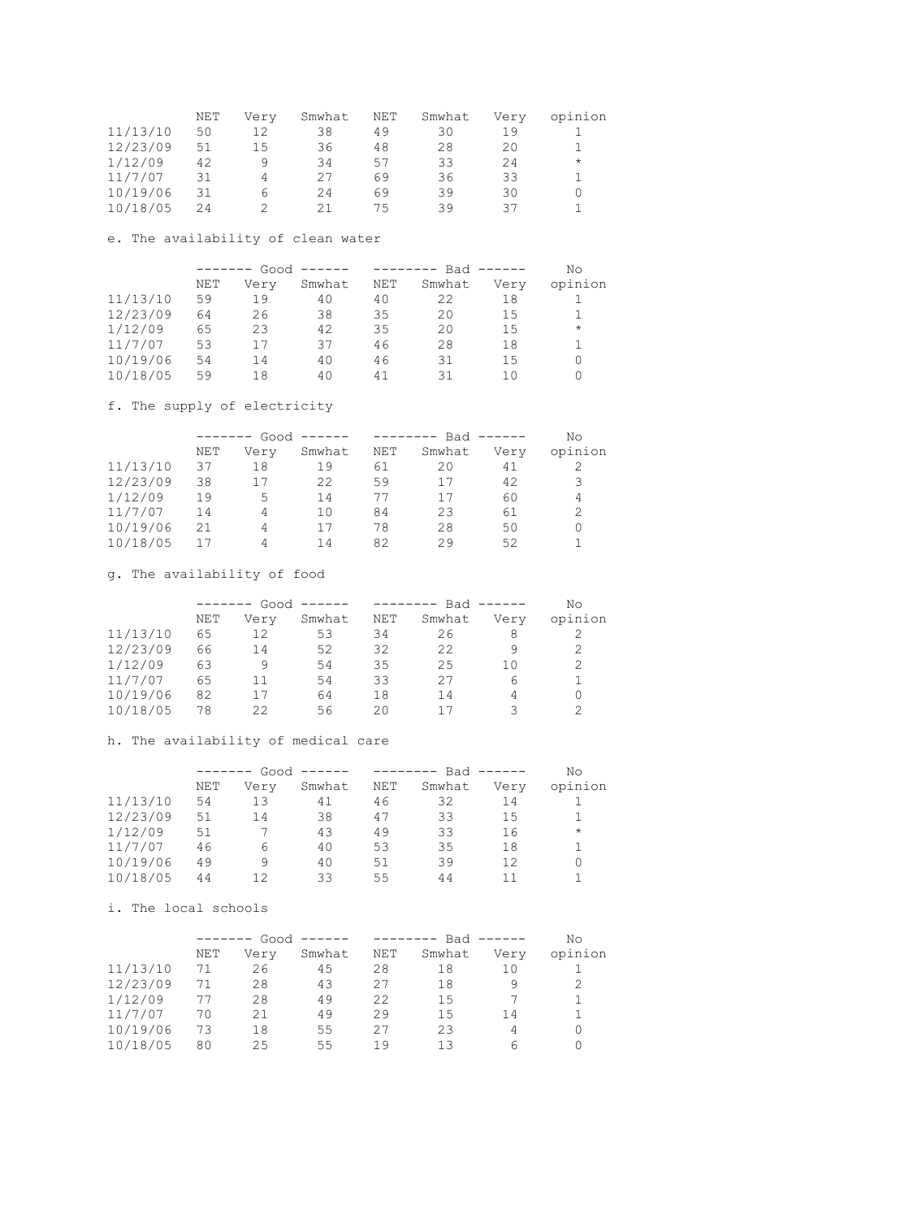| | NET | Very | Smwhat | NET | Smwhat | Very | opinion |
|---|---|---|---|---|---|---|---|
| 11/13/10 | 50 | 12 | 38 | 49 | 30 | 19 | 1 |
| 12/23/09 | 51 | 15 | 36 | 48 | 28 | 20 | 1 |
| 1/12/09 | 42 | 9 | 34 | 57 | 33 | 24 | * |
| 11/7/07 | 31 | 4 | 27 | 69 | 36 | 33 | 1 |
| 10/19/06 | 31 | 6 | 24 | 69 | 39 | 30 | 0 |
| 10/18/05 | 24 | 2 | 21 | 75 | 39 | 37 | 1 |

e. The availability of clean water

| | ------- Good ------ | | | -------- Bad ------ | | | No |
|---|---|---|---|---|---|---|---|
| | NET | Very | Smwhat | NET | Smwhat | Very | opinion |
| 11/13/10 | 59 | 19 | 40 | 40 | 22 | 18 | 1 |
| 12/23/09 | 64 | 26 | 38 | 35 | 20 | 15 | 1 |
| 1/12/09 | 65 | 23 | 42 | 35 | 20 | 15 | * |
| 11/7/07 | 53 | 17 | 37 | 46 | 28 | 18 | 1 |
| 10/19/06 | 54 | 14 | 40 | 46 | 31 | 15 | 0 |
| 10/18/05 | 59 | 18 | 40 | 41 | 31 | 10 | 0 |

f. The supply of electricity

| | ------- Good ------ | | | -------- Bad ------ | | | No |
|---|---|---|---|---|---|---|---|
| | NET | Very | Smwhat | NET | Smwhat | Very | opinion |
| 11/13/10 | 37 | 18 | 19 | 61 | 20 | 41 | 2 |
| 12/23/09 | 38 | 17 | 22 | 59 | 17 | 42 | 3 |
| 1/12/09 | 19 | 5 | 14 | 77 | 17 | 60 | 4 |
| 11/7/07 | 14 | 4 | 10 | 84 | 23 | 61 | 2 |
| 10/19/06 | 21 | 4 | 17 | 78 | 28 | 50 | 0 |
| 10/18/05 | 17 | 4 | 14 | 82 | 29 | 52 | 1 |

g. The availability of food

| | ------- Good ------ | | | -------- Bad ------ | | | No |
|---|---|---|---|---|---|---|---|
| | NET | Very | Smwhat | NET | Smwhat | Very | opinion |
| 11/13/10 | 65 | 12 | 53 | 34 | 26 | 8 | 2 |
| 12/23/09 | 66 | 14 | 52 | 32 | 22 | 9 | 2 |
| 1/12/09 | 63 | 9 | 54 | 35 | 25 | 10 | 2 |
| 11/7/07 | 65 | 11 | 54 | 33 | 27 | 6 | 1 |
| 10/19/06 | 82 | 17 | 64 | 18 | 14 | 4 | 0 |
| 10/18/05 | 78 | 22 | 56 | 20 | 17 | 3 | 2 |

h. The availability of medical care

| | ------- Good ------ | | | -------- Bad ------ | | | No |
|---|---|---|---|---|---|---|---|
| | NET | Very | Smwhat | NET | Smwhat | Very | opinion |
| 11/13/10 | 54 | 13 | 41 | 46 | 32 | 14 | 1 |
| 12/23/09 | 51 | 14 | 38 | 47 | 33 | 15 | 1 |
| 1/12/09 | 51 | 7 | 43 | 49 | 33 | 16 | * |
| 11/7/07 | 46 | 6 | 40 | 53 | 35 | 18 | 1 |
| 10/19/06 | 49 | 9 | 40 | 51 | 39 | 12 | 0 |
| 10/18/05 | 44 | 12 | 33 | 55 | 44 | 11 | 1 |

i. The local schools

| | ------- Good ------ | | | -------- Bad ------ | | | No |
|---|---|---|---|---|---|---|---|
| | NET | Very | Smwhat | NET | Smwhat | Very | opinion |
| 11/13/10 | 71 | 26 | 45 | 28 | 18 | 10 | 1 |
| 12/23/09 | 71 | 28 | 43 | 27 | 18 | 9 | 2 |
| 1/12/09 | 77 | 28 | 49 | 22 | 15 | 7 | 1 |
| 11/7/07 | 70 | 21 | 49 | 29 | 15 | 14 | 1 |
| 10/19/06 | 73 | 18 | 55 | 27 | 23 | 4 | 0 |
| 10/18/05 | 80 | 25 | 55 | 19 | 13 | 6 | 0 |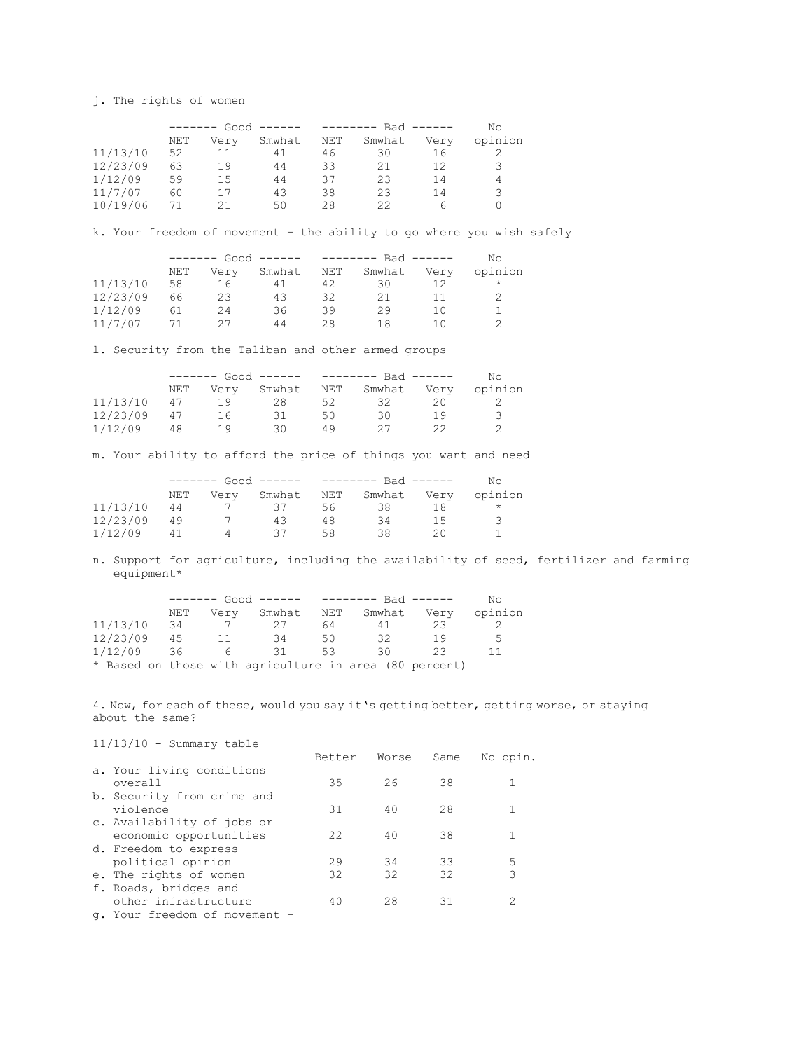j. The rights of women

| | Good | | | Bad | | | No |
|---|---|---|---|---|---|---|---|
| | NET | Very | Smwhat | NET | Smwhat | Very | opinion |
| 11/13/10 | 52 | 11 | 41 | 46 | 30 | 16 | 2 |
| 12/23/09 | 63 | 19 | 44 | 33 | 21 | 12 | 3 |
| 1/12/09 | 59 | 15 | 44 | 37 | 23 | 14 | 4 |
| 11/7/07 | 60 | 17 | 43 | 38 | 23 | 14 | 3 |
| 10/19/06 | 71 | 21 | 50 | 28 | 22 | 6 | 0 |

k. Your freedom of movement – the ability to go where you wish safely

| | Good | | | Bad | | | No |
|---|---|---|---|---|---|---|---|
| | NET | Very | Smwhat | NET | Smwhat | Very | opinion |
| 11/13/10 | 58 | 16 | 41 | 42 | 30 | 12 | * |
| 12/23/09 | 66 | 23 | 43 | 32 | 21 | 11 | 2 |
| 1/12/09 | 61 | 24 | 36 | 39 | 29 | 10 | 1 |
| 11/7/07 | 71 | 27 | 44 | 28 | 18 | 10 | 2 |

l. Security from the Taliban and other armed groups

| | Good | | | Bad | | | No |
|---|---|---|---|---|---|---|---|
| | NET | Very | Smwhat | NET | Smwhat | Very | opinion |
| 11/13/10 | 47 | 19 | 28 | 52 | 32 | 20 | 2 |
| 12/23/09 | 47 | 16 | 31 | 50 | 30 | 19 | 3 |
| 1/12/09 | 48 | 19 | 30 | 49 | 27 | 22 | 2 |

m. Your ability to afford the price of things you want and need

| | Good | | | Bad | | | No |
|---|---|---|---|---|---|---|---|
| | NET | Very | Smwhat | NET | Smwhat | Very | opinion |
| 11/13/10 | 44 | 7 | 37 | 56 | 38 | 18 | * |
| 12/23/09 | 49 | 7 | 43 | 48 | 34 | 15 | 3 |
| 1/12/09 | 41 | 4 | 37 | 58 | 38 | 20 | 1 |

n. Support for agriculture, including the availability of seed, fertilizer and farming equipment*

| | Good | | | Bad | | | No |
|---|---|---|---|---|---|---|---|
| | NET | Very | Smwhat | NET | Smwhat | Very | opinion |
| 11/13/10 | 34 | 7 | 27 | 64 | 41 | 23 | 2 |
| 12/23/09 | 45 | 11 | 34 | 50 | 32 | 19 | 5 |
| 1/12/09 | 36 | 6 | 31 | 53 | 30 | 23 | 11 |

* Based on those with agriculture in area (80 percent)

4. Now, for each of these, would you say it's getting better, getting worse, or staying about the same?

11/13/10 - Summary table

| | Better | Worse | Same | No opin. |
|---|---|---|---|---|
| a. Your living conditions overall | 35 | 26 | 38 | 1 |
| b. Security from crime and violence | 31 | 40 | 28 | 1 |
| c. Availability of jobs or economic opportunities | 22 | 40 | 38 | 1 |
| d. Freedom to express political opinion | 29 | 34 | 33 | 5 |
| e. The rights of women | 32 | 32 | 32 | 3 |
| f. Roads, bridges and other infrastructure | 40 | 28 | 31 | 2 |
| g. Your freedom of movement – | | | | |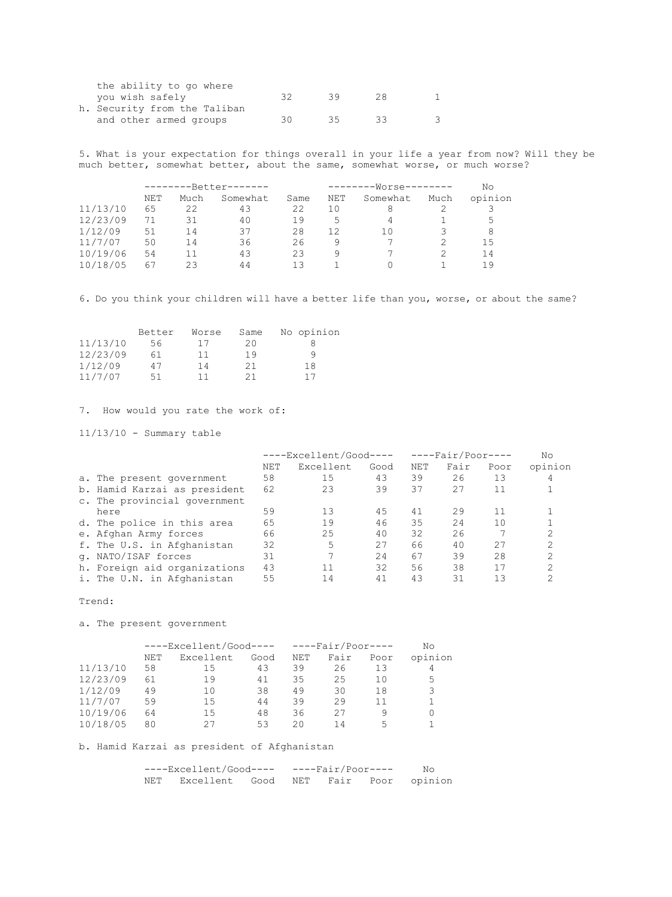| | | | | |
|---|---|---|---|---|
| the ability to go where you wish safely | 32 | 39 | 28 | 1 |
| h. Security from the Taliban and other armed groups | 30 | 35 | 33 | 3 |

5. What is your expectation for things overall in your life a year from now? Will they be much better, somewhat better, about the same, somewhat worse, or much worse?

| | --------Better------- | | | | --------Worse-------- | | | No |
|---|---|---|---|---|---|---|---|---|
| | NET | Much | Somewhat | Same | NET | Somewhat | Much | opinion |
| 11/13/10 | 65 | 22 | 43 | 22 | 10 | 8 | 2 | 3 |
| 12/23/09 | 71 | 31 | 40 | 19 | 5 | 4 | 1 | 5 |
| 1/12/09 | 51 | 14 | 37 | 28 | 12 | 10 | 3 | 8 |
| 11/7/07 | 50 | 14 | 36 | 26 | 9 | 7 | 2 | 15 |
| 10/19/06 | 54 | 11 | 43 | 23 | 9 | 7 | 2 | 14 |
| 10/18/05 | 67 | 23 | 44 | 13 | 1 | 0 | 1 | 19 |

6. Do you think your children will have a better life than you, worse, or about the same?

| | Better | Worse | Same | No opinion |
|---|---|---|---|---|
| 11/13/10 | 56 | 17 | 20 | 8 |
| 12/23/09 | 61 | 11 | 19 | 9 |
| 1/12/09 | 47 | 14 | 21 | 18 |
| 11/7/07 | 51 | 11 | 21 | 17 |

7. How would you rate the work of:

11/13/10 - Summary table

| | ----Excellent/Good---- | | | ----Fair/Poor---- | | | No |
|---|---|---|---|---|---|---|---|
| | NET | Excellent | Good | NET | Fair | Poor | opinion |
| a. The present government | 58 | 15 | 43 | 39 | 26 | 13 | 4 |
| b. Hamid Karzai as president | 62 | 23 | 39 | 37 | 27 | 11 | 1 |
| c. The provincial government here | 59 | 13 | 45 | 41 | 29 | 11 | 1 |
| d. The police in this area | 65 | 19 | 46 | 35 | 24 | 10 | 1 |
| e. Afghan Army forces | 66 | 25 | 40 | 32 | 26 | 7 | 2 |
| f. The U.S. in Afghanistan | 32 | 5 | 27 | 66 | 40 | 27 | 2 |
| g. NATO/ISAF forces | 31 | 7 | 24 | 67 | 39 | 28 | 2 |
| h. Foreign aid organizations | 43 | 11 | 32 | 56 | 38 | 17 | 2 |
| i. The U.N. in Afghanistan | 55 | 14 | 41 | 43 | 31 | 13 | 2 |

Trend:

a. The present government

| | ----Excellent/Good---- | | | ----Fair/Poor---- | | | No |
|---|---|---|---|---|---|---|---|
| | NET | Excellent | Good | NET | Fair | Poor | opinion |
| 11/13/10 | 58 | 15 | 43 | 39 | 26 | 13 | 4 |
| 12/23/09 | 61 | 19 | 41 | 35 | 25 | 10 | 5 |
| 1/12/09 | 49 | 10 | 38 | 49 | 30 | 18 | 3 |
| 11/7/07 | 59 | 15 | 44 | 39 | 29 | 11 | 1 |
| 10/19/06 | 64 | 15 | 48 | 36 | 27 | 9 | 0 |
| 10/18/05 | 80 | 27 | 53 | 20 | 14 | 5 | 1 |

b. Hamid Karzai as president of Afghanistan

| | ----Excellent/Good---- | | | ----Fair/Poor---- | | | No |
|---|---|---|---|---|---|---|---|
| | NET | Excellent | Good | NET | Fair | Poor | opinion |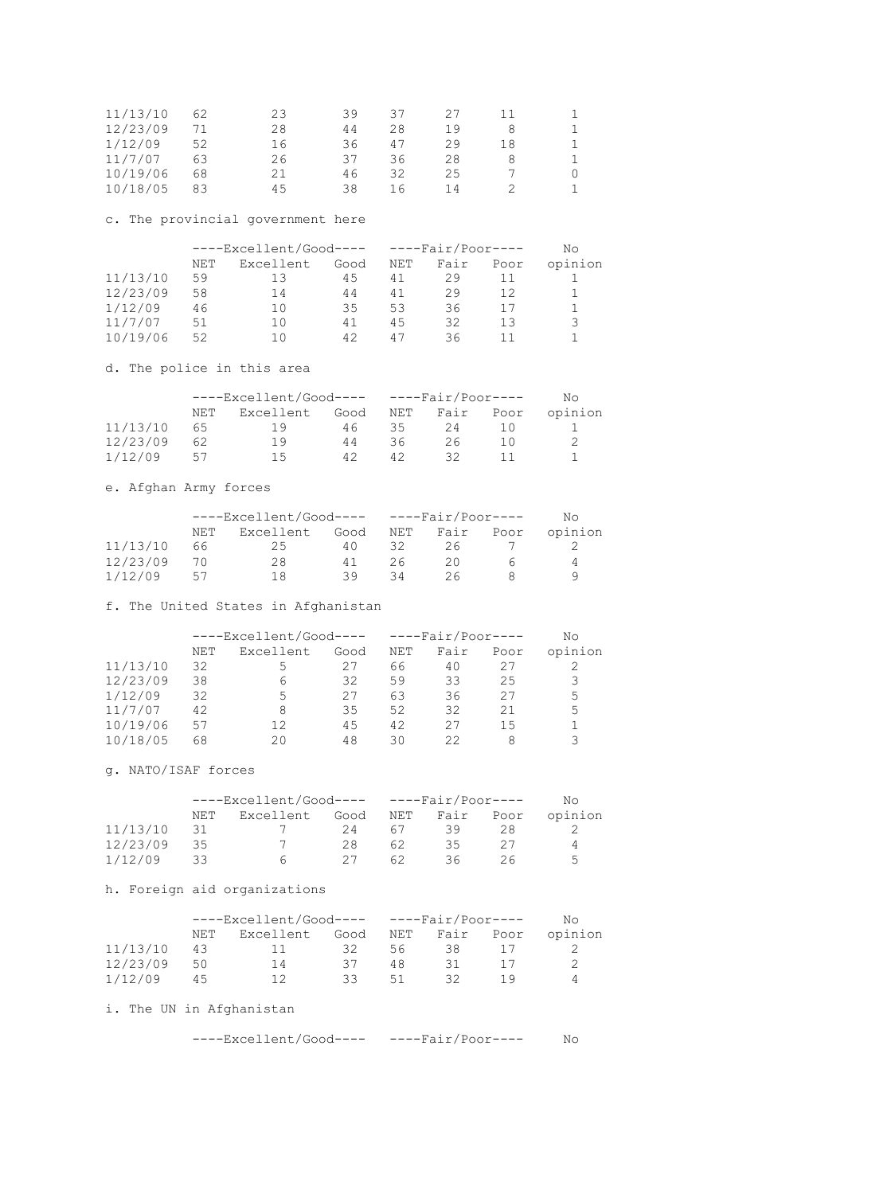| | NET | Excellent | Good | NET | Fair | Poor | No opinion |
|---|---|---|---|---|---|---|---|
| 11/13/10 | 62 | 23 | 39 | 37 | 27 | 11 | 1 |
| 12/23/09 | 71 | 28 | 44 | 28 | 19 | 8 | 1 |
| 1/12/09 | 52 | 16 | 36 | 47 | 29 | 18 | 1 |
| 11/7/07 | 63 | 26 | 37 | 36 | 28 | 8 | 1 |
| 10/19/06 | 68 | 21 | 46 | 32 | 25 | 7 | 0 |
| 10/18/05 | 83 | 45 | 38 | 16 | 14 | 2 | 1 |

c. The provincial government here

| | ----Excellent/Good---- | | | ----Fair/Poor---- | | | No |
|---|---|---|---|---|---|---|---|
| | NET | Excellent | Good | NET | Fair | Poor | opinion |
| 11/13/10 | 59 | 13 | 45 | 41 | 29 | 11 | 1 |
| 12/23/09 | 58 | 14 | 44 | 41 | 29 | 12 | 1 |
| 1/12/09 | 46 | 10 | 35 | 53 | 36 | 17 | 1 |
| 11/7/07 | 51 | 10 | 41 | 45 | 32 | 13 | 3 |
| 10/19/06 | 52 | 10 | 42 | 47 | 36 | 11 | 1 |

d. The police in this area

| | ----Excellent/Good---- | | | ----Fair/Poor---- | | | No |
|---|---|---|---|---|---|---|---|
| | NET | Excellent | Good | NET | Fair | Poor | opinion |
| 11/13/10 | 65 | 19 | 46 | 35 | 24 | 10 | 1 |
| 12/23/09 | 62 | 19 | 44 | 36 | 26 | 10 | 2 |
| 1/12/09 | 57 | 15 | 42 | 42 | 32 | 11 | 1 |

e. Afghan Army forces

| | ----Excellent/Good---- | | | ----Fair/Poor---- | | | No |
|---|---|---|---|---|---|---|---|
| | NET | Excellent | Good | NET | Fair | Poor | opinion |
| 11/13/10 | 66 | 25 | 40 | 32 | 26 | 7 | 2 |
| 12/23/09 | 70 | 28 | 41 | 26 | 20 | 6 | 4 |
| 1/12/09 | 57 | 18 | 39 | 34 | 26 | 8 | 9 |

f. The United States in Afghanistan

| | ----Excellent/Good---- | | | ----Fair/Poor---- | | | No |
|---|---|---|---|---|---|---|---|
| | NET | Excellent | Good | NET | Fair | Poor | opinion |
| 11/13/10 | 32 | 5 | 27 | 66 | 40 | 27 | 2 |
| 12/23/09 | 38 | 6 | 32 | 59 | 33 | 25 | 3 |
| 1/12/09 | 32 | 5 | 27 | 63 | 36 | 27 | 5 |
| 11/7/07 | 42 | 8 | 35 | 52 | 32 | 21 | 5 |
| 10/19/06 | 57 | 12 | 45 | 42 | 27 | 15 | 1 |
| 10/18/05 | 68 | 20 | 48 | 30 | 22 | 8 | 3 |

g. NATO/ISAF forces

| | ----Excellent/Good---- | | | ----Fair/Poor---- | | | No |
|---|---|---|---|---|---|---|---|
| | NET | Excellent | Good | NET | Fair | Poor | opinion |
| 11/13/10 | 31 | 7 | 24 | 67 | 39 | 28 | 2 |
| 12/23/09 | 35 | 7 | 28 | 62 | 35 | 27 | 4 |
| 1/12/09 | 33 | 6 | 27 | 62 | 36 | 26 | 5 |

h. Foreign aid organizations

| | ----Excellent/Good---- | | | ----Fair/Poor---- | | | No |
|---|---|---|---|---|---|---|---|
| | NET | Excellent | Good | NET | Fair | Poor | opinion |
| 11/13/10 | 43 | 11 | 32 | 56 | 38 | 17 | 2 |
| 12/23/09 | 50 | 14 | 37 | 48 | 31 | 17 | 2 |
| 1/12/09 | 45 | 12 | 33 | 51 | 32 | 19 | 4 |

i. The UN in Afghanistan

| | ----Excellent/Good---- | | | ----Fair/Poor---- | | | No |
|---|---|---|---|---|---|---|---|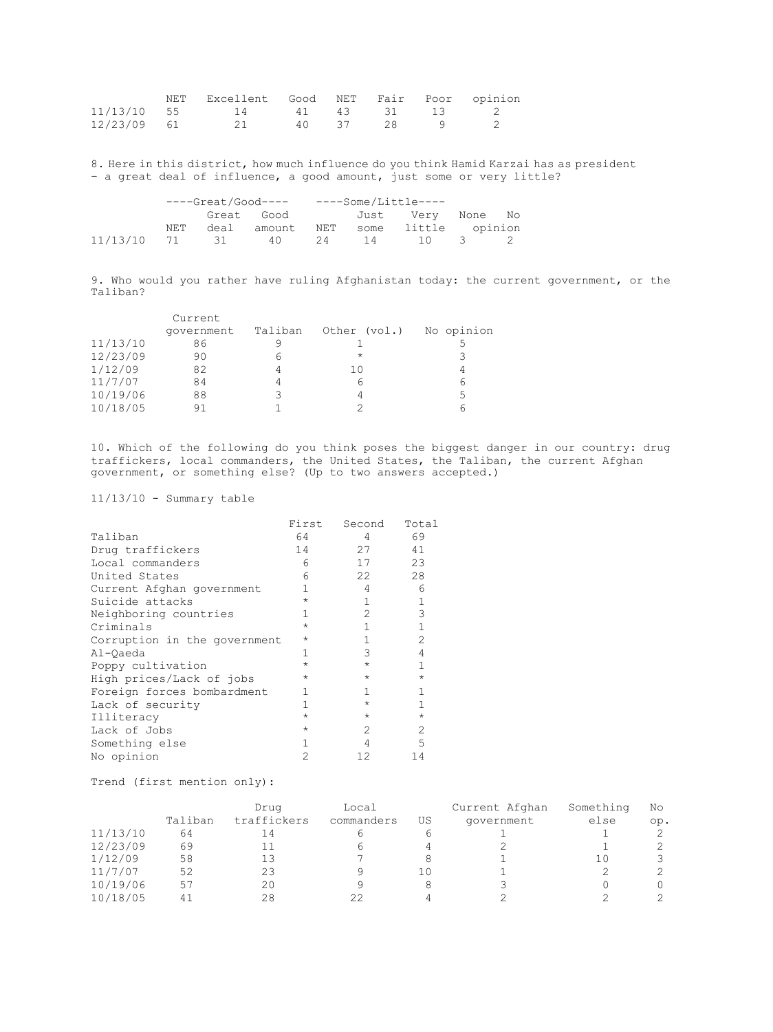| | NET | Excellent | Good | NET | Fair | Poor | No opinion |
|---|---|---|---|---|---|---|---|
| 11/13/10 | 55 | 14 | 41 | 43 | 31 | 13 | 2 |
| 12/23/09 | 61 | 21 | 40 | 37 | 28 | 9 | 2 |

8. Here in this district, how much influence do you think Hamid Karzai has as president – a great deal of influence, a good amount, just some or very little?

| | ----Great/Good---- | | | ----Some/Little---- | | | | |
|---|---|---|---|---|---|---|---|---|
| | NET | Great deal | Good amount | NET | Just some | Very little | None | No opinion |
| 11/13/10 | 71 | 31 | 40 | 24 | 14 | 10 | 3 | 2 |

9. Who would you rather have ruling Afghanistan today: the current government, or the Taliban?

| | Current government | Taliban | Other (vol.) | No opinion |
|---|---|---|---|---|
| 11/13/10 | 86 | 9 | 1 | 5 |
| 12/23/09 | 90 | 6 | * | 3 |
| 1/12/09 | 82 | 4 | 10 | 4 |
| 11/7/07 | 84 | 4 | 6 | 6 |
| 10/19/06 | 88 | 3 | 4 | 5 |
| 10/18/05 | 91 | 1 | 2 | 6 |

10. Which of the following do you think poses the biggest danger in our country: drug traffickers, local commanders, the United States, the Taliban, the current Afghan government, or something else? (Up to two answers accepted.)

11/13/10 - Summary table

| | First | Second | Total |
|---|---|---|---|
| Taliban | 64 | 4 | 69 |
| Drug traffickers | 14 | 27 | 41 |
| Local commanders | 6 | 17 | 23 |
| United States | 6 | 22 | 28 |
| Current Afghan government | 1 | 4 | 6 |
| Suicide attacks | * | 1 | 1 |
| Neighboring countries | 1 | 2 | 3 |
| Criminals | * | 1 | 1 |
| Corruption in the government | * | 1 | 2 |
| Al-Qaeda | 1 | 3 | 4 |
| Poppy cultivation | * | * | 1 |
| High prices/Lack of jobs | * | * | * |
| Foreign forces bombardment | 1 | 1 | 1 |
| Lack of security | 1 | * | 1 |
| Illiteracy | * | * | * |
| Lack of Jobs | * | 2 | 2 |
| Something else | 1 | 4 | 5 |
| No opinion | 2 | 12 | 14 |

Trend (first mention only):

| | Taliban | Drug traffickers | Local commanders | US | Current Afghan government | Something else | No op. |
|---|---|---|---|---|---|---|---|
| 11/13/10 | 64 | 14 | 6 | 6 | 1 | 1 | 2 |
| 12/23/09 | 69 | 11 | 6 | 4 | 2 | 1 | 2 |
| 1/12/09 | 58 | 13 | 7 | 8 | 1 | 10 | 3 |
| 11/7/07 | 52 | 23 | 9 | 10 | 1 | 2 | 2 |
| 10/19/06 | 57 | 20 | 9 | 8 | 3 | 0 | 0 |
| 10/18/05 | 41 | 28 | 22 | 4 | 2 | 2 | 2 |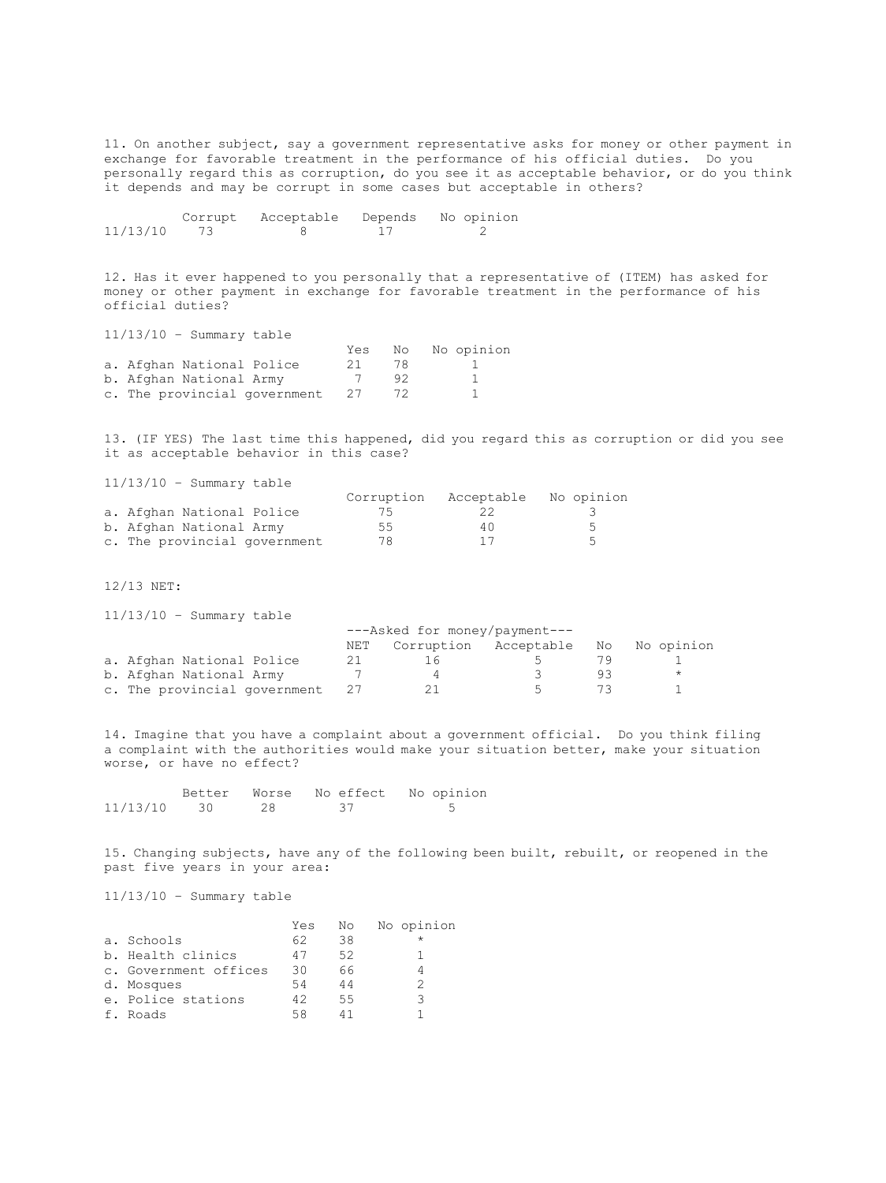11. On another subject, say a government representative asks for money or other payment in exchange for favorable treatment in the performance of his official duties. Do you personally regard this as corruption, do you see it as acceptable behavior, or do you think it depends and may be corrupt in some cases but acceptable in others?

| | Corrupt | Acceptable | Depends | No opinion |
|---|---|---|---|---|
| 11/13/10 | 73 | 8 | 17 | 2 |

12. Has it ever happened to you personally that a representative of (ITEM) has asked for money or other payment in exchange for favorable treatment in the performance of his official duties?

11/13/10 - Summary table

| | Yes | No | No opinion |
|---|---|---|---|
| a. Afghan National Police | 21 | 78 | 1 |
| b. Afghan National Army | 7 | 92 | 1 |
| c. The provincial government | 27 | 72 | 1 |

13. (IF YES) The last time this happened, did you regard this as corruption or did you see it as acceptable behavior in this case?

11/13/10 - Summary table

| | Corruption | Acceptable | No opinion |
|---|---|---|---|
| a. Afghan National Police | 75 | 22 | 3 |
| b. Afghan National Army | 55 | 40 | 5 |
| c. The provincial government | 78 | 17 | 5 |

12/13 NET:

11/13/10 - Summary table

| | ---Asked for money/payment--- | | | | |
|---|---|---|---|---|---|
| | NET | Corruption | Acceptable | No | No opinion |
| a. Afghan National Police | 21 | 16 | 5 | 79 | 1 |
| b. Afghan National Army | 7 | 4 | 3 | 93 | * |
| c. The provincial government | 27 | 21 | 5 | 73 | 1 |

14. Imagine that you have a complaint about a government official. Do you think filing a complaint with the authorities would make your situation better, make your situation worse, or have no effect?

| | Better | Worse | No effect | No opinion |
|---|---|---|---|---|
| 11/13/10 | 30 | 28 | 37 | 5 |

15. Changing subjects, have any of the following been built, rebuilt, or reopened in the past five years in your area:

11/13/10 - Summary table

| | Yes | No | No opinion |
|---|---|---|---|
| a. Schools | 62 | 38 | * |
| b. Health clinics | 47 | 52 | 1 |
| c. Government offices | 30 | 66 | 4 |
| d. Mosques | 54 | 44 | 2 |
| e. Police stations | 42 | 55 | 3 |
| f. Roads | 58 | 41 | 1 |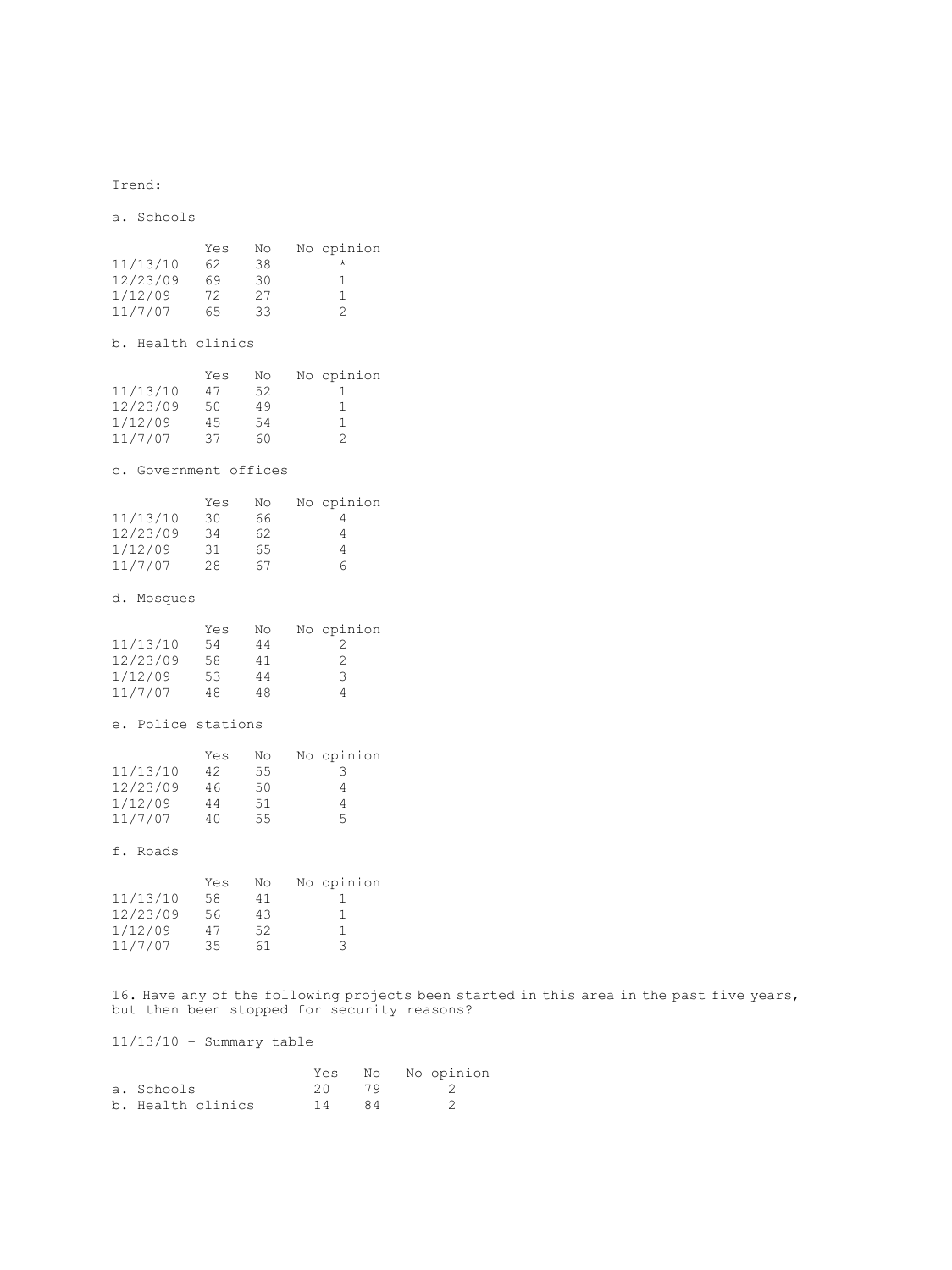Trend:

a. Schools

| | Yes | No | No opinion |
|---|---|---|---|
| 11/13/10 | 62 | 38 | * |
| 12/23/09 | 69 | 30 | 1 |
| 1/12/09 | 72 | 27 | 1 |
| 11/7/07 | 65 | 33 | 2 |

b. Health clinics

| | Yes | No | No opinion |
|---|---|---|---|
| 11/13/10 | 47 | 52 | 1 |
| 12/23/09 | 50 | 49 | 1 |
| 1/12/09 | 45 | 54 | 1 |
| 11/7/07 | 37 | 60 | 2 |

c. Government offices

| | Yes | No | No opinion |
|---|---|---|---|
| 11/13/10 | 30 | 66 | 4 |
| 12/23/09 | 34 | 62 | 4 |
| 1/12/09 | 31 | 65 | 4 |
| 11/7/07 | 28 | 67 | 6 |

d. Mosques

| | Yes | No | No opinion |
|---|---|---|---|
| 11/13/10 | 54 | 44 | 2 |
| 12/23/09 | 58 | 41 | 2 |
| 1/12/09 | 53 | 44 | 3 |
| 11/7/07 | 48 | 48 | 4 |

e. Police stations

| | Yes | No | No opinion |
|---|---|---|---|
| 11/13/10 | 42 | 55 | 3 |
| 12/23/09 | 46 | 50 | 4 |
| 1/12/09 | 44 | 51 | 4 |
| 11/7/07 | 40 | 55 | 5 |

f. Roads

| | Yes | No | No opinion |
|---|---|---|---|
| 11/13/10 | 58 | 41 | 1 |
| 12/23/09 | 56 | 43 | 1 |
| 1/12/09 | 47 | 52 | 1 |
| 11/7/07 | 35 | 61 | 3 |

16. Have any of the following projects been started in this area in the past five years, but then been stopped for security reasons?

11/13/10 - Summary table

| | Yes | No | No opinion |
|---|---|---|---|
| a. Schools | 20 | 79 | 2 |
| b. Health clinics | 14 | 84 | 2 |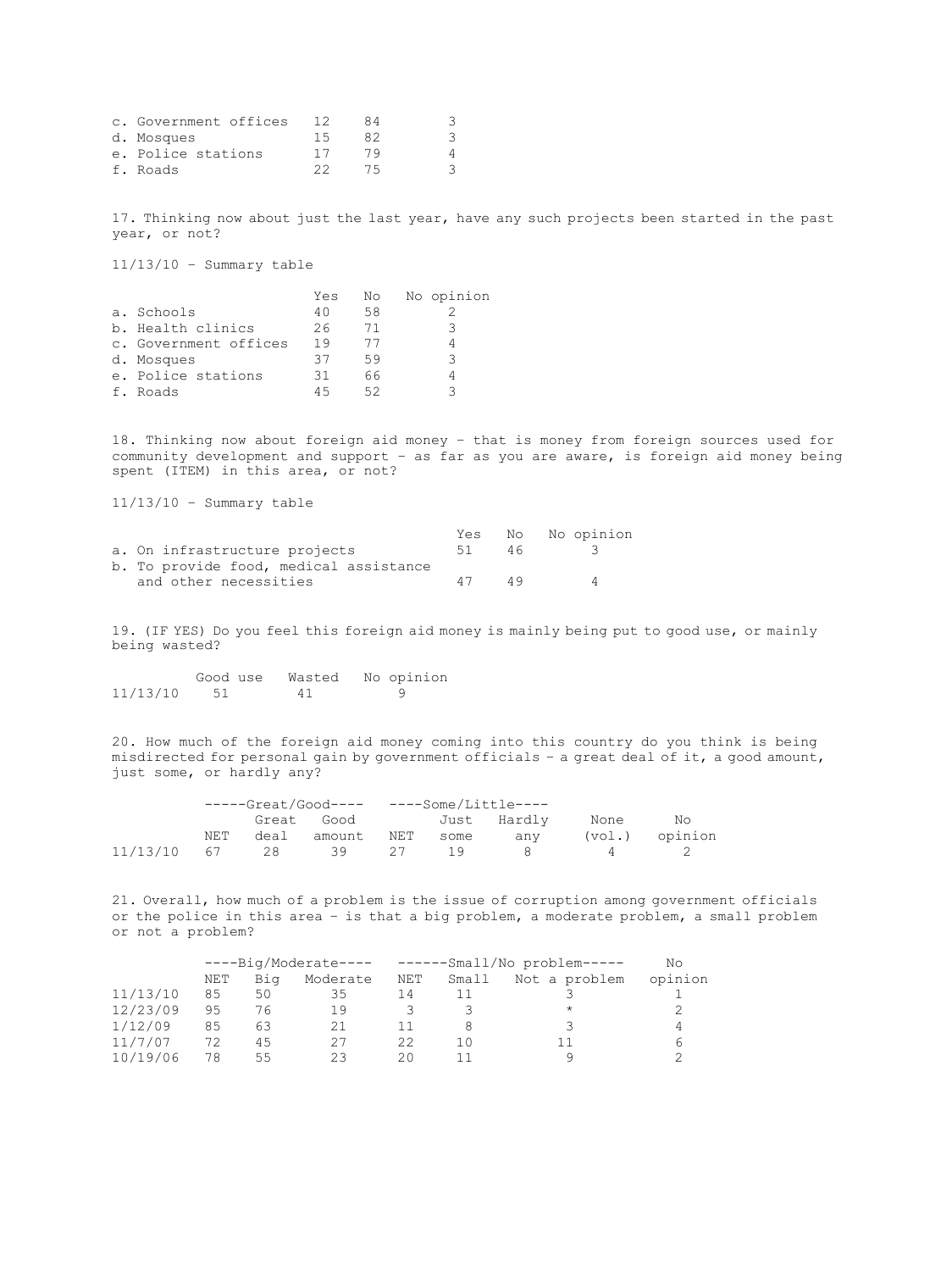| | | | |
|---|---|---|---|
| c. Government offices | 12 | 84 | 3 |
| d. Mosques | 15 | 82 | 3 |
| e. Police stations | 17 | 79 | 4 |
| f. Roads | 22 | 75 | 3 |

17. Thinking now about just the last year, have any such projects been started in the past year, or not?

11/13/10 - Summary table

| | Yes | No | No opinion |
|---|---|---|---|
| a. Schools | 40 | 58 | 2 |
| b. Health clinics | 26 | 71 | 3 |
| c. Government offices | 19 | 77 | 4 |
| d. Mosques | 37 | 59 | 3 |
| e. Police stations | 31 | 66 | 4 |
| f. Roads | 45 | 52 | 3 |

18. Thinking now about foreign aid money - that is money from foreign sources used for community development and support - as far as you are aware, is foreign aid money being spent (ITEM) in this area, or not?

11/13/10 - Summary table

| | Yes | No | No opinion |
|---|---|---|---|
| a. On infrastructure projects | 51 | 46 | 3 |
| b. To provide food, medical assistance and other necessities | 47 | 49 | 4 |

19. (IF YES) Do you feel this foreign aid money is mainly being put to good use, or mainly being wasted?

| | Good use | Wasted | No opinion |
|---|---|---|---|
| 11/13/10 | 51 | 41 | 9 |

20. How much of the foreign aid money coming into this country do you think is being misdirected for personal gain by government officials - a great deal of it, a good amount, just some, or hardly any?

| | -----Great/Good---- | | | ----Some/Little---- | | | | |
|---|---|---|---|---|---|---|---|---|
| | NET | Great deal | Good amount | NET | Just some | Hardly any | None (vol.) | No opinion |
| 11/13/10 | 67 | 28 | 39 | 27 | 19 | 8 | 4 | 2 |

21. Overall, how much of a problem is the issue of corruption among government officials or the police in this area - is that a big problem, a moderate problem, a small problem or not a problem?

| | ----Big/Moderate---- | | | ------Small/No problem----- | | | |
|---|---|---|---|---|---|---|---|
| | NET | Big | Moderate | NET | Small | Not a problem | No opinion |
| 11/13/10 | 85 | 50 | 35 | 14 | 11 | 3 | 1 |
| 12/23/09 | 95 | 76 | 19 | 3 | 3 | * | 2 |
| 1/12/09 | 85 | 63 | 21 | 11 | 8 | 3 | 4 |
| 11/7/07 | 72 | 45 | 27 | 22 | 10 | 11 | 6 |
| 10/19/06 | 78 | 55 | 23 | 20 | 11 | 9 | 2 |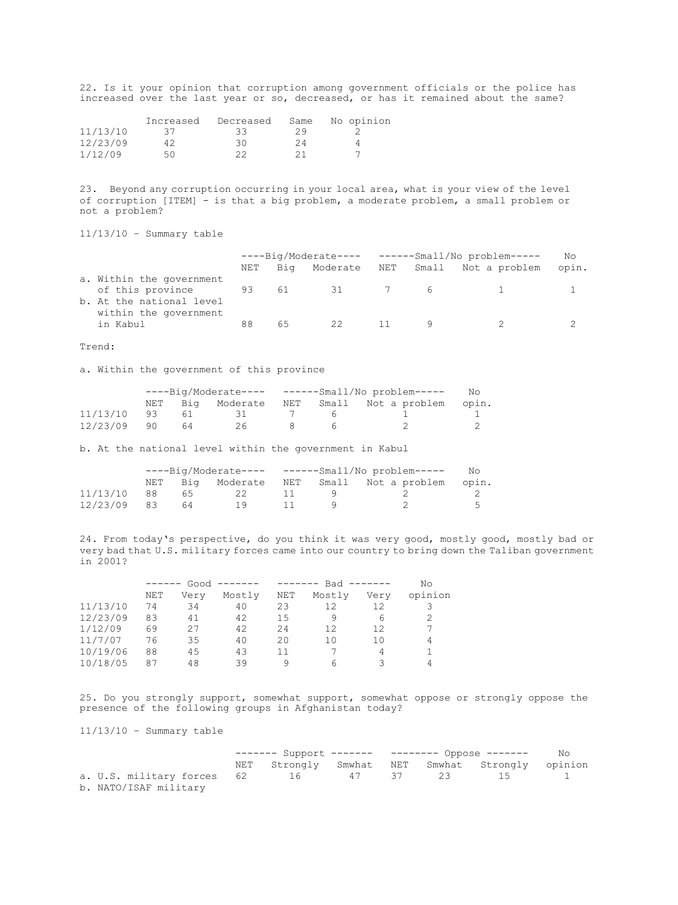22. Is it your opinion that corruption among government officials or the police has increased over the last year or so, decreased, or has it remained about the same?

| | Increased | Decreased | Same | No opinion |
|---|---|---|---|---|
| 11/13/10 | 37 | 33 | 29 | 2 |
| 12/23/09 | 42 | 30 | 24 | 4 |
| 1/12/09 | 50 | 22 | 21 | 7 |

23. Beyond any corruption occurring in your local area, what is your view of the level of corruption [ITEM] - is that a big problem, a moderate problem, a small problem or not a problem?

11/13/10 - Summary table

| | ----Big/Moderate---- | | | ------Small/No problem----- | | | No |
|---|---|---|---|---|---|---|---|
| | NET | Big | Moderate | NET | Small | Not a problem | opin. |
| a. Within the government of this province | 93 | 61 | 31 | 7 | 6 | 1 | 1 |
| b. At the national level within the government in Kabul | 88 | 65 | 22 | 11 | 9 | 2 | 2 |

Trend:

a. Within the government of this province

| | ----Big/Moderate---- | | | ------Small/No problem----- | | | No |
|---|---|---|---|---|---|---|---|
| | NET | Big | Moderate | NET | Small | Not a problem | opin. |
| 11/13/10 | 93 | 61 | 31 | 7 | 6 | 1 | 1 |
| 12/23/09 | 90 | 64 | 26 | 8 | 6 | 2 | 2 |

b. At the national level within the government in Kabul

| | ----Big/Moderate---- | | | ------Small/No problem----- | | | No |
|---|---|---|---|---|---|---|---|
| | NET | Big | Moderate | NET | Small | Not a problem | opin. |
| 11/13/10 | 88 | 65 | 22 | 11 | 9 | 2 | 2 |
| 12/23/09 | 83 | 64 | 19 | 11 | 9 | 2 | 5 |

24. From today's perspective, do you think it was very good, mostly good, mostly bad or very bad that U.S. military forces came into our country to bring down the Taliban government in 2001?

| | ------ Good ------- | | | ------- Bad ------- | | | No |
|---|---|---|---|---|---|---|---|
| | NET | Very | Mostly | NET | Mostly | Very | opinion |
| 11/13/10 | 74 | 34 | 40 | 23 | 12 | 12 | 3 |
| 12/23/09 | 83 | 41 | 42 | 15 | 9 | 6 | 2 |
| 1/12/09 | 69 | 27 | 42 | 24 | 12 | 12 | 7 |
| 11/7/07 | 76 | 35 | 40 | 20 | 10 | 10 | 4 |
| 10/19/06 | 88 | 45 | 43 | 11 | 7 | 4 | 1 |
| 10/18/05 | 87 | 48 | 39 | 9 | 6 | 3 | 4 |

25. Do you strongly support, somewhat support, somewhat oppose or strongly oppose the presence of the following groups in Afghanistan today?

11/13/10 - Summary table

| | ------- Support ------- | | | -------- Oppose ------- | | | No |
|---|---|---|---|---|---|---|---|
| | NET | Strongly | Smwhat | NET | Smwhat | Strongly | opinion |
| a. U.S. military forces | 62 | 16 | 47 | 37 | 23 | 15 | 1 |
| b. NATO/ISAF military | | | | | | | |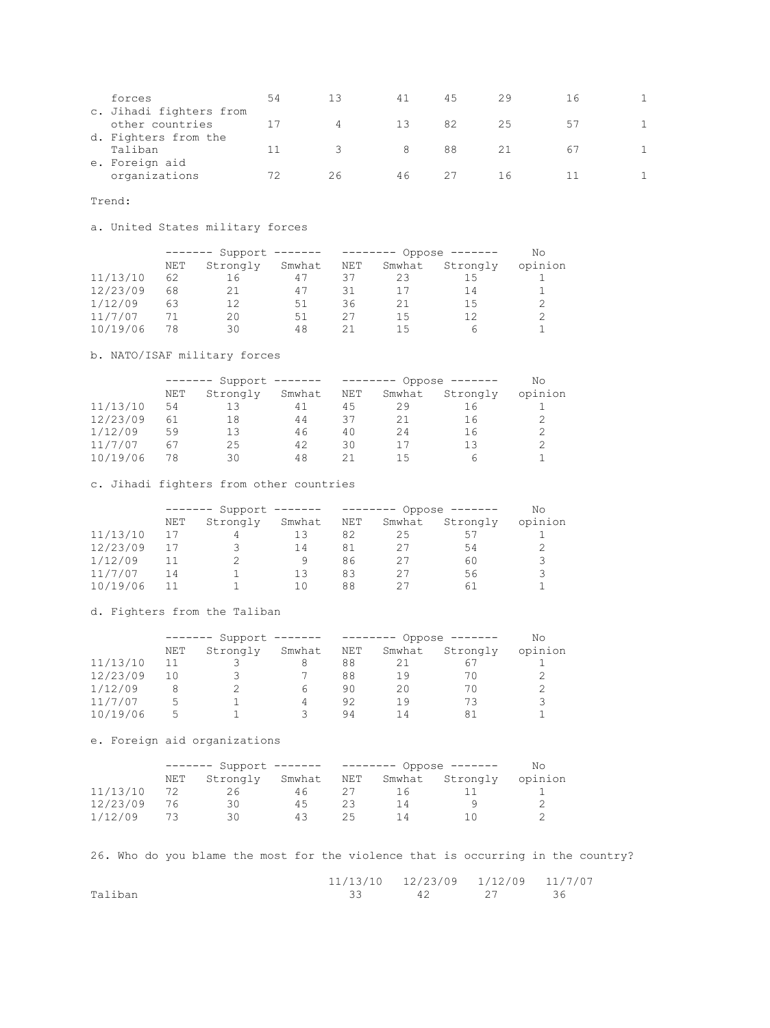| | | | | | | | |
|---|---|---|---|---|---|---|---|
| forces | 54 | 13 | 41 | 45 | 29 | 16 | 1 |
| c. Jihadi fighters from other countries | 17 | 4 | 13 | 82 | 25 | 57 | 1 |
| d. Fighters from the Taliban | 11 | 3 | 8 | 88 | 21 | 67 | 1 |
| e. Foreign aid organizations | 72 | 26 | 46 | 27 | 16 | 11 | 1 |

Trend:

a. United States military forces

| | Support | | | Oppose | | | No |
|---|---|---|---|---|---|---|---|
| | NET | Strongly | Smwhat | NET | Smwhat | Strongly | opinion |
| 11/13/10 | 62 | 16 | 47 | 37 | 23 | 15 | 1 |
| 12/23/09 | 68 | 21 | 47 | 31 | 17 | 14 | 1 |
| 1/12/09 | 63 | 12 | 51 | 36 | 21 | 15 | 2 |
| 11/7/07 | 71 | 20 | 51 | 27 | 15 | 12 | 2 |
| 10/19/06 | 78 | 30 | 48 | 21 | 15 | 6 | 1 |

b. NATO/ISAF military forces

| | Support | | | Oppose | | | No |
|---|---|---|---|---|---|---|---|
| | NET | Strongly | Smwhat | NET | Smwhat | Strongly | opinion |
| 11/13/10 | 54 | 13 | 41 | 45 | 29 | 16 | 1 |
| 12/23/09 | 61 | 18 | 44 | 37 | 21 | 16 | 2 |
| 1/12/09 | 59 | 13 | 46 | 40 | 24 | 16 | 2 |
| 11/7/07 | 67 | 25 | 42 | 30 | 17 | 13 | 2 |
| 10/19/06 | 78 | 30 | 48 | 21 | 15 | 6 | 1 |

c. Jihadi fighters from other countries

| | Support | | | Oppose | | | No |
|---|---|---|---|---|---|---|---|
| | NET | Strongly | Smwhat | NET | Smwhat | Strongly | opinion |
| 11/13/10 | 17 | 4 | 13 | 82 | 25 | 57 | 1 |
| 12/23/09 | 17 | 3 | 14 | 81 | 27 | 54 | 2 |
| 1/12/09 | 11 | 2 | 9 | 86 | 27 | 60 | 3 |
| 11/7/07 | 14 | 1 | 13 | 83 | 27 | 56 | 3 |
| 10/19/06 | 11 | 1 | 10 | 88 | 27 | 61 | 1 |

d. Fighters from the Taliban

| | Support | | | Oppose | | | No |
|---|---|---|---|---|---|---|---|
| | NET | Strongly | Smwhat | NET | Smwhat | Strongly | opinion |
| 11/13/10 | 11 | 3 | 8 | 88 | 21 | 67 | 1 |
| 12/23/09 | 10 | 3 | 7 | 88 | 19 | 70 | 2 |
| 1/12/09 | 8 | 2 | 6 | 90 | 20 | 70 | 2 |
| 11/7/07 | 5 | 1 | 4 | 92 | 19 | 73 | 3 |
| 10/19/06 | 5 | 1 | 3 | 94 | 14 | 81 | 1 |

e. Foreign aid organizations

| | Support | | | Oppose | | | No |
|---|---|---|---|---|---|---|---|
| | NET | Strongly | Smwhat | NET | Smwhat | Strongly | opinion |
| 11/13/10 | 72 | 26 | 46 | 27 | 16 | 11 | 1 |
| 12/23/09 | 76 | 30 | 45 | 23 | 14 | 9 | 2 |
| 1/12/09 | 73 | 30 | 43 | 25 | 14 | 10 | 2 |

26. Who do you blame the most for the violence that is occurring in the country?

| | 11/13/10 | 12/23/09 | 1/12/09 | 11/7/07 |
|---|---|---|---|---|
| Taliban | 33 | 42 | 27 | 36 |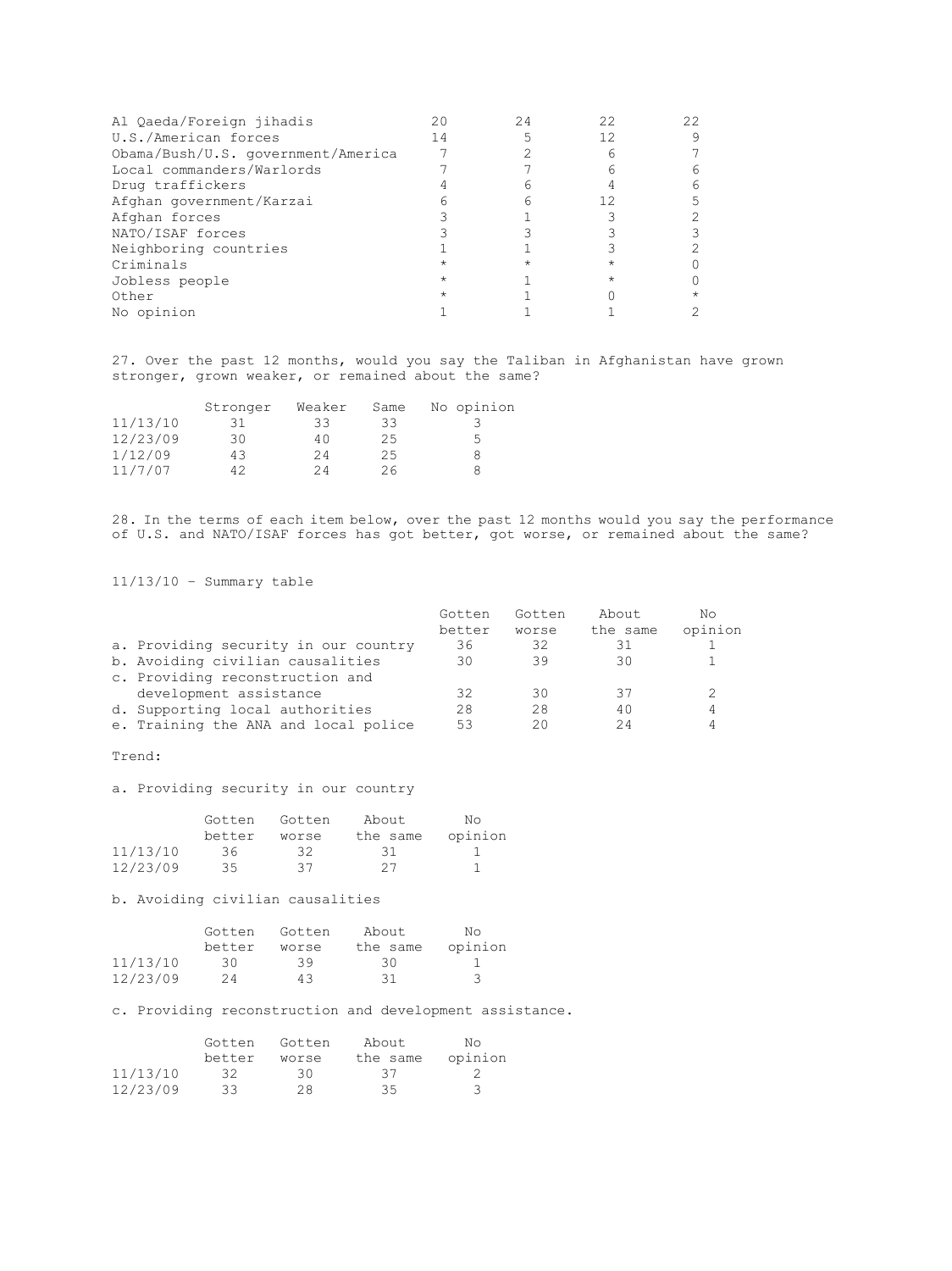| | | | | |
|---|---|---|---|---|
| Al Qaeda/Foreign jihadis | 20 | 24 | 22 | 22 |
| U.S./American forces | 14 | 5 | 12 | 9 |
| Obama/Bush/U.S. government/America | 7 | 2 | 6 | 7 |
| Local commanders/Warlords | 7 | 7 | 6 | 6 |
| Drug traffickers | 4 | 6 | 4 | 6 |
| Afghan government/Karzai | 6 | 6 | 12 | 5 |
| Afghan forces | 3 | 1 | 3 | 2 |
| NATO/ISAF forces | 3 | 3 | 3 | 3 |
| Neighboring countries | 1 | 1 | 3 | 2 |
| Criminals | * | * | * | 0 |
| Jobless people | * | 1 | * | 0 |
| Other | * | 1 | 0 | * |
| No opinion | 1 | 1 | 1 | 2 |

27. Over the past 12 months, would you say the Taliban in Afghanistan have grown stronger, grown weaker, or remained about the same?

| | Stronger | Weaker | Same | No opinion |
|---|---|---|---|---|
| 11/13/10 | 31 | 33 | 33 | 3 |
| 12/23/09 | 30 | 40 | 25 | 5 |
| 1/12/09 | 43 | 24 | 25 | 8 |
| 11/7/07 | 42 | 24 | 26 | 8 |

28. In the terms of each item below, over the past 12 months would you say the performance of U.S. and NATO/ISAF forces has got better, got worse, or remained about the same?

11/13/10 - Summary table

| | Gotten better | Gotten worse | About the same | No opinion |
|---|---|---|---|---|
| a. Providing security in our country | 36 | 32 | 31 | 1 |
| b. Avoiding civilian causalities | 30 | 39 | 30 | 1 |
| c. Providing reconstruction and development assistance | 32 | 30 | 37 | 2 |
| d. Supporting local authorities | 28 | 28 | 40 | 4 |
| e. Training the ANA and local police | 53 | 20 | 24 | 4 |

Trend:

a. Providing security in our country

| | Gotten better | Gotten worse | About the same | No opinion |
|---|---|---|---|---|
| 11/13/10 | 36 | 32 | 31 | 1 |
| 12/23/09 | 35 | 37 | 27 | 1 |

b. Avoiding civilian causalities

| | Gotten better | Gotten worse | About the same | No opinion |
|---|---|---|---|---|
| 11/13/10 | 30 | 39 | 30 | 1 |
| 12/23/09 | 24 | 43 | 31 | 3 |

c. Providing reconstruction and development assistance.

| | Gotten better | Gotten worse | About the same | No opinion |
|---|---|---|---|---|
| 11/13/10 | 32 | 30 | 37 | 2 |
| 12/23/09 | 33 | 28 | 35 | 3 |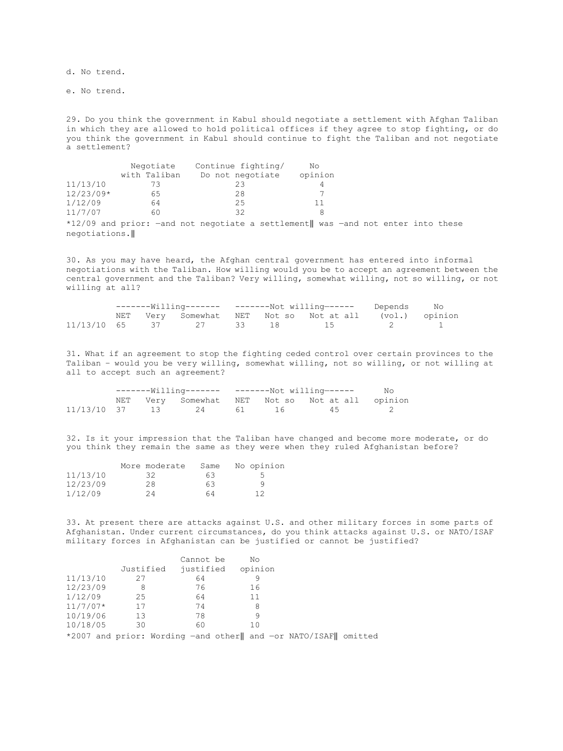d. No trend.

e. No trend.

29. Do you think the government in Kabul should negotiate a settlement with Afghan Taliban in which they are allowed to hold political offices if they agree to stop fighting, or do you think the government in Kabul should continue to fight the Taliban and not negotiate a settlement?

| | Negotiate with Taliban | Continue fighting/ Do not negotiate | No opinion |
|---|---|---|---|
| 11/13/10 | 73 | 23 | 4 |
| 12/23/09* | 65 | 28 | 7 |
| 1/12/09 | 64 | 25 | 11 |
| 11/7/07 | 60 | 32 | 8 |

*12/09 and prior: ―and not negotiate a settlement‖ was ―and not enter into these negotiations.‖

30. As you may have heard, the Afghan central government has entered into informal negotiations with the Taliban. How willing would you be to accept an agreement between the central government and the Taliban? Very willing, somewhat willing, not so willing, or not willing at all?

| | -------Willing------- | | | -------Not willing------ | | | Depends | No |
|---|---|---|---|---|---|---|---|---|
| | NET | Very | Somewhat | NET | Not so | Not at all | (vol.) | opinion |
| 11/13/10 | 65 | 37 | 27 | 33 | 18 | 15 | 2 | 1 |

31. What if an agreement to stop the fighting ceded control over certain provinces to the Taliban - would you be very willing, somewhat willing, not so willing, or not willing at all to accept such an agreement?

| | -------Willing------- | | | -------Not willing------ | | | No |
|---|---|---|---|---|---|---|---|
| | NET | Very | Somewhat | NET | Not so | Not at all | opinion |
| 11/13/10 | 37 | 13 | 24 | 61 | 16 | 45 | 2 |

32. Is it your impression that the Taliban have changed and become more moderate, or do you think they remain the same as they were when they ruled Afghanistan before?

| | More moderate | Same | No opinion |
|---|---|---|---|
| 11/13/10 | 32 | 63 | 5 |
| 12/23/09 | 28 | 63 | 9 |
| 1/12/09 | 24 | 64 | 12 |

33. At present there are attacks against U.S. and other military forces in some parts of Afghanistan. Under current circumstances, do you think attacks against U.S. or NATO/ISAF military forces in Afghanistan can be justified or cannot be justified?

| | Justified | Cannot be justified | No opinion |
|---|---|---|---|
| 11/13/10 | 27 | 64 | 9 |
| 12/23/09 | 8 | 76 | 16 |
| 1/12/09 | 25 | 64 | 11 |
| 11/7/07* | 17 | 74 | 8 |
| 10/19/06 | 13 | 78 | 9 |
| 10/18/05 | 30 | 60 | 10 |

*2007 and prior: Wording ―and other‖ and ―or NATO/ISAF‖ omitted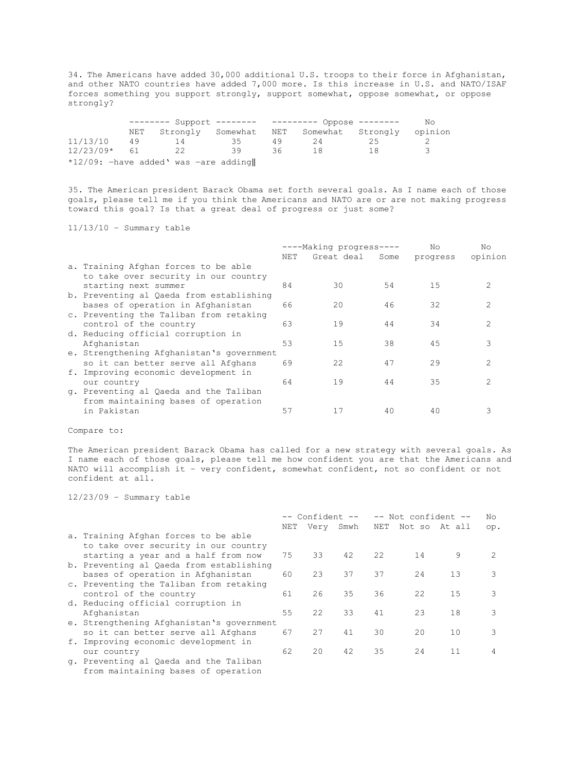34. The Americans have added 30,000 additional U.S. troops to their force in Afghanistan, and other NATO countries have added 7,000 more. Is this increase in U.S. and NATO/ISAF forces something you support strongly, support somewhat, oppose somewhat, or oppose strongly?

| | Support | | | Oppose | | | No |
|---|---|---|---|---|---|---|---|
| | NET | Strongly | Somewhat | NET | Somewhat | Strongly | opinion |
| 11/13/10 | 49 | 14 | 35 | 49 | 24 | 25 | 2 |
| 12/23/09* | 61 | 22 | 39 | 36 | 18 | 18 | 3 |

*12/09: ―have added‘ was ―are adding‖

35. The American president Barack Obama set forth several goals. As I name each of those goals, please tell me if you think the Americans and NATO are or are not making progress toward this goal? Is that a great deal of progress or just some?

11/13/10 – Summary table

| | Making progress | | | No | No |
|---|---|---|---|---|---|
| | NET | Great deal | Some | progress | opinion |
| a. Training Afghan forces to be able to take over security in our country starting next summer | 84 | 30 | 54 | 15 | 2 |
| b. Preventing al Qaeda from establishing bases of operation in Afghanistan | 66 | 20 | 46 | 32 | 2 |
| c. Preventing the Taliban from retaking control of the country | 63 | 19 | 44 | 34 | 2 |
| d. Reducing official corruption in Afghanistan | 53 | 15 | 38 | 45 | 3 |
| e. Strengthening Afghanistan's government so it can better serve all Afghans | 69 | 22 | 47 | 29 | 2 |
| f. Improving economic development in our country | 64 | 19 | 44 | 35 | 2 |
| g. Preventing al Qaeda and the Taliban from maintaining bases of operation in Pakistan | 57 | 17 | 40 | 40 | 3 |

Compare to:

The American president Barack Obama has called for a new strategy with several goals. As I name each of those goals, please tell me how confident you are that the Americans and NATO will accomplish it – very confident, somewhat confident, not so confident or not confident at all.

12/23/09 – Summary table

| | Confident | | | Not confident | | | No |
|---|---|---|---|---|---|---|---|
| | NET | Very | Smwh | NET | Not so | At all | op. |
| a. Training Afghan forces to be able to take over security in our country starting a year and a half from now | 75 | 33 | 42 | 22 | 14 | 9 | 2 |
| b. Preventing al Qaeda from establishing bases of operation in Afghanistan | 60 | 23 | 37 | 37 | 24 | 13 | 3 |
| c. Preventing the Taliban from retaking control of the country | 61 | 26 | 35 | 36 | 22 | 15 | 3 |
| d. Reducing official corruption in Afghanistan | 55 | 22 | 33 | 41 | 23 | 18 | 3 |
| e. Strengthening Afghanistan's government so it can better serve all Afghans | 67 | 27 | 41 | 30 | 20 | 10 | 3 |
| f. Improving economic development in our country | 62 | 20 | 42 | 35 | 24 | 11 | 4 |
| g. Preventing al Qaeda and the Taliban from maintaining bases of operation | | | | | | | |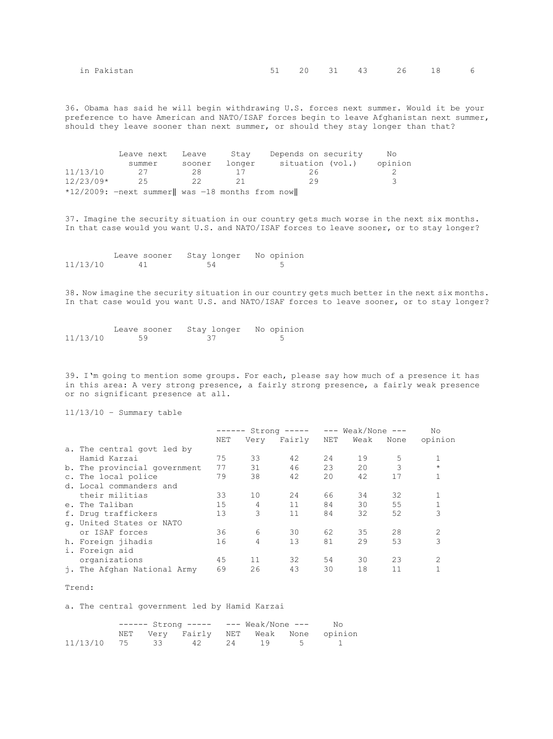| in Pakistan | 51 | 20 | 31 | 43 | 26 | 18 | 6 |
|---|---|---|---|---|---|---|---|

36. Obama has said he will begin withdrawing U.S. forces next summer. Would it be your preference to have American and NATO/ISAF forces begin to leave Afghanistan next summer, should they leave sooner than next summer, or should they stay longer than that?

| | Leave next summer | Leave sooner | Stay longer | Depends on security situation (vol.) | No opinion |
|---|---|---|---|---|---|
| 11/13/10 | 27 | 28 | 17 | 26 | 2 |
| 12/23/09* | 25 | 22 | 21 | 29 | 3 |

*12/2009: —next summer‖ was —18 months from now‖

37. Imagine the security situation in our country gets much worse in the next six months. In that case would you want U.S. and NATO/ISAF forces to leave sooner, or to stay longer?

| | Leave sooner | Stay longer | No opinion |
|---|---|---|---|
| 11/13/10 | 41 | 54 | 5 |

38. Now imagine the security situation in our country gets much better in the next six months. In that case would you want U.S. and NATO/ISAF forces to leave sooner, or to stay longer?

| | Leave sooner | Stay longer | No opinion |
|---|---|---|---|
| 11/13/10 | 59 | 37 | 5 |

39. I'm going to mention some groups. For each, please say how much of a presence it has in this area: A very strong presence, a fairly strong presence, a fairly weak presence or no significant presence at all.

11/13/10 - Summary table

| | ------ Strong ----- | | | --- Weak/None --- | | | No |
|---|---|---|---|---|---|---|---|
| | NET | Very | Fairly | NET | Weak | None | opinion |
| a. The central govt led by Hamid Karzai | 75 | 33 | 42 | 24 | 19 | 5 | 1 |
| b. The provincial government | 77 | 31 | 46 | 23 | 20 | 3 | * |
| c. The local police | 79 | 38 | 42 | 20 | 42 | 17 | 1 |
| d. Local commanders and their militias | 33 | 10 | 24 | 66 | 34 | 32 | 1 |
| e. The Taliban | 15 | 4 | 11 | 84 | 30 | 55 | 1 |
| f. Drug traffickers | 13 | 3 | 11 | 84 | 32 | 52 | 3 |
| g. United States or NATO or ISAF forces | 36 | 6 | 30 | 62 | 35 | 28 | 2 |
| h. Foreign jihadis | 16 | 4 | 13 | 81 | 29 | 53 | 3 |
| i. Foreign aid organizations | 45 | 11 | 32 | 54 | 30 | 23 | 2 |
| j. The Afghan National Army | 69 | 26 | 43 | 30 | 18 | 11 | 1 |

Trend:

a. The central government led by Hamid Karzai

| | ------ Strong ----- | | | --- Weak/None --- | | | No |
|---|---|---|---|---|---|---|---|
| | NET | Very | Fairly | NET | Weak | None | opinion |
| 11/13/10 | 75 | 33 | 42 | 24 | 19 | 5 | 1 |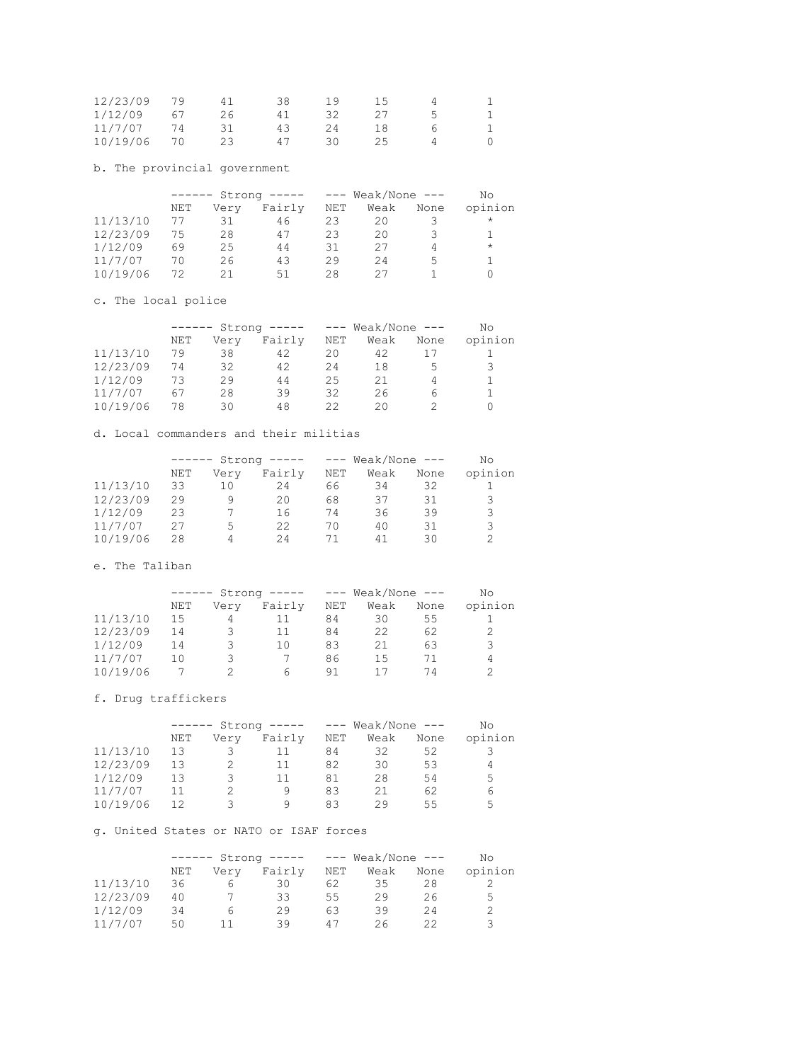| | | | | | | | |
|---|---|---|---|---|---|---|---|
| 12/23/09 | 79 | 41 | 38 | 19 | 15 | 4 | 1 |
| 1/12/09 | 67 | 26 | 41 | 32 | 27 | 5 | 1 |
| 11/7/07 | 74 | 31 | 43 | 24 | 18 | 6 | 1 |
| 10/19/06 | 70 | 23 | 47 | 30 | 25 | 4 | 0 |

b. The provincial government

| | ------ Strong ----- | | | --- Weak/None --- | | | No |
|---|---|---|---|---|---|---|---|
| | NET | Very | Fairly | NET | Weak | None | opinion |
| 11/13/10 | 77 | 31 | 46 | 23 | 20 | 3 | * |
| 12/23/09 | 75 | 28 | 47 | 23 | 20 | 3 | 1 |
| 1/12/09 | 69 | 25 | 44 | 31 | 27 | 4 | * |
| 11/7/07 | 70 | 26 | 43 | 29 | 24 | 5 | 1 |
| 10/19/06 | 72 | 21 | 51 | 28 | 27 | 1 | 0 |

c. The local police

| | ------ Strong ----- | | | --- Weak/None --- | | | No |
|---|---|---|---|---|---|---|---|
| | NET | Very | Fairly | NET | Weak | None | opinion |
| 11/13/10 | 79 | 38 | 42 | 20 | 42 | 17 | 1 |
| 12/23/09 | 74 | 32 | 42 | 24 | 18 | 5 | 3 |
| 1/12/09 | 73 | 29 | 44 | 25 | 21 | 4 | 1 |
| 11/7/07 | 67 | 28 | 39 | 32 | 26 | 6 | 1 |
| 10/19/06 | 78 | 30 | 48 | 22 | 20 | 2 | 0 |

d. Local commanders and their militias

| | ------ Strong ----- | | | --- Weak/None --- | | | No |
|---|---|---|---|---|---|---|---|
| | NET | Very | Fairly | NET | Weak | None | opinion |
| 11/13/10 | 33 | 10 | 24 | 66 | 34 | 32 | 1 |
| 12/23/09 | 29 | 9 | 20 | 68 | 37 | 31 | 3 |
| 1/12/09 | 23 | 7 | 16 | 74 | 36 | 39 | 3 |
| 11/7/07 | 27 | 5 | 22 | 70 | 40 | 31 | 3 |
| 10/19/06 | 28 | 4 | 24 | 71 | 41 | 30 | 2 |

e. The Taliban

| | ------ Strong ----- | | | --- Weak/None --- | | | No |
|---|---|---|---|---|---|---|---|
| | NET | Very | Fairly | NET | Weak | None | opinion |
| 11/13/10 | 15 | 4 | 11 | 84 | 30 | 55 | 1 |
| 12/23/09 | 14 | 3 | 11 | 84 | 22 | 62 | 2 |
| 1/12/09 | 14 | 3 | 10 | 83 | 21 | 63 | 3 |
| 11/7/07 | 10 | 3 | 7 | 86 | 15 | 71 | 4 |
| 10/19/06 | 7 | 2 | 6 | 91 | 17 | 74 | 2 |

f. Drug traffickers

| | ------ Strong ----- | | | --- Weak/None --- | | | No |
|---|---|---|---|---|---|---|---|
| | NET | Very | Fairly | NET | Weak | None | opinion |
| 11/13/10 | 13 | 3 | 11 | 84 | 32 | 52 | 3 |
| 12/23/09 | 13 | 2 | 11 | 82 | 30 | 53 | 4 |
| 1/12/09 | 13 | 3 | 11 | 81 | 28 | 54 | 5 |
| 11/7/07 | 11 | 2 | 9 | 83 | 21 | 62 | 6 |
| 10/19/06 | 12 | 3 | 9 | 83 | 29 | 55 | 5 |

g. United States or NATO or ISAF forces

| | ------ Strong ----- | | | --- Weak/None --- | | | No |
|---|---|---|---|---|---|---|---|
| | NET | Very | Fairly | NET | Weak | None | opinion |
| 11/13/10 | 36 | 6 | 30 | 62 | 35 | 28 | 2 |
| 12/23/09 | 40 | 7 | 33 | 55 | 29 | 26 | 5 |
| 1/12/09 | 34 | 6 | 29 | 63 | 39 | 24 | 2 |
| 11/7/07 | 50 | 11 | 39 | 47 | 26 | 22 | 3 |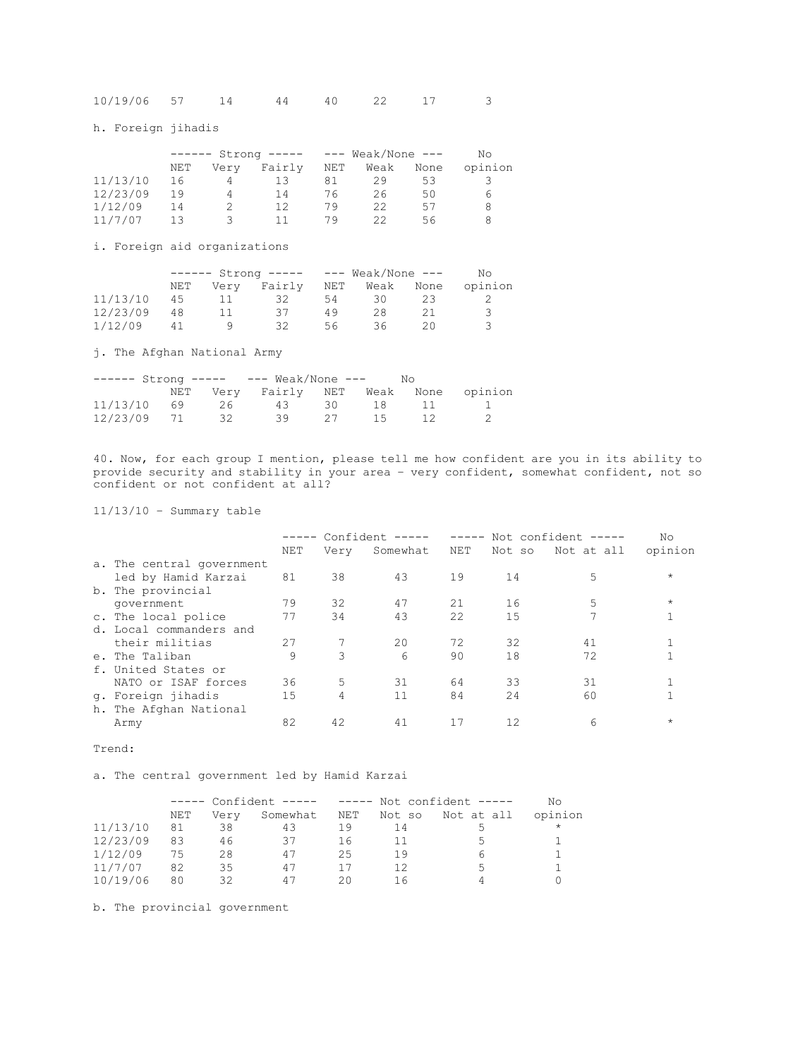| | | | | | | |
|---|---|---|---|---|---|---|
| 10/19/06 | 57 | 14 | 44 | 40 | 22 | 17 | 3 |

h. Foreign jihadis

| | Strong | | | Weak/None | | | No |
|---|---|---|---|---|---|---|---|
| | NET | Very | Fairly | NET | Weak | None | opinion |
| 11/13/10 | 16 | 4 | 13 | 81 | 29 | 53 | 3 |
| 12/23/09 | 19 | 4 | 14 | 76 | 26 | 50 | 6 |
| 1/12/09 | 14 | 2 | 12 | 79 | 22 | 57 | 8 |
| 11/7/07 | 13 | 3 | 11 | 79 | 22 | 56 | 8 |

i. Foreign aid organizations

| | Strong | | | Weak/None | | | No |
|---|---|---|---|---|---|---|---|
| | NET | Very | Fairly | NET | Weak | None | opinion |
| 11/13/10 | 45 | 11 | 32 | 54 | 30 | 23 | 2 |
| 12/23/09 | 48 | 11 | 37 | 49 | 28 | 21 | 3 |
| 1/12/09 | 41 | 9 | 32 | 56 | 36 | 20 | 3 |

j. The Afghan National Army

| | Strong | | | Weak/None | | | No |
|---|---|---|---|---|---|---|---|
| | NET | Very | Fairly | NET | Weak | None | opinion |
| 11/13/10 | 69 | 26 | 43 | 30 | 18 | 11 | 1 |
| 12/23/09 | 71 | 32 | 39 | 27 | 15 | 12 | 2 |

40. Now, for each group I mention, please tell me how confident are you in its ability to provide security and stability in your area – very confident, somewhat confident, not so confident or not confident at all?

11/13/10 - Summary table

| | Confident | | | Not confident | | | No |
|---|---|---|---|---|---|---|---|
| | NET | Very | Somewhat | NET | Not so | Not at all | opinion |
| a. The central government led by Hamid Karzai | 81 | 38 | 43 | 19 | 14 | 5 | * |
| b. The provincial government | 79 | 32 | 47 | 21 | 16 | 5 | * |
| c. The local police | 77 | 34 | 43 | 22 | 15 | 7 | 1 |
| d. Local commanders and their militias | 27 | 7 | 20 | 72 | 32 | 41 | 1 |
| e. The Taliban | 9 | 3 | 6 | 90 | 18 | 72 | 1 |
| f. United States or NATO or ISAF forces | 36 | 5 | 31 | 64 | 33 | 31 | 1 |
| g. Foreign jihadis | 15 | 4 | 11 | 84 | 24 | 60 | 1 |
| h. The Afghan National Army | 82 | 42 | 41 | 17 | 12 | 6 | * |

Trend:

a. The central government led by Hamid Karzai

| | Confident | | | Not confident | | | No |
|---|---|---|---|---|---|---|---|
| | NET | Very | Somewhat | NET | Not so | Not at all | opinion |
| 11/13/10 | 81 | 38 | 43 | 19 | 14 | 5 | * |
| 12/23/09 | 83 | 46 | 37 | 16 | 11 | 5 | 1 |
| 1/12/09 | 75 | 28 | 47 | 25 | 19 | 6 | 1 |
| 11/7/07 | 82 | 35 | 47 | 17 | 12 | 5 | 1 |
| 10/19/06 | 80 | 32 | 47 | 20 | 16 | 4 | 0 |

b. The provincial government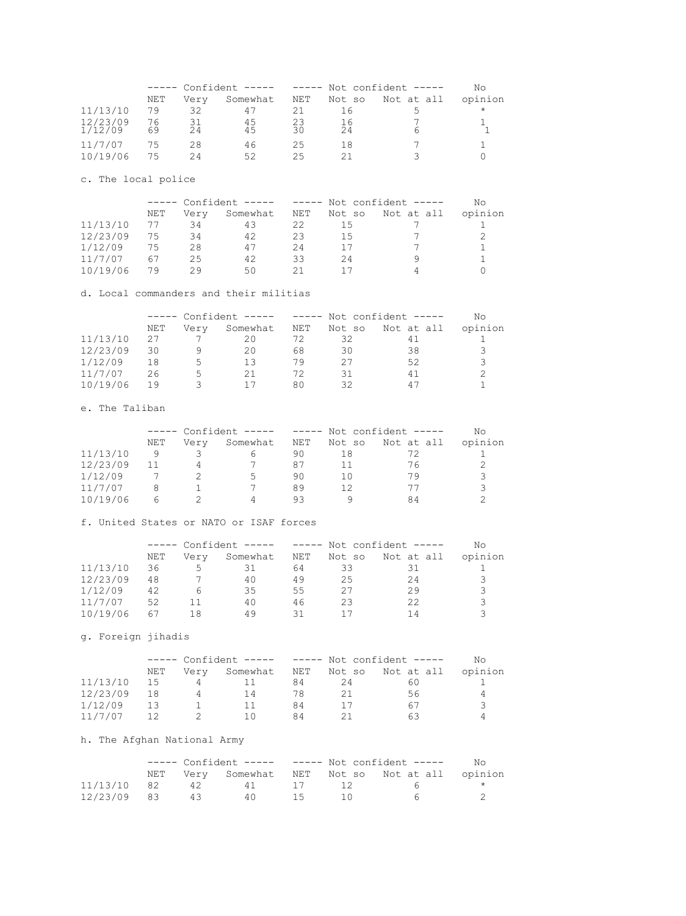| | ----- Confident ----- | | | ----- Not confident ----- | | | No |
|---|---|---|---|---|---|---|---|
| | NET | Very | Somewhat | NET | Not so | Not at all | opinion |
| 11/13/10 | 79 | 32 | 47 | 21 | 16 | 5 | * |
| 12/23/09 | 76 | 31 | 45 | 23 | 16 | 7 | 1 |
| 1/12/09 | 69 | 24 | 45 | 30 | 24 | 6 | 1 |
| 11/7/07 | 75 | 28 | 46 | 25 | 18 | 7 | 1 |
| 10/19/06 | 75 | 24 | 52 | 25 | 21 | 3 | 0 |

c. The local police

| | ----- Confident ----- | | | ----- Not confident ----- | | | No |
|---|---|---|---|---|---|---|---|
| | NET | Very | Somewhat | NET | Not so | Not at all | opinion |
| 11/13/10 | 77 | 34 | 43 | 22 | 15 | 7 | 1 |
| 12/23/09 | 75 | 34 | 42 | 23 | 15 | 7 | 2 |
| 1/12/09 | 75 | 28 | 47 | 24 | 17 | 7 | 1 |
| 11/7/07 | 67 | 25 | 42 | 33 | 24 | 9 | 1 |
| 10/19/06 | 79 | 29 | 50 | 21 | 17 | 4 | 0 |

d. Local commanders and their militias

| | ----- Confident ----- | | | ----- Not confident ----- | | | No |
|---|---|---|---|---|---|---|---|
| | NET | Very | Somewhat | NET | Not so | Not at all | opinion |
| 11/13/10 | 27 | 7 | 20 | 72 | 32 | 41 | 1 |
| 12/23/09 | 30 | 9 | 20 | 68 | 30 | 38 | 3 |
| 1/12/09 | 18 | 5 | 13 | 79 | 27 | 52 | 3 |
| 11/7/07 | 26 | 5 | 21 | 72 | 31 | 41 | 2 |
| 10/19/06 | 19 | 3 | 17 | 80 | 32 | 47 | 1 |

e. The Taliban

| | ----- Confident ----- | | | ----- Not confident ----- | | | No |
|---|---|---|---|---|---|---|---|
| | NET | Very | Somewhat | NET | Not so | Not at all | opinion |
| 11/13/10 | 9 | 3 | 6 | 90 | 18 | 72 | 1 |
| 12/23/09 | 11 | 4 | 7 | 87 | 11 | 76 | 2 |
| 1/12/09 | 7 | 2 | 5 | 90 | 10 | 79 | 3 |
| 11/7/07 | 8 | 1 | 7 | 89 | 12 | 77 | 3 |
| 10/19/06 | 6 | 2 | 4 | 93 | 9 | 84 | 2 |

f. United States or NATO or ISAF forces

| | ----- Confident ----- | | | ----- Not confident ----- | | | No |
|---|---|---|---|---|---|---|---|
| | NET | Very | Somewhat | NET | Not so | Not at all | opinion |
| 11/13/10 | 36 | 5 | 31 | 64 | 33 | 31 | 1 |
| 12/23/09 | 48 | 7 | 40 | 49 | 25 | 24 | 3 |
| 1/12/09 | 42 | 6 | 35 | 55 | 27 | 29 | 3 |
| 11/7/07 | 52 | 11 | 40 | 46 | 23 | 22 | 3 |
| 10/19/06 | 67 | 18 | 49 | 31 | 17 | 14 | 3 |

g. Foreign jihadis

| | ----- Confident ----- | | | ----- Not confident ----- | | | No |
|---|---|---|---|---|---|---|---|
| | NET | Very | Somewhat | NET | Not so | Not at all | opinion |
| 11/13/10 | 15 | 4 | 11 | 84 | 24 | 60 | 1 |
| 12/23/09 | 18 | 4 | 14 | 78 | 21 | 56 | 4 |
| 1/12/09 | 13 | 1 | 11 | 84 | 17 | 67 | 3 |
| 11/7/07 | 12 | 2 | 10 | 84 | 21 | 63 | 4 |

h. The Afghan National Army

| | ----- Confident ----- | | | ----- Not confident ----- | | | No |
|---|---|---|---|---|---|---|---|
| | NET | Very | Somewhat | NET | Not so | Not at all | opinion |
| 11/13/10 | 82 | 42 | 41 | 17 | 12 | 6 | * |
| 12/23/09 | 83 | 43 | 40 | 15 | 10 | 6 | 2 |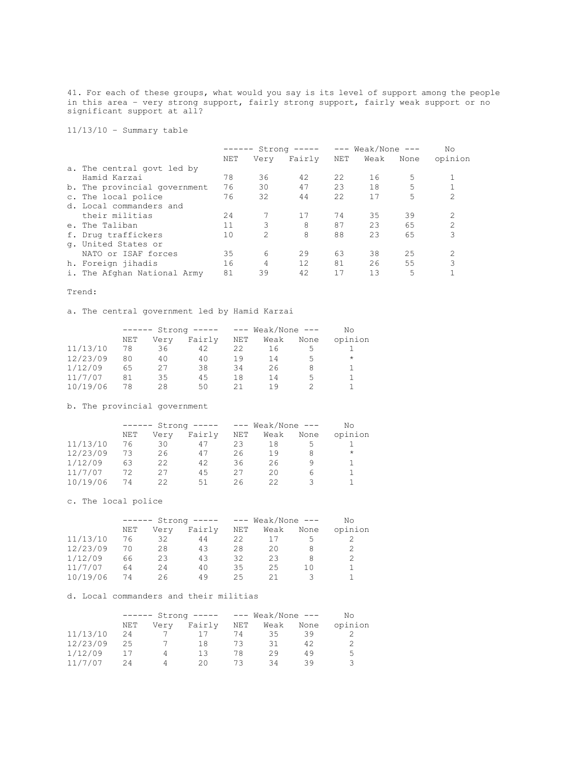41. For each of these groups, what would you say is its level of support among the people in this area – very strong support, fairly strong support, fairly weak support or no significant support at all?

11/13/10 - Summary table

| | ------ Strong ----- | | | --- Weak/None --- | | | No |
|---|---|---|---|---|---|---|---|
| | NET | Very | Fairly | NET | Weak | None | opinion |
| a. The central govt led by Hamid Karzai | 78 | 36 | 42 | 22 | 16 | 5 | 1 |
| b. The provincial government | 76 | 30 | 47 | 23 | 18 | 5 | 1 |
| c. The local police | 76 | 32 | 44 | 22 | 17 | 5 | 2 |
| d. Local commanders and their militias | 24 | 7 | 17 | 74 | 35 | 39 | 2 |
| e. The Taliban | 11 | 3 | 8 | 87 | 23 | 65 | 2 |
| f. Drug traffickers | 10 | 2 | 8 | 88 | 23 | 65 | 3 |
| g. United States or NATO or ISAF forces | 35 | 6 | 29 | 63 | 38 | 25 | 2 |
| h. Foreign jihadis | 16 | 4 | 12 | 81 | 26 | 55 | 3 |
| i. The Afghan National Army | 81 | 39 | 42 | 17 | 13 | 5 | 1 |

Trend:

a. The central government led by Hamid Karzai

| | ------ Strong ----- | | | --- Weak/None --- | | | No |
|---|---|---|---|---|---|---|---|
| | NET | Very | Fairly | NET | Weak | None | opinion |
| 11/13/10 | 78 | 36 | 42 | 22 | 16 | 5 | 1 |
| 12/23/09 | 80 | 40 | 40 | 19 | 14 | 5 | * |
| 1/12/09 | 65 | 27 | 38 | 34 | 26 | 8 | 1 |
| 11/7/07 | 81 | 35 | 45 | 18 | 14 | 5 | 1 |
| 10/19/06 | 78 | 28 | 50 | 21 | 19 | 2 | 1 |

b. The provincial government

| | ------ Strong ----- | | | --- Weak/None --- | | | No |
|---|---|---|---|---|---|---|---|
| | NET | Very | Fairly | NET | Weak | None | opinion |
| 11/13/10 | 76 | 30 | 47 | 23 | 18 | 5 | 1 |
| 12/23/09 | 73 | 26 | 47 | 26 | 19 | 8 | * |
| 1/12/09 | 63 | 22 | 42 | 36 | 26 | 9 | 1 |
| 11/7/07 | 72 | 27 | 45 | 27 | 20 | 6 | 1 |
| 10/19/06 | 74 | 22 | 51 | 26 | 22 | 3 | 1 |

c. The local police

| | ------ Strong ----- | | | --- Weak/None --- | | | No |
|---|---|---|---|---|---|---|---|
| | NET | Very | Fairly | NET | Weak | None | opinion |
| 11/13/10 | 76 | 32 | 44 | 22 | 17 | 5 | 2 |
| 12/23/09 | 70 | 28 | 43 | 28 | 20 | 8 | 2 |
| 1/12/09 | 66 | 23 | 43 | 32 | 23 | 8 | 2 |
| 11/7/07 | 64 | 24 | 40 | 35 | 25 | 10 | 1 |
| 10/19/06 | 74 | 26 | 49 | 25 | 21 | 3 | 1 |

d. Local commanders and their militias

| | ------ Strong ----- | | | --- Weak/None --- | | | No |
|---|---|---|---|---|---|---|---|
| | NET | Very | Fairly | NET | Weak | None | opinion |
| 11/13/10 | 24 | 7 | 17 | 74 | 35 | 39 | 2 |
| 12/23/09 | 25 | 7 | 18 | 73 | 31 | 42 | 2 |
| 1/12/09 | 17 | 4 | 13 | 78 | 29 | 49 | 5 |
| 11/7/07 | 24 | 4 | 20 | 73 | 34 | 39 | 3 |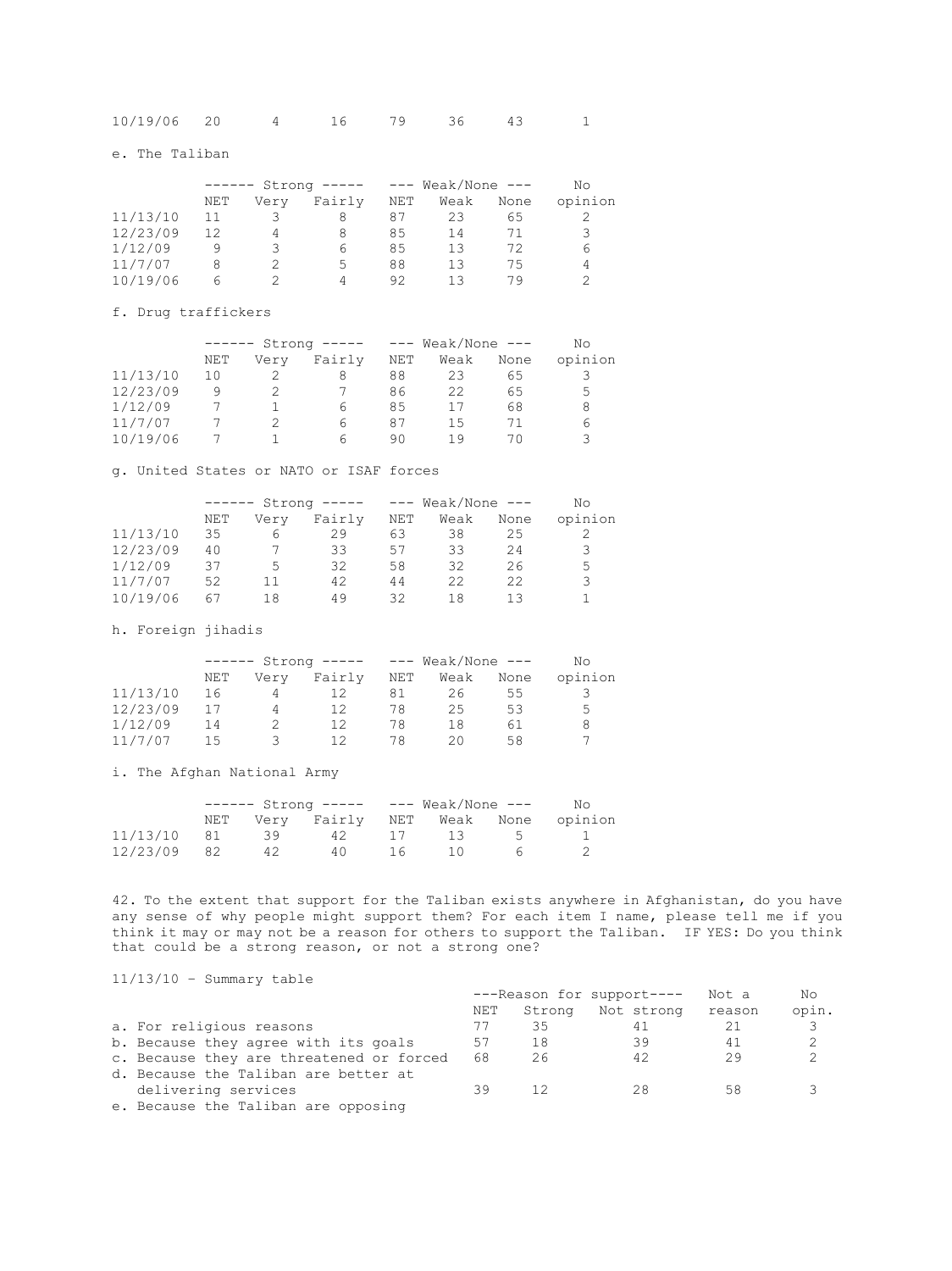| | | | | | | | |
|---|---|---|---|---|---|---|---|
| 10/19/06 | 20 | 4 | 16 | 79 | 36 | 43 | 1 |

e. The Taliban

| | ------ Strong ----- | | | --- Weak/None --- | | | No |
|---|---|---|---|---|---|---|---|
| | NET | Very | Fairly | NET | Weak | None | opinion |
| 11/13/10 | 11 | 3 | 8 | 87 | 23 | 65 | 2 |
| 12/23/09 | 12 | 4 | 8 | 85 | 14 | 71 | 3 |
| 1/12/09 | 9 | 3 | 6 | 85 | 13 | 72 | 6 |
| 11/7/07 | 8 | 2 | 5 | 88 | 13 | 75 | 4 |
| 10/19/06 | 6 | 2 | 4 | 92 | 13 | 79 | 2 |

f. Drug traffickers

| | ------ Strong ----- | | | --- Weak/None --- | | | No |
|---|---|---|---|---|---|---|---|
| | NET | Very | Fairly | NET | Weak | None | opinion |
| 11/13/10 | 10 | 2 | 8 | 88 | 23 | 65 | 3 |
| 12/23/09 | 9 | 2 | 7 | 86 | 22 | 65 | 5 |
| 1/12/09 | 7 | 1 | 6 | 85 | 17 | 68 | 8 |
| 11/7/07 | 7 | 2 | 6 | 87 | 15 | 71 | 6 |
| 10/19/06 | 7 | 1 | 6 | 90 | 19 | 70 | 3 |

g. United States or NATO or ISAF forces

| | ------ Strong ----- | | | --- Weak/None --- | | | No |
|---|---|---|---|---|---|---|---|
| | NET | Very | Fairly | NET | Weak | None | opinion |
| 11/13/10 | 35 | 6 | 29 | 63 | 38 | 25 | 2 |
| 12/23/09 | 40 | 7 | 33 | 57 | 33 | 24 | 3 |
| 1/12/09 | 37 | 5 | 32 | 58 | 32 | 26 | 5 |
| 11/7/07 | 52 | 11 | 42 | 44 | 22 | 22 | 3 |
| 10/19/06 | 67 | 18 | 49 | 32 | 18 | 13 | 1 |

h. Foreign jihadis

| | ------ Strong ----- | | | --- Weak/None --- | | | No |
|---|---|---|---|---|---|---|---|
| | NET | Very | Fairly | NET | Weak | None | opinion |
| 11/13/10 | 16 | 4 | 12 | 81 | 26 | 55 | 3 |
| 12/23/09 | 17 | 4 | 12 | 78 | 25 | 53 | 5 |
| 1/12/09 | 14 | 2 | 12 | 78 | 18 | 61 | 8 |
| 11/7/07 | 15 | 3 | 12 | 78 | 20 | 58 | 7 |

i. The Afghan National Army

| | ------ Strong ----- | | | --- Weak/None --- | | | No |
|---|---|---|---|---|---|---|---|
| | NET | Very | Fairly | NET | Weak | None | opinion |
| 11/13/10 | 81 | 39 | 42 | 17 | 13 | 5 | 1 |
| 12/23/09 | 82 | 42 | 40 | 16 | 10 | 6 | 2 |

42. To the extent that support for the Taliban exists anywhere in Afghanistan, do you have any sense of why people might support them? For each item I name, please tell me if you think it may or may not be a reason for others to support the Taliban. IF YES: Do you think that could be a strong reason, or not a strong one?

11/13/10 - Summary table

| | ---Reason for support---- | | | Not a | No |
|---|---|---|---|---|---|
| | NET | Strong | Not strong | reason | opin. |
| a. For religious reasons | 77 | 35 | 41 | 21 | 3 |
| b. Because they agree with its goals | 57 | 18 | 39 | 41 | 2 |
| c. Because they are threatened or forced | 68 | 26 | 42 | 29 | 2 |
| d. Because the Taliban are better at delivering services | 39 | 12 | 28 | 58 | 3 |
| e. Because the Taliban are opposing | | | | | |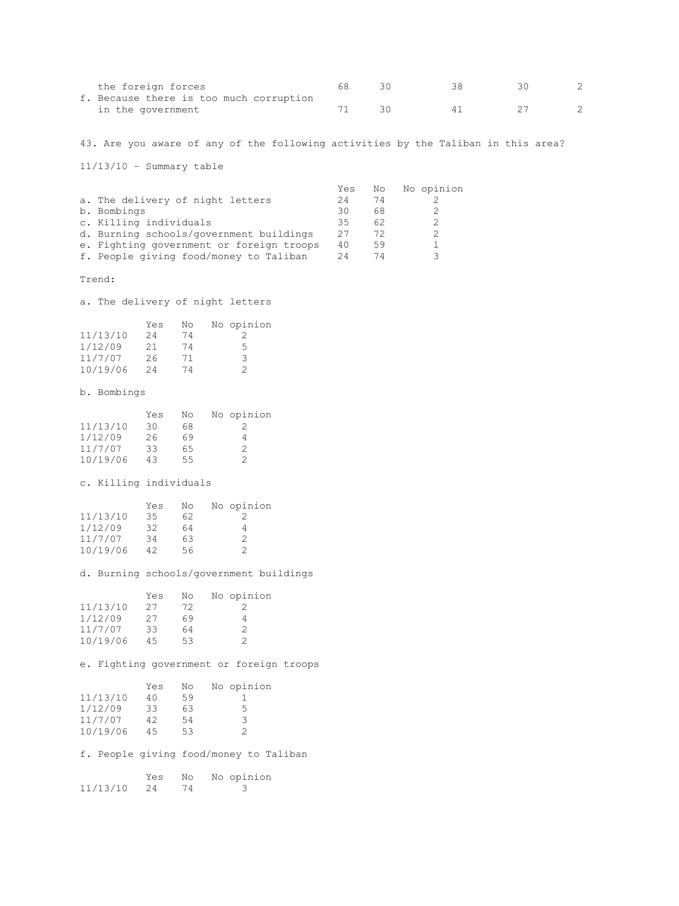| | | | | | |
|---|---|---|---|---|---|
| the foreign forces | 68 | 30 | 38 | 30 | 2 |
| f. Because there is too much corruption in the government | 71 | 30 | 41 | 27 | 2 |

43. Are you aware of any of the following activities by the Taliban in this area?

11/13/10 - Summary table

| | Yes | No | No opinion |
|---|---|---|---|
| a. The delivery of night letters | 24 | 74 | 2 |
| b. Bombings | 30 | 68 | 2 |
| c. Killing individuals | 35 | 62 | 2 |
| d. Burning schools/government buildings | 27 | 72 | 2 |
| e. Fighting government or foreign troops | 40 | 59 | 1 |
| f. People giving food/money to Taliban | 24 | 74 | 3 |

Trend:

a. The delivery of night letters

| | Yes | No | No opinion |
|---|---|---|---|
| 11/13/10 | 24 | 74 | 2 |
| 1/12/09 | 21 | 74 | 5 |
| 11/7/07 | 26 | 71 | 3 |
| 10/19/06 | 24 | 74 | 2 |

b. Bombings

| | Yes | No | No opinion |
|---|---|---|---|
| 11/13/10 | 30 | 68 | 2 |
| 1/12/09 | 26 | 69 | 4 |
| 11/7/07 | 33 | 65 | 2 |
| 10/19/06 | 43 | 55 | 2 |

c. Killing individuals

| | Yes | No | No opinion |
|---|---|---|---|
| 11/13/10 | 35 | 62 | 2 |
| 1/12/09 | 32 | 64 | 4 |
| 11/7/07 | 34 | 63 | 2 |
| 10/19/06 | 42 | 56 | 2 |

d. Burning schools/government buildings

| | Yes | No | No opinion |
|---|---|---|---|
| 11/13/10 | 27 | 72 | 2 |
| 1/12/09 | 27 | 69 | 4 |
| 11/7/07 | 33 | 64 | 2 |
| 10/19/06 | 45 | 53 | 2 |

e. Fighting government or foreign troops

| | Yes | No | No opinion |
|---|---|---|---|
| 11/13/10 | 40 | 59 | 1 |
| 1/12/09 | 33 | 63 | 5 |
| 11/7/07 | 42 | 54 | 3 |
| 10/19/06 | 45 | 53 | 2 |

f. People giving food/money to Taliban

| | Yes | No | No opinion |
|---|---|---|---|
| 11/13/10 | 24 | 74 | 3 |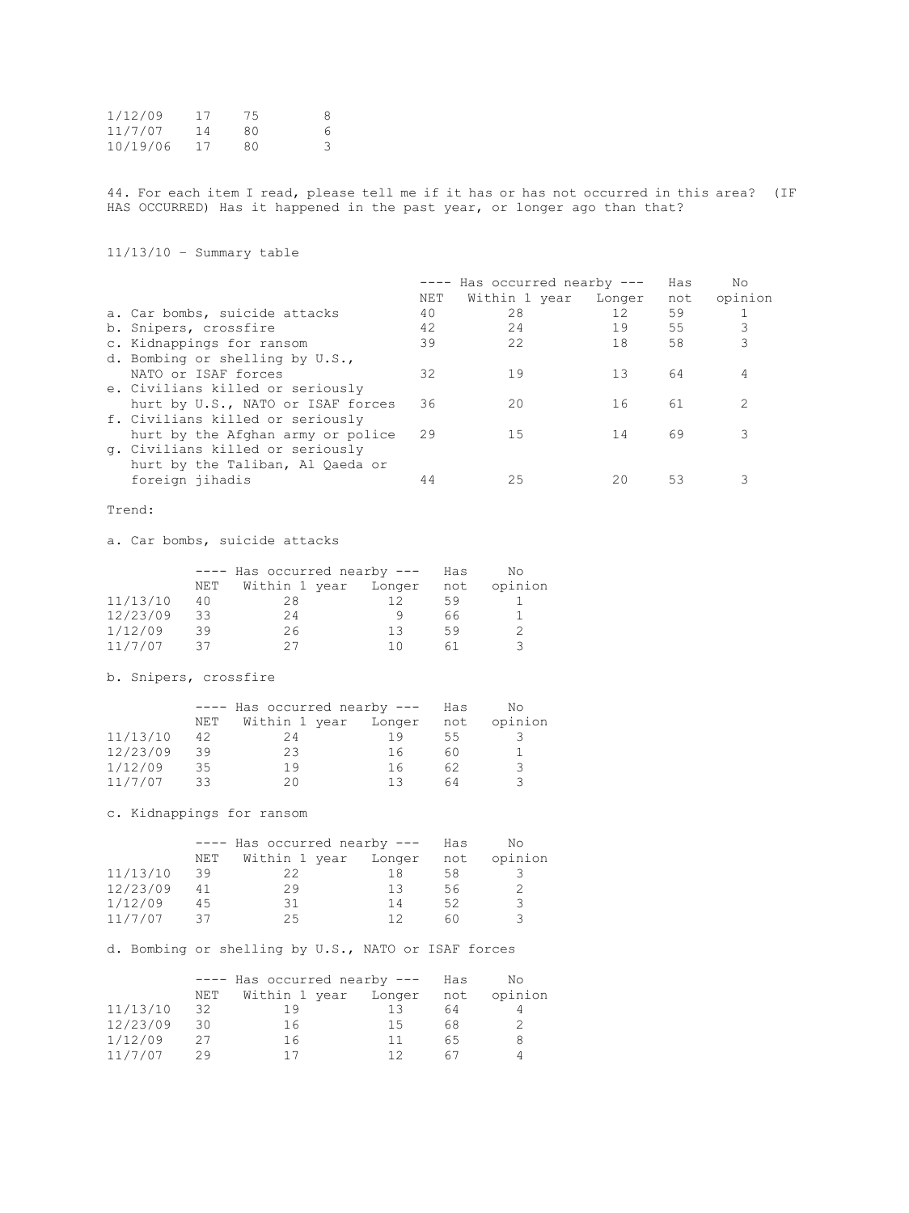| | | | |
|---|---|---|---|
| 1/12/09 | 17 | 75 | 8 |
| 11/7/07 | 14 | 80 | 6 |
| 10/19/06 | 17 | 80 | 3 |

44. For each item I read, please tell me if it has or has not occurred in this area? (IF HAS OCCURRED) Has it happened in the past year, or longer ago than that?

11/13/10 - Summary table

| | ---- Has occurred nearby --- | | | Has | No |
|---|---|---|---|---|---|
| | NET | Within 1 year | Longer | not | opinion |
| a. Car bombs, suicide attacks | 40 | 28 | 12 | 59 | 1 |
| b. Snipers, crossfire | 42 | 24 | 19 | 55 | 3 |
| c. Kidnappings for ransom | 39 | 22 | 18 | 58 | 3 |
| d. Bombing or shelling by U.S., NATO or ISAF forces | 32 | 19 | 13 | 64 | 4 |
| e. Civilians killed or seriously hurt by U.S., NATO or ISAF forces | 36 | 20 | 16 | 61 | 2 |
| f. Civilians killed or seriously hurt by the Afghan army or police | 29 | 15 | 14 | 69 | 3 |
| g. Civilians killed or seriously hurt by the Taliban, Al Qaeda or foreign jihadis | 44 | 25 | 20 | 53 | 3 |

Trend:

a. Car bombs, suicide attacks

| | ---- Has occurred nearby --- | | | Has | No |
|---|---|---|---|---|---|
| | NET | Within 1 year | Longer | not | opinion |
| 11/13/10 | 40 | 28 | 12 | 59 | 1 |
| 12/23/09 | 33 | 24 | 9 | 66 | 1 |
| 1/12/09 | 39 | 26 | 13 | 59 | 2 |
| 11/7/07 | 37 | 27 | 10 | 61 | 3 |

b. Snipers, crossfire

| | ---- Has occurred nearby --- | | | Has | No |
|---|---|---|---|---|---|
| | NET | Within 1 year | Longer | not | opinion |
| 11/13/10 | 42 | 24 | 19 | 55 | 3 |
| 12/23/09 | 39 | 23 | 16 | 60 | 1 |
| 1/12/09 | 35 | 19 | 16 | 62 | 3 |
| 11/7/07 | 33 | 20 | 13 | 64 | 3 |

c. Kidnappings for ransom

| | ---- Has occurred nearby --- | | | Has | No |
|---|---|---|---|---|---|
| | NET | Within 1 year | Longer | not | opinion |
| 11/13/10 | 39 | 22 | 18 | 58 | 3 |
| 12/23/09 | 41 | 29 | 13 | 56 | 2 |
| 1/12/09 | 45 | 31 | 14 | 52 | 3 |
| 11/7/07 | 37 | 25 | 12 | 60 | 3 |

d. Bombing or shelling by U.S., NATO or ISAF forces

| | ---- Has occurred nearby --- | | | Has | No |
|---|---|---|---|---|---|
| | NET | Within 1 year | Longer | not | opinion |
| 11/13/10 | 32 | 19 | 13 | 64 | 4 |
| 12/23/09 | 30 | 16 | 15 | 68 | 2 |
| 1/12/09 | 27 | 16 | 11 | 65 | 8 |
| 11/7/07 | 29 | 17 | 12 | 67 | 4 |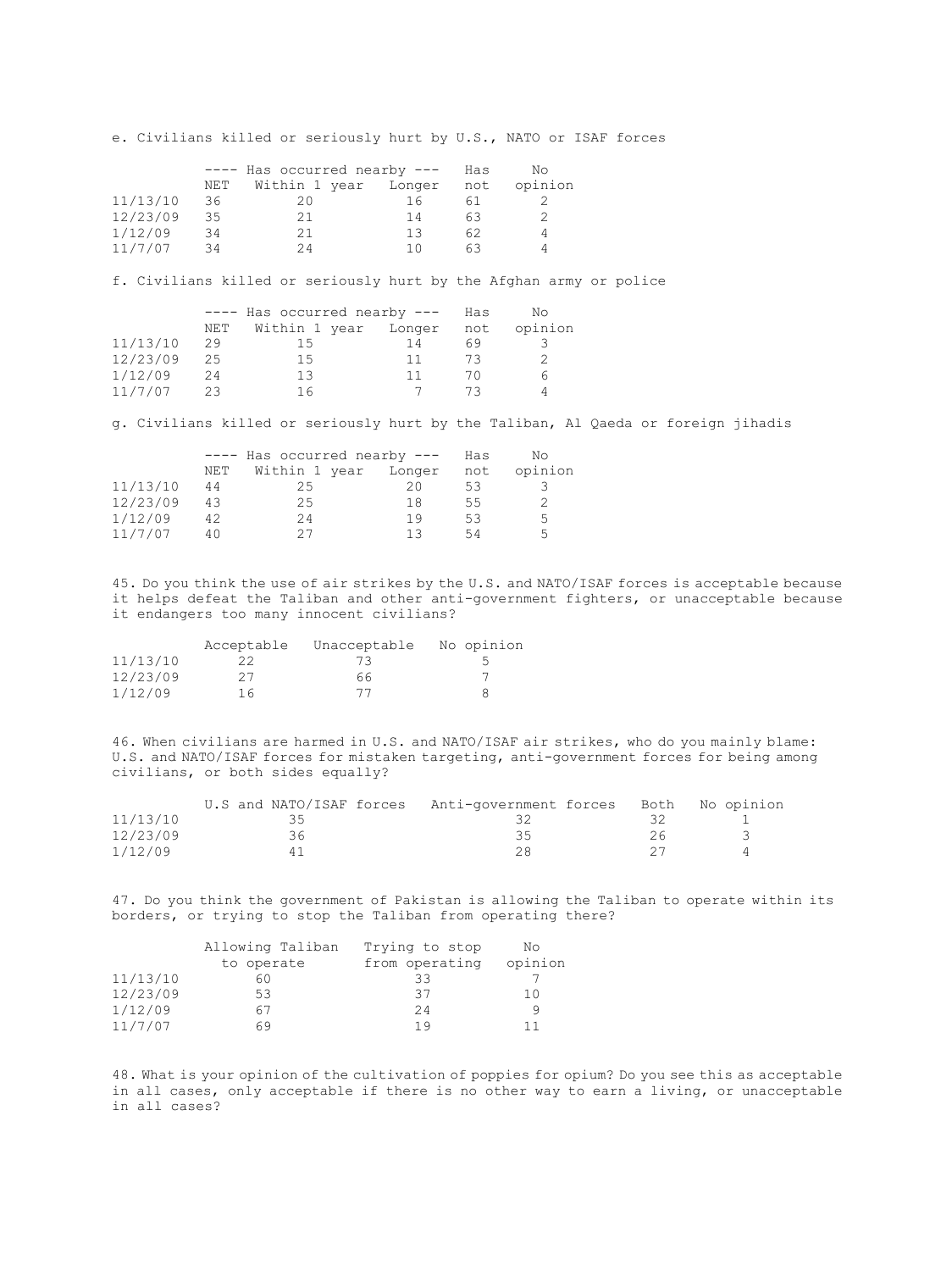e. Civilians killed or seriously hurt by U.S., NATO or ISAF forces

| | ---- Has occurred nearby --- | | | Has | No |
|---|---|---|---|---|---|
| | NET | Within 1 year | Longer | not | opinion |
| 11/13/10 | 36 | 20 | 16 | 61 | 2 |
| 12/23/09 | 35 | 21 | 14 | 63 | 2 |
| 1/12/09 | 34 | 21 | 13 | 62 | 4 |
| 11/7/07 | 34 | 24 | 10 | 63 | 4 |

f. Civilians killed or seriously hurt by the Afghan army or police

| | ---- Has occurred nearby --- | | | Has | No |
|---|---|---|---|---|---|
| | NET | Within 1 year | Longer | not | opinion |
| 11/13/10 | 29 | 15 | 14 | 69 | 3 |
| 12/23/09 | 25 | 15 | 11 | 73 | 2 |
| 1/12/09 | 24 | 13 | 11 | 70 | 6 |
| 11/7/07 | 23 | 16 | 7 | 73 | 4 |

g. Civilians killed or seriously hurt by the Taliban, Al Qaeda or foreign jihadis

| | ---- Has occurred nearby --- | | | Has | No |
|---|---|---|---|---|---|
| | NET | Within 1 year | Longer | not | opinion |
| 11/13/10 | 44 | 25 | 20 | 53 | 3 |
| 12/23/09 | 43 | 25 | 18 | 55 | 2 |
| 1/12/09 | 42 | 24 | 19 | 53 | 5 |
| 11/7/07 | 40 | 27 | 13 | 54 | 5 |

45. Do you think the use of air strikes by the U.S. and NATO/ISAF forces is acceptable because it helps defeat the Taliban and other anti-government fighters, or unacceptable because it endangers too many innocent civilians?

| | Acceptable | Unacceptable | No opinion |
|---|---|---|---|
| 11/13/10 | 22 | 73 | 5 |
| 12/23/09 | 27 | 66 | 7 |
| 1/12/09 | 16 | 77 | 8 |

46. When civilians are harmed in U.S. and NATO/ISAF air strikes, who do you mainly blame: U.S. and NATO/ISAF forces for mistaken targeting, anti-government forces for being among civilians, or both sides equally?

| | U.S and NATO/ISAF forces | Anti-government forces | Both | No opinion |
|---|---|---|---|---|
| 11/13/10 | 35 | 32 | 32 | 1 |
| 12/23/09 | 36 | 35 | 26 | 3 |
| 1/12/09 | 41 | 28 | 27 | 4 |

47. Do you think the government of Pakistan is allowing the Taliban to operate within its borders, or trying to stop the Taliban from operating there?

| | Allowing Taliban to operate | Trying to stop from operating | No opinion |
|---|---|---|---|
| 11/13/10 | 60 | 33 | 7 |
| 12/23/09 | 53 | 37 | 10 |
| 1/12/09 | 67 | 24 | 9 |
| 11/7/07 | 69 | 19 | 11 |

48. What is your opinion of the cultivation of poppies for opium? Do you see this as acceptable in all cases, only acceptable if there is no other way to earn a living, or unacceptable in all cases?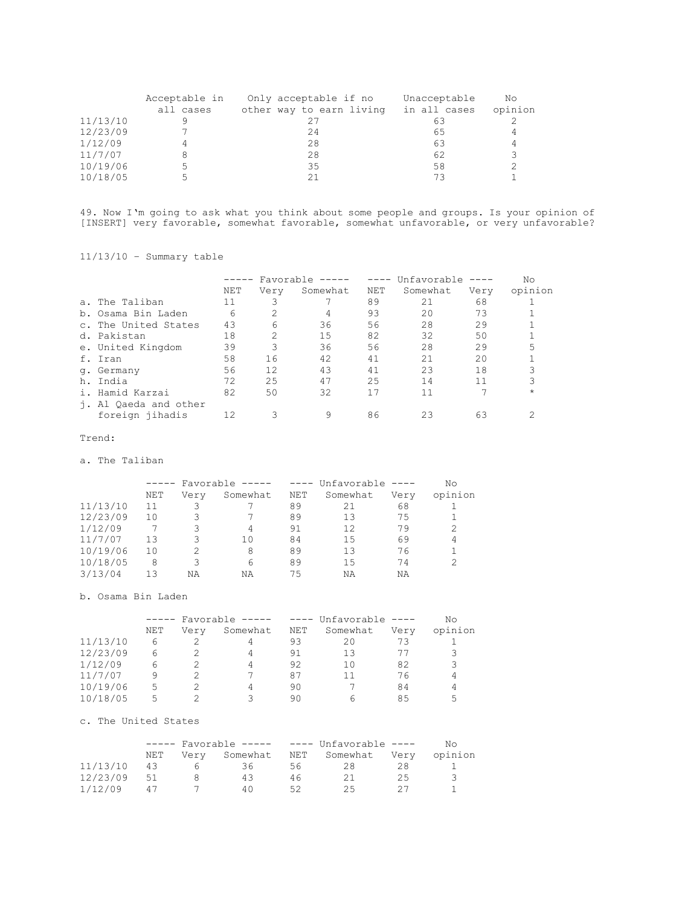| | Acceptable in all cases | Only acceptable if no other way to earn living | Unacceptable in all cases | No opinion |
|---|---|---|---|---|
| 11/13/10 | 9 | 27 | 63 | 2 |
| 12/23/09 | 7 | 24 | 65 | 4 |
| 1/12/09 | 4 | 28 | 63 | 4 |
| 11/7/07 | 8 | 28 | 62 | 3 |
| 10/19/06 | 5 | 35 | 58 | 2 |
| 10/18/05 | 5 | 21 | 73 | 1 |

49. Now I'm going to ask what you think about some people and groups. Is your opinion of [INSERT] very favorable, somewhat favorable, somewhat unfavorable, or very unfavorable?

11/13/10 - Summary table

| | ----- Favorable ----- | | | ---- Unfavorable ---- | | | No |
|---|---|---|---|---|---|---|---|
| | NET | Very | Somewhat | NET | Somewhat | Very | opinion |
| a. The Taliban | 11 | 3 | 7 | 89 | 21 | 68 | 1 |
| b. Osama Bin Laden | 6 | 2 | 4 | 93 | 20 | 73 | 1 |
| c. The United States | 43 | 6 | 36 | 56 | 28 | 29 | 1 |
| d. Pakistan | 18 | 2 | 15 | 82 | 32 | 50 | 1 |
| e. United Kingdom | 39 | 3 | 36 | 56 | 28 | 29 | 5 |
| f. Iran | 58 | 16 | 42 | 41 | 21 | 20 | 1 |
| g. Germany | 56 | 12 | 43 | 41 | 23 | 18 | 3 |
| h. India | 72 | 25 | 47 | 25 | 14 | 11 | 3 |
| i. Hamid Karzai | 82 | 50 | 32 | 17 | 11 | 7 | * |
| j. Al Qaeda and other foreign jihadis | 12 | 3 | 9 | 86 | 23 | 63 | 2 |

Trend:

a. The Taliban

| | ----- Favorable ----- | | | ---- Unfavorable ---- | | | No |
|---|---|---|---|---|---|---|---|
| | NET | Very | Somewhat | NET | Somewhat | Very | opinion |
| 11/13/10 | 11 | 3 | 7 | 89 | 21 | 68 | 1 |
| 12/23/09 | 10 | 3 | 7 | 89 | 13 | 75 | 1 |
| 1/12/09 | 7 | 3 | 4 | 91 | 12 | 79 | 2 |
| 11/7/07 | 13 | 3 | 10 | 84 | 15 | 69 | 4 |
| 10/19/06 | 10 | 2 | 8 | 89 | 13 | 76 | 1 |
| 10/18/05 | 8 | 3 | 6 | 89 | 15 | 74 | 2 |
| 3/13/04 | 13 | NA | NA | 75 | NA | NA | |

b. Osama Bin Laden

| | ----- Favorable ----- | | | ---- Unfavorable ---- | | | No |
|---|---|---|---|---|---|---|---|
| | NET | Very | Somewhat | NET | Somewhat | Very | opinion |
| 11/13/10 | 6 | 2 | 4 | 93 | 20 | 73 | 1 |
| 12/23/09 | 6 | 2 | 4 | 91 | 13 | 77 | 3 |
| 1/12/09 | 6 | 2 | 4 | 92 | 10 | 82 | 3 |
| 11/7/07 | 9 | 2 | 7 | 87 | 11 | 76 | 4 |
| 10/19/06 | 5 | 2 | 4 | 90 | 7 | 84 | 4 |
| 10/18/05 | 5 | 2 | 3 | 90 | 6 | 85 | 5 |

c. The United States

| | ----- Favorable ----- | | | ---- Unfavorable ---- | | | No |
|---|---|---|---|---|---|---|---|
| | NET | Very | Somewhat | NET | Somewhat | Very | opinion |
| 11/13/10 | 43 | 6 | 36 | 56 | 28 | 28 | 1 |
| 12/23/09 | 51 | 8 | 43 | 46 | 21 | 25 | 3 |
| 1/12/09 | 47 | 7 | 40 | 52 | 25 | 27 | 1 |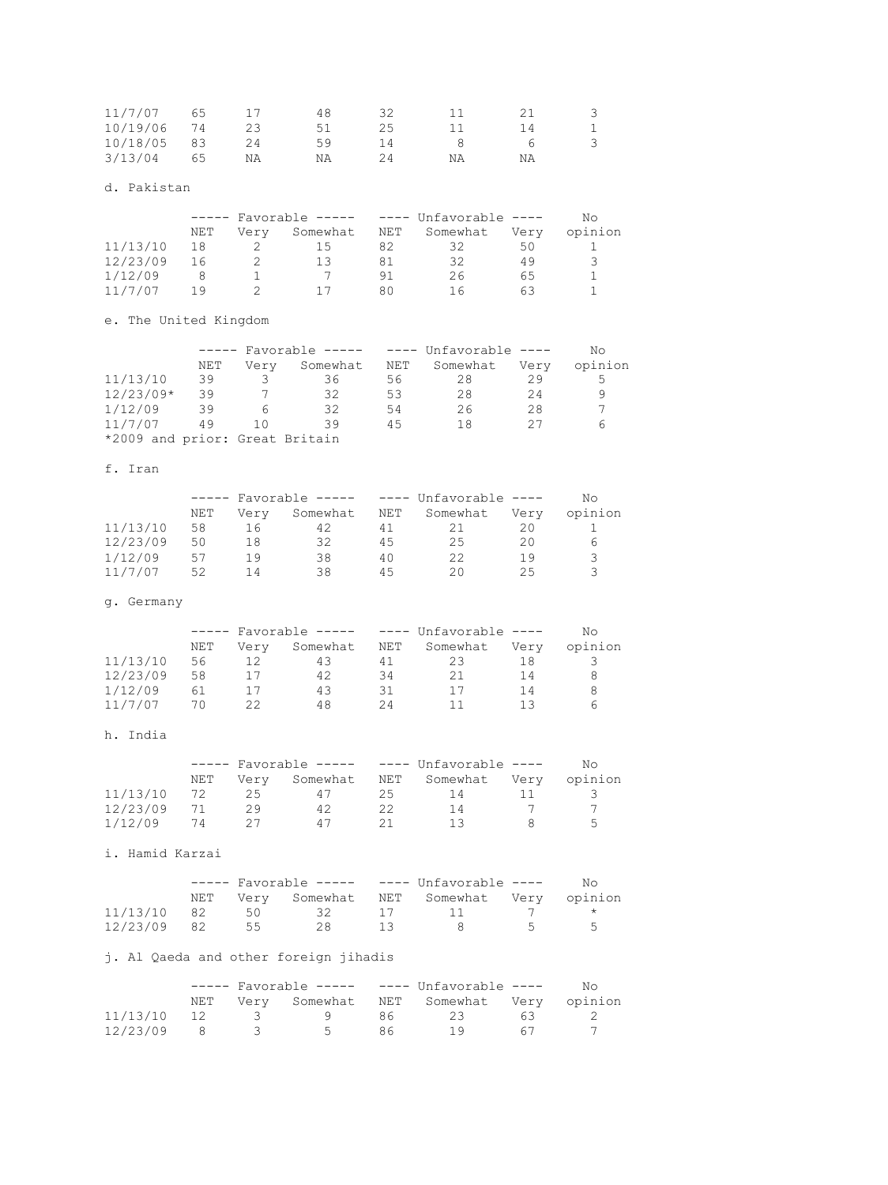| | | | | | | | |
|---|---|---|---|---|---|---|---|
| 11/7/07 | 65 | 17 | 48 | 32 | 11 | 21 | 3 |
| 10/19/06 | 74 | 23 | 51 | 25 | 11 | 14 | 1 |
| 10/18/05 | 83 | 24 | 59 | 14 | 8 | 6 | 3 |
| 3/13/04 | 65 | NA | NA | 24 | NA | NA | |

d. Pakistan

| | ----- Favorable ----- | | | ---- Unfavorable ---- | | | No |
|---|---|---|---|---|---|---|---|
| | NET | Very | Somewhat | NET | Somewhat | Very | opinion |
| 11/13/10 | 18 | 2 | 15 | 82 | 32 | 50 | 1 |
| 12/23/09 | 16 | 2 | 13 | 81 | 32 | 49 | 3 |
| 1/12/09 | 8 | 1 | 7 | 91 | 26 | 65 | 1 |
| 11/7/07 | 19 | 2 | 17 | 80 | 16 | 63 | 1 |

e. The United Kingdom

| | ----- Favorable ----- | | | ---- Unfavorable ---- | | | No |
|---|---|---|---|---|---|---|---|
| | NET | Very | Somewhat | NET | Somewhat | Very | opinion |
| 11/13/10 | 39 | 3 | 36 | 56 | 28 | 29 | 5 |
| 12/23/09* | 39 | 7 | 32 | 53 | 28 | 24 | 9 |
| 1/12/09 | 39 | 6 | 32 | 54 | 26 | 28 | 7 |
| 11/7/07 | 49 | 10 | 39 | 45 | 18 | 27 | 6 |

*2009 and prior: Great Britain

f. Iran

| | ----- Favorable ----- | | | ---- Unfavorable ---- | | | No |
|---|---|---|---|---|---|---|---|
| | NET | Very | Somewhat | NET | Somewhat | Very | opinion |
| 11/13/10 | 58 | 16 | 42 | 41 | 21 | 20 | 1 |
| 12/23/09 | 50 | 18 | 32 | 45 | 25 | 20 | 6 |
| 1/12/09 | 57 | 19 | 38 | 40 | 22 | 19 | 3 |
| 11/7/07 | 52 | 14 | 38 | 45 | 20 | 25 | 3 |

g. Germany

| | ----- Favorable ----- | | | ---- Unfavorable ---- | | | No |
|---|---|---|---|---|---|---|---|
| | NET | Very | Somewhat | NET | Somewhat | Very | opinion |
| 11/13/10 | 56 | 12 | 43 | 41 | 23 | 18 | 3 |
| 12/23/09 | 58 | 17 | 42 | 34 | 21 | 14 | 8 |
| 1/12/09 | 61 | 17 | 43 | 31 | 17 | 14 | 8 |
| 11/7/07 | 70 | 22 | 48 | 24 | 11 | 13 | 6 |

h. India

| | ----- Favorable ----- | | | ---- Unfavorable ---- | | | No |
|---|---|---|---|---|---|---|---|
| | NET | Very | Somewhat | NET | Somewhat | Very | opinion |
| 11/13/10 | 72 | 25 | 47 | 25 | 14 | 11 | 3 |
| 12/23/09 | 71 | 29 | 42 | 22 | 14 | 7 | 7 |
| 1/12/09 | 74 | 27 | 47 | 21 | 13 | 8 | 5 |

i. Hamid Karzai

| | ----- Favorable ----- | | | ---- Unfavorable ---- | | | No |
|---|---|---|---|---|---|---|---|
| | NET | Very | Somewhat | NET | Somewhat | Very | opinion |
| 11/13/10 | 82 | 50 | 32 | 17 | 11 | 7 | * |
| 12/23/09 | 82 | 55 | 28 | 13 | 8 | 5 | 5 |

j. Al Qaeda and other foreign jihadis

| | ----- Favorable ----- | | | ---- Unfavorable ---- | | | No |
|---|---|---|---|---|---|---|---|
| | NET | Very | Somewhat | NET | Somewhat | Very | opinion |
| 11/13/10 | 12 | 3 | 9 | 86 | 23 | 63 | 2 |
| 12/23/09 | 8 | 3 | 5 | 86 | 19 | 67 | 7 |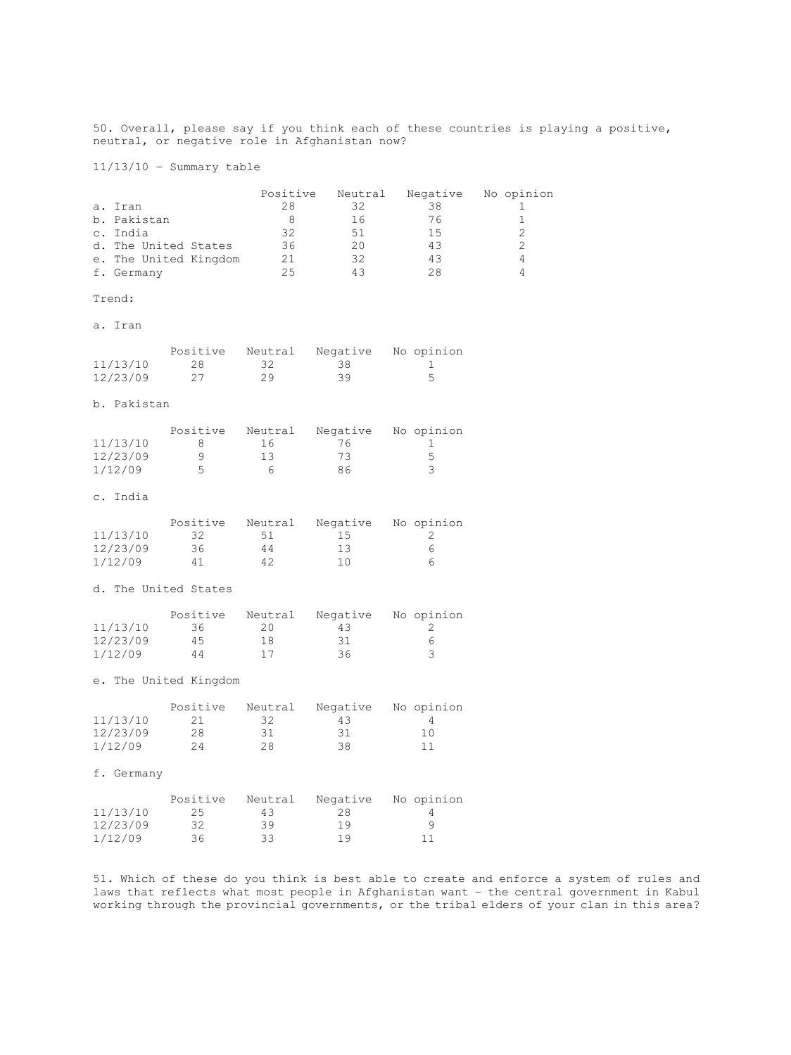50. Overall, please say if you think each of these countries is playing a positive, neutral, or negative role in Afghanistan now?

11/13/10 - Summary table

| | Positive | Neutral | Negative | No opinion |
|---|---|---|---|---|
| a. Iran | 28 | 32 | 38 | 1 |
| b. Pakistan | 8 | 16 | 76 | 1 |
| c. India | 32 | 51 | 15 | 2 |
| d. The United States | 36 | 20 | 43 | 2 |
| e. The United Kingdom | 21 | 32 | 43 | 4 |
| f. Germany | 25 | 43 | 28 | 4 |

Trend:

a. Iran

| | Positive | Neutral | Negative | No opinion |
|---|---|---|---|---|
| 11/13/10 | 28 | 32 | 38 | 1 |
| 12/23/09 | 27 | 29 | 39 | 5 |

b. Pakistan

| | Positive | Neutral | Negative | No opinion |
|---|---|---|---|---|
| 11/13/10 | 8 | 16 | 76 | 1 |
| 12/23/09 | 9 | 13 | 73 | 5 |
| 1/12/09 | 5 | 6 | 86 | 3 |

c. India

| | Positive | Neutral | Negative | No opinion |
|---|---|---|---|---|
| 11/13/10 | 32 | 51 | 15 | 2 |
| 12/23/09 | 36 | 44 | 13 | 6 |
| 1/12/09 | 41 | 42 | 10 | 6 |

d. The United States

| | Positive | Neutral | Negative | No opinion |
|---|---|---|---|---|
| 11/13/10 | 36 | 20 | 43 | 2 |
| 12/23/09 | 45 | 18 | 31 | 6 |
| 1/12/09 | 44 | 17 | 36 | 3 |

e. The United Kingdom

| | Positive | Neutral | Negative | No opinion |
|---|---|---|---|---|
| 11/13/10 | 21 | 32 | 43 | 4 |
| 12/23/09 | 28 | 31 | 31 | 10 |
| 1/12/09 | 24 | 28 | 38 | 11 |

f. Germany

| | Positive | Neutral | Negative | No opinion |
|---|---|---|---|---|
| 11/13/10 | 25 | 43 | 28 | 4 |
| 12/23/09 | 32 | 39 | 19 | 9 |
| 1/12/09 | 36 | 33 | 19 | 11 |

51. Which of these do you think is best able to create and enforce a system of rules and laws that reflects what most people in Afghanistan want - the central government in Kabul working through the provincial governments, or the tribal elders of your clan in this area?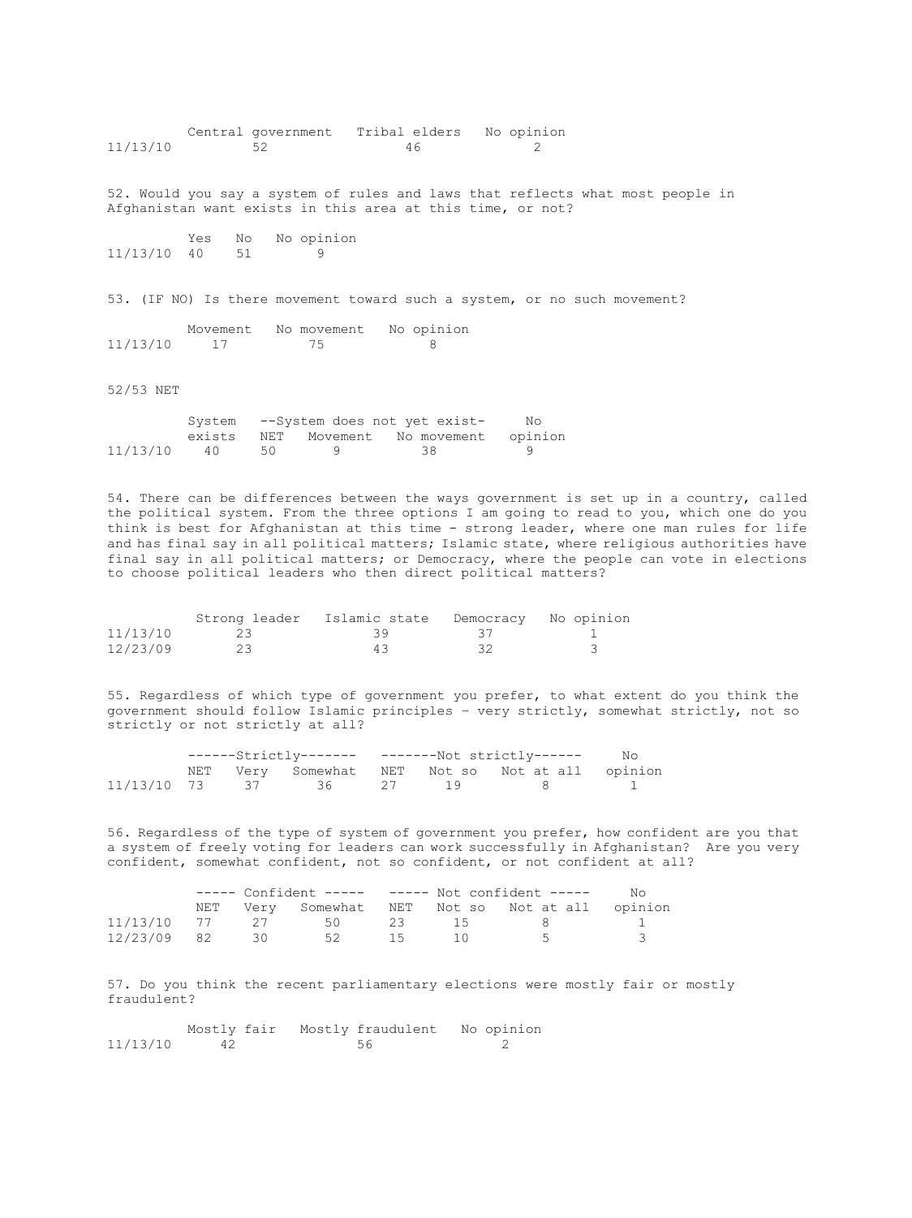| | Central government | Tribal elders | No opinion |
|---|---|---|---|
| 11/13/10 | 52 | 46 | 2 |

52. Would you say a system of rules and laws that reflects what most people in Afghanistan want exists in this area at this time, or not?

| | Yes | No | No opinion |
|---|---|---|---|
| 11/13/10 | 40 | 51 | 9 |

53. (IF NO) Is there movement toward such a system, or no such movement?

| | Movement | No movement | No opinion |
|---|---|---|---|
| 11/13/10 | 17 | 75 | 8 |

52/53 NET

| | System exists | --System does not yet exist- | | | No opinion |
|---|---|---|---|---|---|
| | | NET | Movement | No movement | |
| 11/13/10 | 40 | 50 | 9 | 38 | 9 |

54. There can be differences between the ways government is set up in a country, called the political system. From the three options I am going to read to you, which one do you think is best for Afghanistan at this time - strong leader, where one man rules for life and has final say in all political matters; Islamic state, where religious authorities have final say in all political matters; or Democracy, where the people can vote in elections to choose political leaders who then direct political matters?

| | Strong leader | Islamic state | Democracy | No opinion |
|---|---|---|---|---|
| 11/13/10 | 23 | 39 | 37 | 1 |
| 12/23/09 | 23 | 43 | 32 | 3 |

55. Regardless of which type of government you prefer, to what extent do you think the government should follow Islamic principles – very strictly, somewhat strictly, not so strictly or not strictly at all?

| | ------Strictly------- | | | -------Not strictly------ | | | No |
|---|---|---|---|---|---|---|---|
| | NET | Very | Somewhat | NET | Not so | Not at all | opinion |
| 11/13/10 | 73 | 37 | 36 | 27 | 19 | 8 | 1 |

56. Regardless of the type of system of government you prefer, how confident are you that a system of freely voting for leaders can work successfully in Afghanistan? Are you very confident, somewhat confident, not so confident, or not confident at all?

| | ----- Confident ----- | | | ----- Not confident ----- | | | No |
|---|---|---|---|---|---|---|---|
| | NET | Very | Somewhat | NET | Not so | Not at all | opinion |
| 11/13/10 | 77 | 27 | 50 | 23 | 15 | 8 | 1 |
| 12/23/09 | 82 | 30 | 52 | 15 | 10 | 5 | 3 |

57. Do you think the recent parliamentary elections were mostly fair or mostly fraudulent?

| | Mostly fair | Mostly fraudulent | No opinion |
|---|---|---|---|
| 11/13/10 | 42 | 56 | 2 |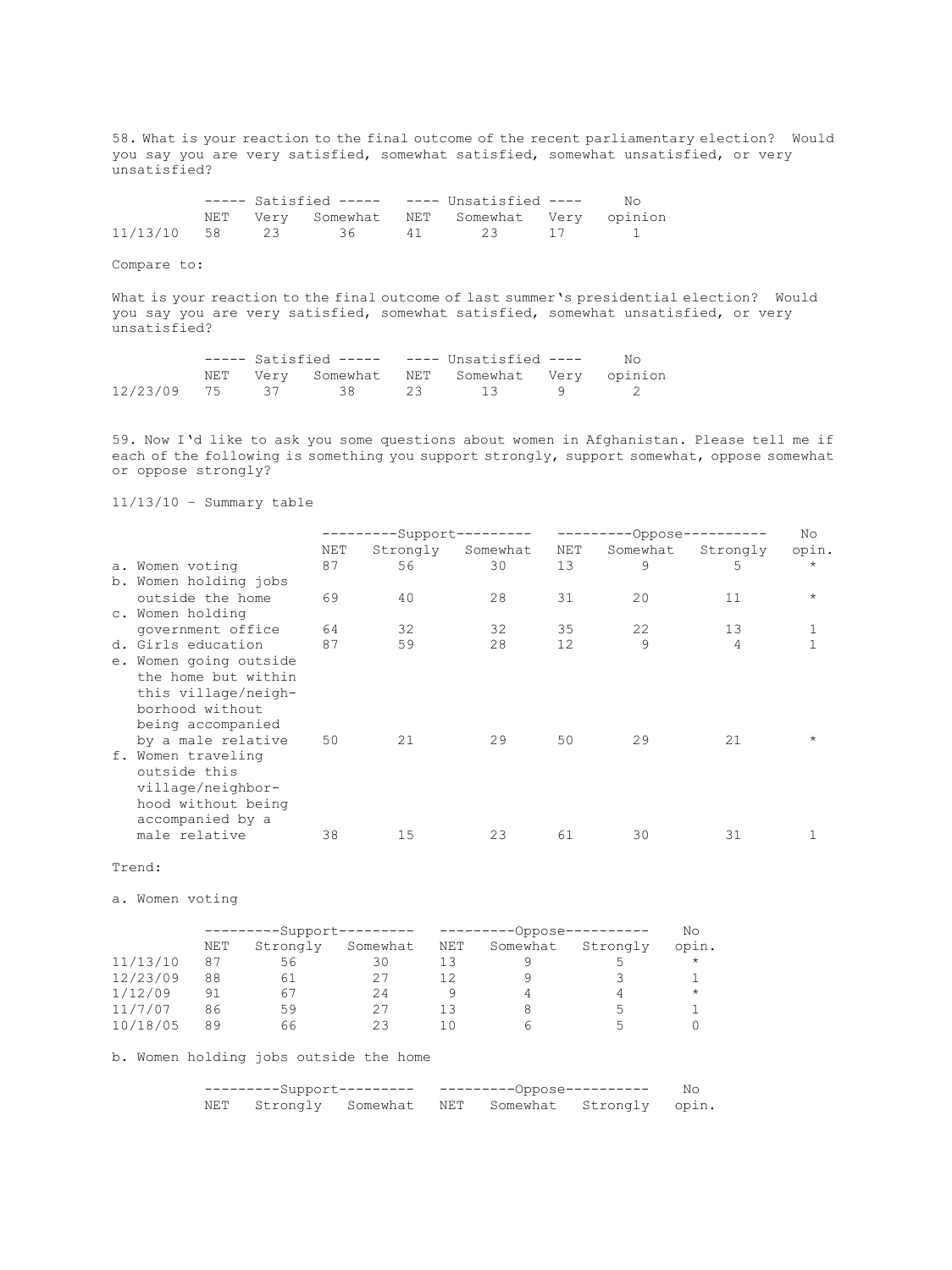58. What is your reaction to the final outcome of the recent parliamentary election? Would you say you are very satisfied, somewhat satisfied, somewhat unsatisfied, or very unsatisfied?

| | Satisfied | | | Unsatisfied | | | No |
|---|---|---|---|---|---|---|---|
| | NET | Very | Somewhat | NET | Somewhat | Very | opinion |
| 11/13/10 | 58 | 23 | 36 | 41 | 23 | 17 | 1 |

Compare to:

What is your reaction to the final outcome of last summer's presidential election? Would you say you are very satisfied, somewhat satisfied, somewhat unsatisfied, or very unsatisfied?

| | Satisfied | | | Unsatisfied | | | No |
|---|---|---|---|---|---|---|---|
| | NET | Very | Somewhat | NET | Somewhat | Very | opinion |
| 12/23/09 | 75 | 37 | 38 | 23 | 13 | 9 | 2 |

59. Now I'd like to ask you some questions about women in Afghanistan. Please tell me if each of the following is something you support strongly, support somewhat, oppose somewhat or oppose strongly?

11/13/10 - Summary table

| | Support | | | Oppose | | | No |
|---|---|---|---|---|---|---|---|
| | NET | Strongly | Somewhat | NET | Somewhat | Strongly | opin. |
| a. Women voting | 87 | 56 | 30 | 13 | 9 | 5 | * |
| b. Women holding jobs outside the home | 69 | 40 | 28 | 31 | 20 | 11 | * |
| c. Women holding government office | 64 | 32 | 32 | 35 | 22 | 13 | 1 |
| d. Girls education | 87 | 59 | 28 | 12 | 9 | 4 | 1 |
| e. Women going outside the home but within this village/neighborhood without being accompanied by a male relative | 50 | 21 | 29 | 50 | 29 | 21 | * |
| f. Women traveling outside this village/neighborhood without being accompanied by a male relative | 38 | 15 | 23 | 61 | 30 | 31 | 1 |

Trend:

a. Women voting

| | Support | | | Oppose | | | No |
|---|---|---|---|---|---|---|---|
| | NET | Strongly | Somewhat | NET | Somewhat | Strongly | opin. |
| 11/13/10 | 87 | 56 | 30 | 13 | 9 | 5 | * |
| 12/23/09 | 88 | 61 | 27 | 12 | 9 | 3 | 1 |
| 1/12/09 | 91 | 67 | 24 | 9 | 4 | 4 | * |
| 11/7/07 | 86 | 59 | 27 | 13 | 8 | 5 | 1 |
| 10/18/05 | 89 | 66 | 23 | 10 | 6 | 5 | 0 |

b. Women holding jobs outside the home

| | Support | | | Oppose | | | No |
|---|---|---|---|---|---|---|---|
| | NET | Strongly | Somewhat | NET | Somewhat | Strongly | opin. |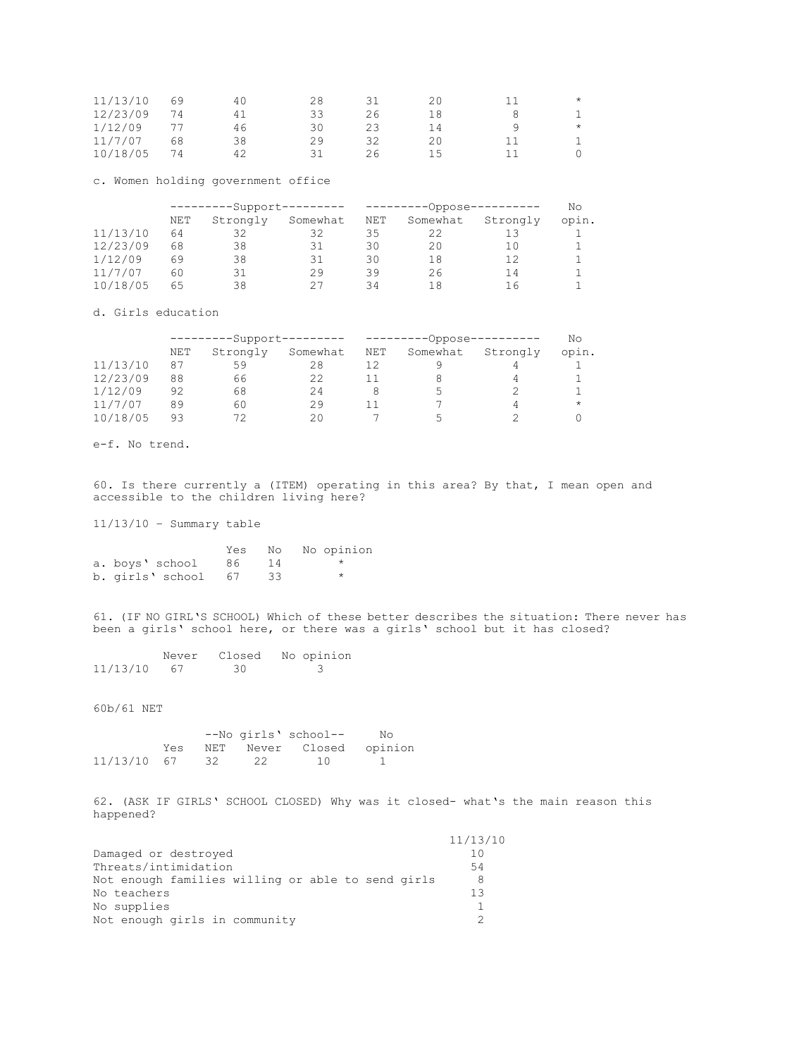| | NET | Strongly | Somewhat | NET | Somewhat | Strongly | No opin. |
|---|---|---|---|---|---|---|---|
| 11/13/10 | 69 | 40 | 28 | 31 | 20 | 11 | * |
| 12/23/09 | 74 | 41 | 33 | 26 | 18 | 8 | 1 |
| 1/12/09 | 77 | 46 | 30 | 23 | 14 | 9 | * |
| 11/7/07 | 68 | 38 | 29 | 32 | 20 | 11 | 1 |
| 10/18/05 | 74 | 42 | 31 | 26 | 15 | 11 | 0 |

c. Women holding government office

| | ---------Support--------- | | | ---------Oppose---------- | | | No |
|---|---|---|---|---|---|---|---|
| | NET | Strongly | Somewhat | NET | Somewhat | Strongly | opin. |
| 11/13/10 | 64 | 32 | 32 | 35 | 22 | 13 | 1 |
| 12/23/09 | 68 | 38 | 31 | 30 | 20 | 10 | 1 |
| 1/12/09 | 69 | 38 | 31 | 30 | 18 | 12 | 1 |
| 11/7/07 | 60 | 31 | 29 | 39 | 26 | 14 | 1 |
| 10/18/05 | 65 | 38 | 27 | 34 | 18 | 16 | 1 |

d. Girls education

| | ---------Support--------- | | | ---------Oppose---------- | | | No |
|---|---|---|---|---|---|---|---|
| | NET | Strongly | Somewhat | NET | Somewhat | Strongly | opin. |
| 11/13/10 | 87 | 59 | 28 | 12 | 9 | 4 | 1 |
| 12/23/09 | 88 | 66 | 22 | 11 | 8 | 4 | 1 |
| 1/12/09 | 92 | 68 | 24 | 8 | 5 | 2 | 1 |
| 11/7/07 | 89 | 60 | 29 | 11 | 7 | 4 | * |
| 10/18/05 | 93 | 72 | 20 | 7 | 5 | 2 | 0 |

e-f. No trend.

60. Is there currently a (ITEM) operating in this area? By that, I mean open and accessible to the children living here?

11/13/10 - Summary table

| | Yes | No | No opinion |
|---|---|---|---|
| a. boys' school | 86 | 14 | * |
| b. girls' school | 67 | 33 | * |

61. (IF NO GIRL'S SCHOOL) Which of these better describes the situation: There never has been a girls' school here, or there was a girls' school but it has closed?

| | Never | Closed | No opinion |
|---|---|---|---|
| 11/13/10 | 67 | 30 | 3 |

60b/61 NET

| | | --No girls' school-- | | | No |
|---|---|---|---|---|---|
| | Yes | NET | Never | Closed | opinion |
| 11/13/10 | 67 | 32 | 22 | 10 | 1 |

62. (ASK IF GIRLS' SCHOOL CLOSED) Why was it closed- what's the main reason this happened?

| | 11/13/10 |
|---|---|
| Damaged or destroyed | 10 |
| Threats/intimidation | 54 |
| Not enough families willing or able to send girls | 8 |
| No teachers | 13 |
| No supplies | 1 |
| Not enough girls in community | 2 |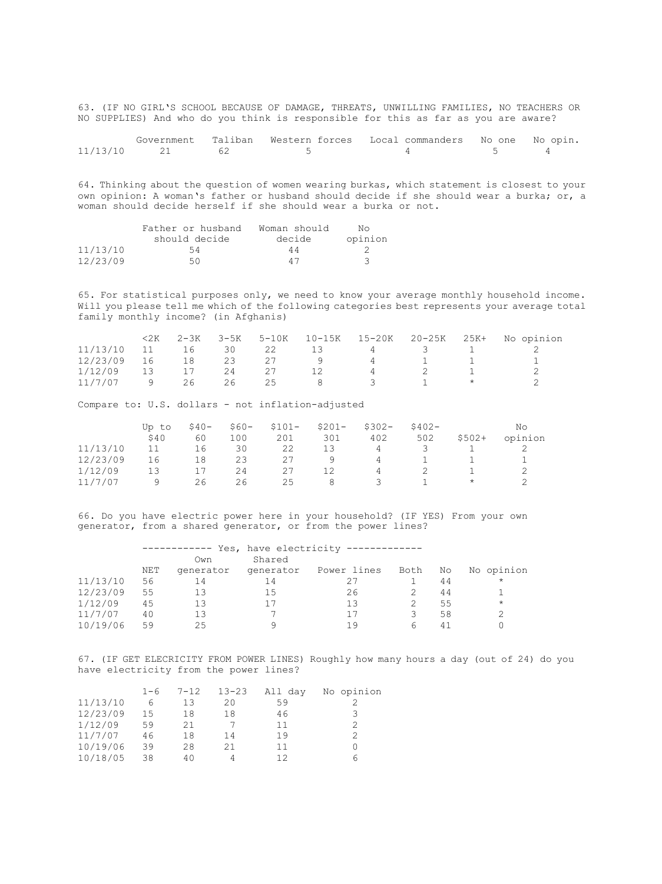63. (IF NO GIRL'S SCHOOL BECAUSE OF DAMAGE, THREATS, UNWILLING FAMILIES, NO TEACHERS OR NO SUPPLIES) And who do you think is responsible for this as far as you are aware?

| | Government | Taliban | Western forces | Local commanders | No one | No opin. |
|---|---|---|---|---|---|---|
| 11/13/10 | 21 | 62 | 5 | 4 | 5 | 4 |

64. Thinking about the question of women wearing burkas, which statement is closest to your own opinion: A woman's father or husband should decide if she should wear a burka; or, a woman should decide herself if she should wear a burka or not.

| | Father or husband should decide | Woman should decide | No opinion |
|---|---|---|---|
| 11/13/10 | 54 | 44 | 2 |
| 12/23/09 | 50 | 47 | 3 |

65. For statistical purposes only, we need to know your average monthly household income. Will you please tell me which of the following categories best represents your average total family monthly income? (in Afghanis)

| | <2K | 2-3K | 3-5K | 5-10K | 10-15K | 15-20K | 20-25K | 25K+ | No opinion |
|---|---|---|---|---|---|---|---|---|---|
| 11/13/10 | 11 | 16 | 30 | 22 | 13 | 4 | 3 | 1 | 2 |
| 12/23/09 | 16 | 18 | 23 | 27 | 9 | 4 | 1 | 1 | 1 |
| 1/12/09 | 13 | 17 | 24 | 27 | 12 | 4 | 2 | 1 | 2 |
| 11/7/07 | 9 | 26 | 26 | 25 | 8 | 3 | 1 | * | 2 |

Compare to: U.S. dollars - not inflation-adjusted

| | Up to $40 | $40-60 | $60-100 | $101-201 | $201-301 | $302-402 | $402-502 | $502+ | No opinion |
|---|---|---|---|---|---|---|---|---|---|
| 11/13/10 | 11 | 16 | 30 | 22 | 13 | 4 | 3 | 1 | 2 |
| 12/23/09 | 16 | 18 | 23 | 27 | 9 | 4 | 1 | 1 | 1 |
| 1/12/09 | 13 | 17 | 24 | 27 | 12 | 4 | 2 | 1 | 2 |
| 11/7/07 | 9 | 26 | 26 | 25 | 8 | 3 | 1 | * | 2 |

66. Do you have electric power here in your household? (IF YES) From your own generator, from a shared generator, or from the power lines?

| | ------------ Yes, have electricity ------------- | | | | | | |
|---|---|---|---|---|---|---|---|
| | NET | Own generator | Shared generator | Power lines | Both | No | No opinion |
| 11/13/10 | 56 | 14 | 14 | 27 | 1 | 44 | * |
| 12/23/09 | 55 | 13 | 15 | 26 | 2 | 44 | 1 |
| 1/12/09 | 45 | 13 | 17 | 13 | 2 | 55 | * |
| 11/7/07 | 40 | 13 | 7 | 17 | 3 | 58 | 2 |
| 10/19/06 | 59 | 25 | 9 | 19 | 6 | 41 | 0 |

67. (IF GET ELECRICITY FROM POWER LINES) Roughly how many hours a day (out of 24) do you have electricity from the power lines?

| | 1-6 | 7-12 | 13-23 | All day | No opinion |
|---|---|---|---|---|---|
| 11/13/10 | 6 | 13 | 20 | 59 | 2 |
| 12/23/09 | 15 | 18 | 18 | 46 | 3 |
| 1/12/09 | 59 | 21 | 7 | 11 | 2 |
| 11/7/07 | 46 | 18 | 14 | 19 | 2 |
| 10/19/06 | 39 | 28 | 21 | 11 | 0 |
| 10/18/05 | 38 | 40 | 4 | 12 | 6 |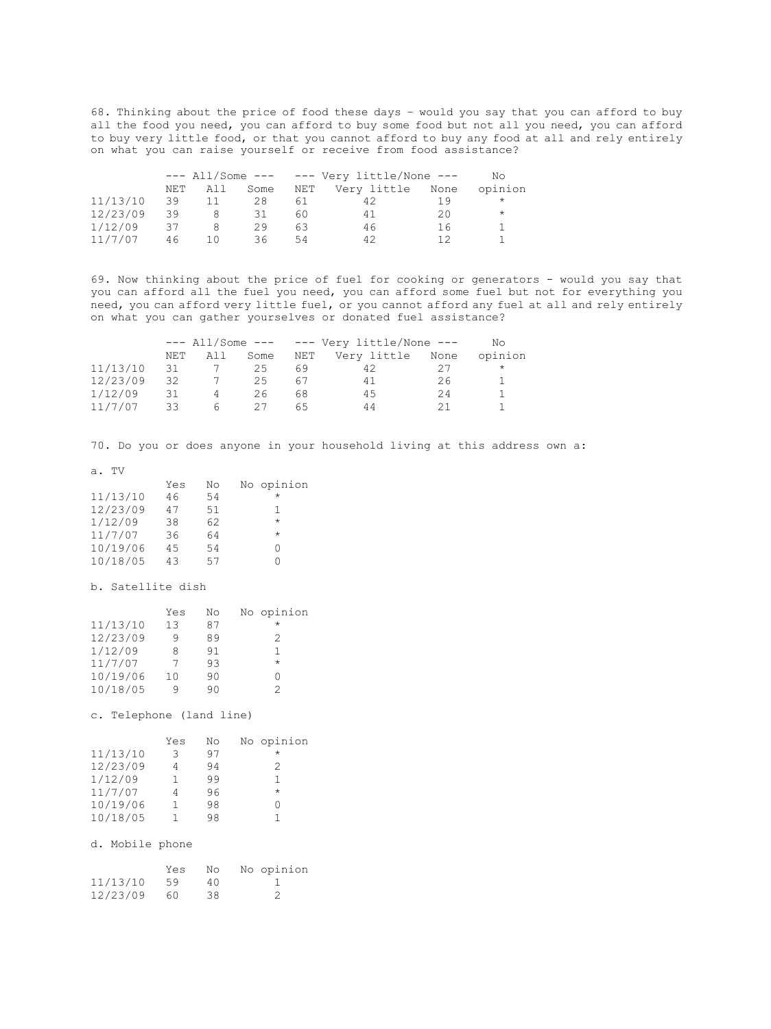68. Thinking about the price of food these days – would you say that you can afford to buy all the food you need, you can afford to buy some food but not all you need, you can afford to buy very little food, or that you cannot afford to buy any food at all and rely entirely on what you can raise yourself or receive from food assistance?

| | --- All/Some --- | | | --- Very little/None --- | | | No |
|---|---|---|---|---|---|---|---|
| | NET | All | Some | NET | Very little | None | opinion |
| 11/13/10 | 39 | 11 | 28 | 61 | 42 | 19 | * |
| 12/23/09 | 39 | 8 | 31 | 60 | 41 | 20 | * |
| 1/12/09 | 37 | 8 | 29 | 63 | 46 | 16 | 1 |
| 11/7/07 | 46 | 10 | 36 | 54 | 42 | 12 | 1 |

69. Now thinking about the price of fuel for cooking or generators - would you say that you can afford all the fuel you need, you can afford some fuel but not for everything you need, you can afford very little fuel, or you cannot afford any fuel at all and rely entirely on what you can gather yourselves or donated fuel assistance?

| | --- All/Some --- | | | --- Very little/None --- | | | No |
|---|---|---|---|---|---|---|---|
| | NET | All | Some | NET | Very little | None | opinion |
| 11/13/10 | 31 | 7 | 25 | 69 | 42 | 27 | * |
| 12/23/09 | 32 | 7 | 25 | 67 | 41 | 26 | 1 |
| 1/12/09 | 31 | 4 | 26 | 68 | 45 | 24 | 1 |
| 11/7/07 | 33 | 6 | 27 | 65 | 44 | 21 | 1 |

70. Do you or does anyone in your household living at this address own a:

a. TV

| | Yes | No | No opinion |
|---|---|---|---|
| 11/13/10 | 46 | 54 | * |
| 12/23/09 | 47 | 51 | 1 |
| 1/12/09 | 38 | 62 | * |
| 11/7/07 | 36 | 64 | * |
| 10/19/06 | 45 | 54 | 0 |
| 10/18/05 | 43 | 57 | 0 |

b. Satellite dish

| | Yes | No | No opinion |
|---|---|---|---|
| 11/13/10 | 13 | 87 | * |
| 12/23/09 | 9 | 89 | 2 |
| 1/12/09 | 8 | 91 | 1 |
| 11/7/07 | 7 | 93 | * |
| 10/19/06 | 10 | 90 | 0 |
| 10/18/05 | 9 | 90 | 2 |

c. Telephone (land line)

| | Yes | No | No opinion |
|---|---|---|---|
| 11/13/10 | 3 | 97 | * |
| 12/23/09 | 4 | 94 | 2 |
| 1/12/09 | 1 | 99 | 1 |
| 11/7/07 | 4 | 96 | * |
| 10/19/06 | 1 | 98 | 0 |
| 10/18/05 | 1 | 98 | 1 |

d. Mobile phone

| | Yes | No | No opinion |
|---|---|---|---|
| 11/13/10 | 59 | 40 | 1 |
| 12/23/09 | 60 | 38 | 2 |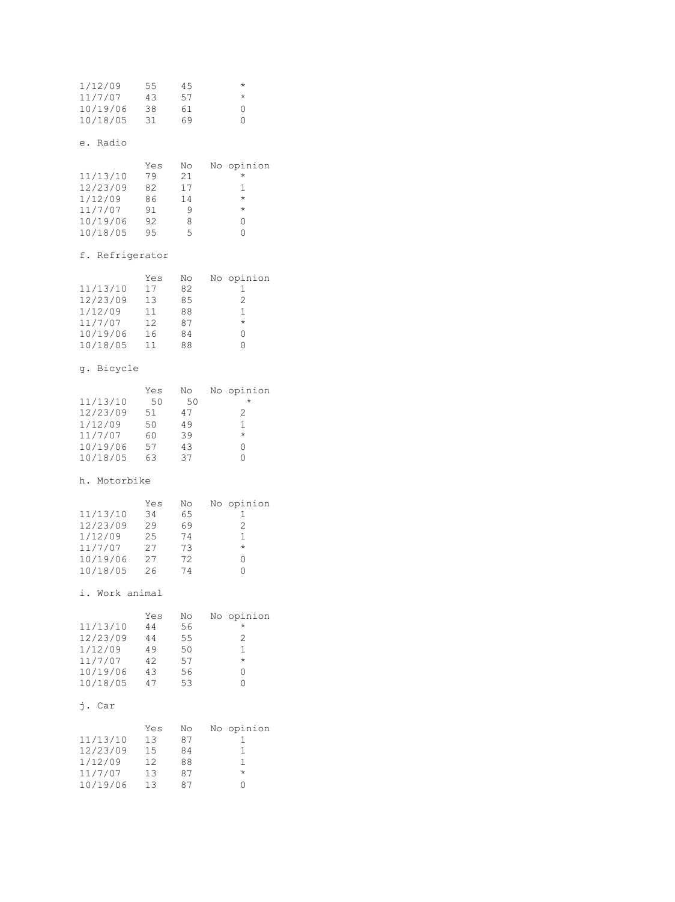| | | | |
|---|---|---|---|
| 1/12/09 | 55 | 45 | * |
| 11/7/07 | 43 | 57 | * |
| 10/19/06 | 38 | 61 | 0 |
| 10/18/05 | 31 | 69 | 0 |

e. Radio

| | Yes | No | No opinion |
|---|---|---|---|
| 11/13/10 | 79 | 21 | * |
| 12/23/09 | 82 | 17 | 1 |
| 1/12/09 | 86 | 14 | * |
| 11/7/07 | 91 | 9 | * |
| 10/19/06 | 92 | 8 | 0 |
| 10/18/05 | 95 | 5 | 0 |

f. Refrigerator

| | Yes | No | No opinion |
|---|---|---|---|
| 11/13/10 | 17 | 82 | 1 |
| 12/23/09 | 13 | 85 | 2 |
| 1/12/09 | 11 | 88 | 1 |
| 11/7/07 | 12 | 87 | * |
| 10/19/06 | 16 | 84 | 0 |
| 10/18/05 | 11 | 88 | 0 |

g. Bicycle

| | Yes | No | No opinion |
|---|---|---|---|
| 11/13/10 | 50 | 50 | * |
| 12/23/09 | 51 | 47 | 2 |
| 1/12/09 | 50 | 49 | 1 |
| 11/7/07 | 60 | 39 | * |
| 10/19/06 | 57 | 43 | 0 |
| 10/18/05 | 63 | 37 | 0 |

h. Motorbike

| | Yes | No | No opinion |
|---|---|---|---|
| 11/13/10 | 34 | 65 | 1 |
| 12/23/09 | 29 | 69 | 2 |
| 1/12/09 | 25 | 74 | 1 |
| 11/7/07 | 27 | 73 | * |
| 10/19/06 | 27 | 72 | 0 |
| 10/18/05 | 26 | 74 | 0 |

i. Work animal

| | Yes | No | No opinion |
|---|---|---|---|
| 11/13/10 | 44 | 56 | * |
| 12/23/09 | 44 | 55 | 2 |
| 1/12/09 | 49 | 50 | 1 |
| 11/7/07 | 42 | 57 | * |
| 10/19/06 | 43 | 56 | 0 |
| 10/18/05 | 47 | 53 | 0 |

j. Car

| | Yes | No | No opinion |
|---|---|---|---|
| 11/13/10 | 13 | 87 | 1 |
| 12/23/09 | 15 | 84 | 1 |
| 1/12/09 | 12 | 88 | 1 |
| 11/7/07 | 13 | 87 | * |
| 10/19/06 | 13 | 87 | 0 |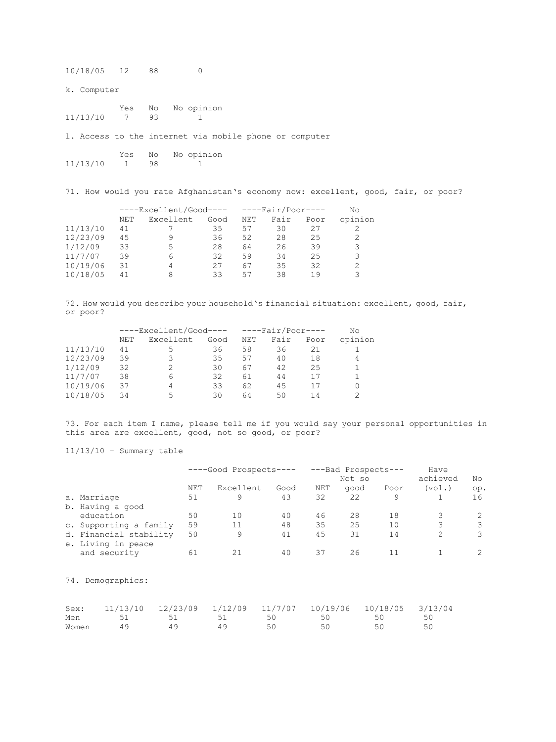| | | | |
|---|---|---|---|
| 10/18/05 | 12 | 88 | 0 |

k. Computer

| | Yes | No | No opinion |
|---|---|---|---|
| 11/13/10 | 7 | 93 | 1 |

l. Access to the internet via mobile phone or computer

| | Yes | No | No opinion |
|---|---|---|---|
| 11/13/10 | 1 | 98 | 1 |

71. How would you rate Afghanistan's economy now: excellent, good, fair, or poor?

| | ----Excellent/Good---- | | | ----Fair/Poor---- | | | No |
|---|---|---|---|---|---|---|---|
| | NET | Excellent | Good | NET | Fair | Poor | opinion |
| 11/13/10 | 41 | 7 | 35 | 57 | 30 | 27 | 2 |
| 12/23/09 | 45 | 9 | 36 | 52 | 28 | 25 | 2 |
| 1/12/09 | 33 | 5 | 28 | 64 | 26 | 39 | 3 |
| 11/7/07 | 39 | 6 | 32 | 59 | 34 | 25 | 3 |
| 10/19/06 | 31 | 4 | 27 | 67 | 35 | 32 | 2 |
| 10/18/05 | 41 | 8 | 33 | 57 | 38 | 19 | 3 |

72. How would you describe your household's financial situation: excellent, good, fair, or poor?

| | ----Excellent/Good---- | | | ----Fair/Poor---- | | | No |
|---|---|---|---|---|---|---|---|
| | NET | Excellent | Good | NET | Fair | Poor | opinion |
| 11/13/10 | 41 | 5 | 36 | 58 | 36 | 21 | 1 |
| 12/23/09 | 39 | 3 | 35 | 57 | 40 | 18 | 4 |
| 1/12/09 | 32 | 2 | 30 | 67 | 42 | 25 | 1 |
| 11/7/07 | 38 | 6 | 32 | 61 | 44 | 17 | 1 |
| 10/19/06 | 37 | 4 | 33 | 62 | 45 | 17 | 0 |
| 10/18/05 | 34 | 5 | 30 | 64 | 50 | 14 | 2 |

73. For each item I name, please tell me if you would say your personal opportunities in this area are excellent, good, not so good, or poor?

11/13/10 - Summary table

| | ----Good Prospects---- | | | ---Bad Prospects--- | | | Have | |
|---|---|---|---|---|---|---|---|---|
| | | | | | Not so | | achieved | No |
| | NET | Excellent | Good | NET | good | Poor | (vol.) | op. |
| a. Marriage | 51 | 9 | 43 | 32 | 22 | 9 | 1 | 16 |
| b. Having a good education | 50 | 10 | 40 | 46 | 28 | 18 | 3 | 2 |
| c. Supporting a family | 59 | 11 | 48 | 35 | 25 | 10 | 3 | 3 |
| d. Financial stability | 50 | 9 | 41 | 45 | 31 | 14 | 2 | 3 |
| e. Living in peace and security | 61 | 21 | 40 | 37 | 26 | 11 | 1 | 2 |

74. Demographics:

| Sex: | 11/13/10 | 12/23/09 | 1/12/09 | 11/7/07 | 10/19/06 | 10/18/05 | 3/13/04 |
|---|---|---|---|---|---|---|---|
| Men | 51 | 51 | 51 | 50 | 50 | 50 | 50 |
| Women | 49 | 49 | 49 | 50 | 50 | 50 | 50 |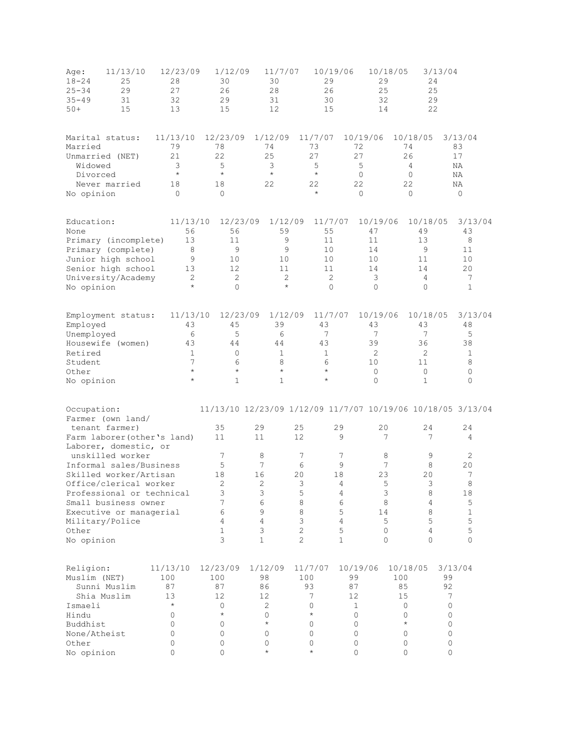| Age: | 11/13/10 | 12/23/09 | 1/12/09 | 11/7/07 | 10/19/06 | 10/18/05 | 3/13/04 |
|---|---|---|---|---|---|---|---|
| 18-24 | 25 | 28 | 30 | 30 | 29 | 29 | 24 |
| 25-34 | 29 | 27 | 26 | 28 | 26 | 25 | 25 |
| 35-49 | 31 | 32 | 29 | 31 | 30 | 32 | 29 |
| 50+ | 15 | 13 | 15 | 12 | 15 | 14 | 22 |

| Marital status: | 11/13/10 | 12/23/09 | 1/12/09 | 11/7/07 | 10/19/06 | 10/18/05 | 3/13/04 |
|---|---|---|---|---|---|---|---|
| Married | 79 | 78 | 74 | 73 | 72 | 74 | 83 |
| Unmarried (NET) | 21 | 22 | 25 | 27 | 27 | 26 | 17 |
| Widowed | 3 | 5 | 3 | 5 | 5 | 4 | NA |
| Divorced | * | * | * | * | 0 | 0 | NA |
| Never married | 18 | 18 | 22 | 22 | 22 | 22 | NA |
| No opinion | 0 | 0 | | * | 0 | 0 | 0 |

| Education: | 11/13/10 | 12/23/09 | 1/12/09 | 11/7/07 | 10/19/06 | 10/18/05 | 3/13/04 |
|---|---|---|---|---|---|---|---|
| None | 56 | 56 | 59 | 55 | 47 | 49 | 43 |
| Primary (incomplete) | 13 | 11 | 9 | 11 | 11 | 13 | 8 |
| Primary (complete) | 8 | 9 | 9 | 10 | 14 | 9 | 11 |
| Junior high school | 9 | 10 | 10 | 10 | 10 | 11 | 10 |
| Senior high school | 13 | 12 | 11 | 11 | 14 | 14 | 20 |
| University/Academy | 2 | 2 | 2 | 2 | 3 | 4 | 7 |
| No opinion | * | 0 | * | 0 | 0 | 0 | 1 |

| Employment status: | 11/13/10 | 12/23/09 | 1/12/09 | 11/7/07 | 10/19/06 | 10/18/05 | 3/13/04 |
|---|---|---|---|---|---|---|---|
| Employed | 43 | 45 | 39 | 43 | 43 | 43 | 48 |
| Unemployed | 6 | 5 | 6 | 7 | 7 | 7 | 5 |
| Housewife (women) | 43 | 44 | 44 | 43 | 39 | 36 | 38 |
| Retired | 1 | 0 | 1 | 1 | 2 | 2 | 1 |
| Student | 7 | 6 | 8 | 6 | 10 | 11 | 8 |
| Other | * | * | * | * | 0 | 0 | 0 |
| No opinion | * | 1 | 1 | * | 0 | 1 | 0 |

| Occupation: | 11/13/10 | 12/23/09 | 1/12/09 | 11/7/07 | 10/19/06 | 10/18/05 | 3/13/04 |
|---|---|---|---|---|---|---|---|
| Farmer (own land/ tenant farmer) | 35 | 29 | 25 | 29 | 20 | 24 | 24 |
| Farm laborer(other's land) | 11 | 11 | 12 | 9 | 7 | 7 | 4 |
| Laborer, domestic, or unskilled worker | 7 | 8 | 7 | 7 | 8 | 9 | 2 |
| Informal sales/Business | 5 | 7 | 6 | 9 | 7 | 8 | 20 |
| Skilled worker/Artisan | 18 | 16 | 20 | 18 | 23 | 20 | 7 |
| Office/clerical worker | 2 | 2 | 3 | 4 | 5 | 3 | 8 |
| Professional or technical | 3 | 3 | 5 | 4 | 3 | 8 | 18 |
| Small business owner | 7 | 6 | 8 | 6 | 8 | 4 | 5 |
| Executive or managerial | 6 | 9 | 8 | 5 | 14 | 8 | 1 |
| Military/Police | 4 | 4 | 3 | 4 | 5 | 5 | 5 |
| Other | 1 | 3 | 2 | 5 | 0 | 4 | 5 |
| No opinion | 3 | 1 | 2 | 1 | 0 | 0 | 0 |

| Religion: | 11/13/10 | 12/23/09 | 1/12/09 | 11/7/07 | 10/19/06 | 10/18/05 | 3/13/04 |
|---|---|---|---|---|---|---|---|
| Muslim (NET) | 100 | 100 | 98 | 100 | 99 | 100 | 99 |
| Sunni Muslim | 87 | 87 | 86 | 93 | 87 | 85 | 92 |
| Shia Muslim | 13 | 12 | 12 | 7 | 12 | 15 | 7 |
| Ismaeli | * | 0 | 2 | 0 | 1 | 0 | 0 |
| Hindu | 0 | * | 0 | * | 0 | 0 | 0 |
| Buddhist | 0 | 0 | * | 0 | 0 | * | 0 |
| None/Atheist | 0 | 0 | 0 | 0 | 0 | 0 | 0 |
| Other | 0 | 0 | 0 | 0 | 0 | 0 | 0 |
| No opinion | 0 | 0 | * | * | 0 | 0 | 0 |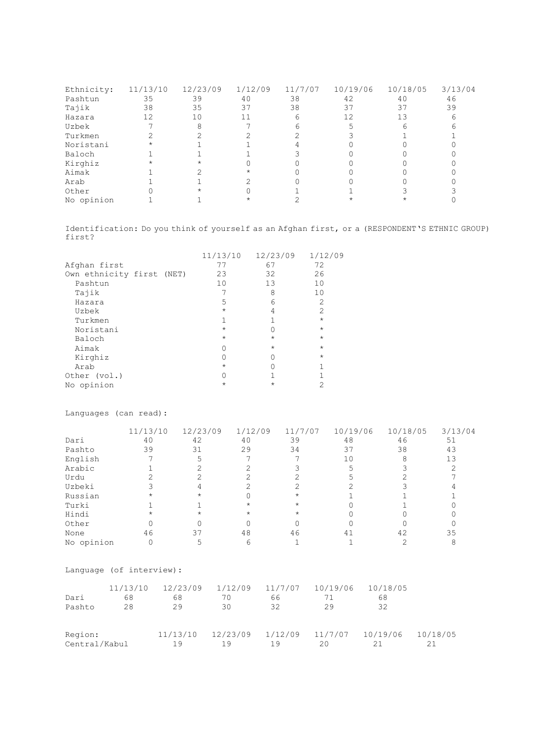| Ethnicity: | 11/13/10 | 12/23/09 | 1/12/09 | 11/7/07 | 10/19/06 | 10/18/05 | 3/13/04 |
|---|---|---|---|---|---|---|---|
| Pashtun | 35 | 39 | 40 | 38 | 42 | 40 | 46 |
| Tajik | 38 | 35 | 37 | 38 | 37 | 37 | 39 |
| Hazara | 12 | 10 | 11 | 6 | 12 | 13 | 6 |
| Uzbek | 7 | 8 | 7 | 6 | 5 | 6 | 6 |
| Turkmen | 2 | 2 | 2 | 2 | 3 | 1 | 1 |
| Noristani | * | 1 | 1 | 4 | 0 | 0 | 0 |
| Baloch | 1 | 1 | 1 | 3 | 0 | 0 | 0 |
| Kirghiz | * | * | 0 | 0 | 0 | 0 | 0 |
| Aimak | 1 | 2 | * | 0 | 0 | 0 | 0 |
| Arab | 1 | 1 | 2 | 0 | 0 | 0 | 0 |
| Other | 0 | * | 0 | 1 | 1 | 3 | 3 |
| No opinion | 1 | 1 | * | 2 | * | * | 0 |

Identification: Do you think of yourself as an Afghan first, or a (RESPONDENT'S ETHNIC GROUP) first?

| | 11/13/10 | 12/23/09 | 1/12/09 |
|---|---|---|---|
| Afghan first | 77 | 67 | 72 |
| Own ethnicity first (NET) | 23 | 32 | 26 |
| Pashtun | 10 | 13 | 10 |
| Tajik | 7 | 8 | 10 |
| Hazara | 5 | 6 | 2 |
| Uzbek | * | 4 | 2 |
| Turkmen | 1 | 1 | * |
| Noristani | * | 0 | * |
| Baloch | * | * | * |
| Aimak | 0 | * | * |
| Kirghiz | 0 | 0 | * |
| Arab | * | 0 | 1 |
| Other (vol.) | 0 | 1 | 1 |
| No opinion | * | * | 2 |

Languages (can read):

| | 11/13/10 | 12/23/09 | 1/12/09 | 11/7/07 | 10/19/06 | 10/18/05 | 3/13/04 |
|---|---|---|---|---|---|---|---|
| Dari | 40 | 42 | 40 | 39 | 48 | 46 | 51 |
| Pashto | 39 | 31 | 29 | 34 | 37 | 38 | 43 |
| English | 7 | 5 | 7 | 7 | 10 | 8 | 13 |
| Arabic | 1 | 2 | 2 | 3 | 5 | 3 | 2 |
| Urdu | 2 | 2 | 2 | 2 | 5 | 2 | 7 |
| Uzbeki | 3 | 4 | 2 | 2 | 2 | 3 | 4 |
| Russian | * | * | 0 | * | 1 | 1 | 1 |
| Turki | 1 | 1 | * | * | 0 | 1 | 0 |
| Hindi | * | * | * | * | 0 | 0 | 0 |
| Other | 0 | 0 | 0 | 0 | 0 | 0 | 0 |
| None | 46 | 37 | 48 | 46 | 41 | 42 | 35 |
| No opinion | 0 | 5 | 6 | 1 | 1 | 2 | 8 |

Language (of interview):

| | 11/13/10 | 12/23/09 | 1/12/09 | 11/7/07 | 10/19/06 | 10/18/05 |
|---|---|---|---|---|---|---|
| Dari | 68 | 68 | 70 | 66 | 71 | 68 |
| Pashto | 28 | 29 | 30 | 32 | 29 | 32 |

| Region: | 11/13/10 | 12/23/09 | 1/12/09 | 11/7/07 | 10/19/06 | 10/18/05 |
|---|---|---|---|---|---|---|
| Central/Kabul | 19 | 19 | 19 | 20 | 21 | 21 |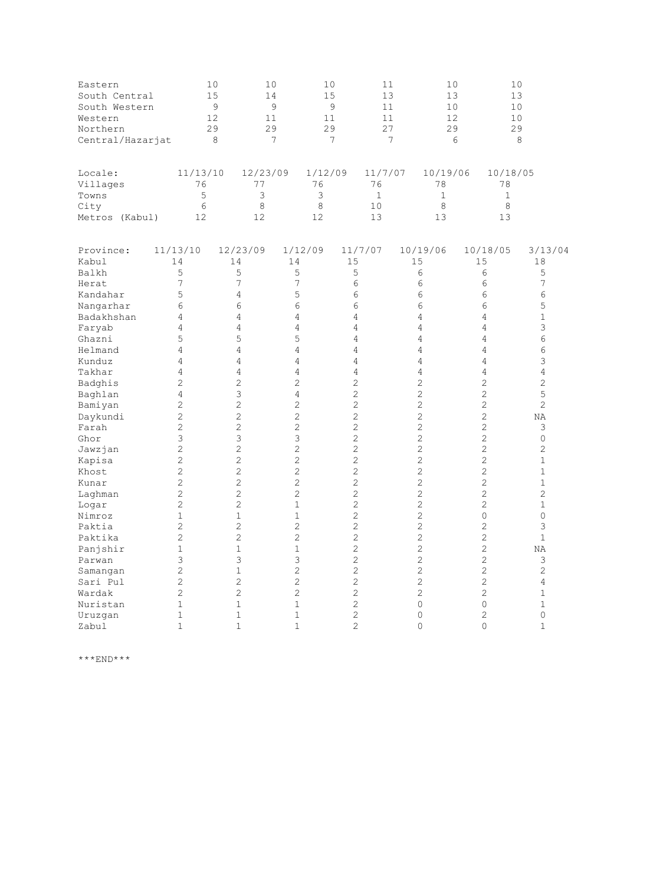| | | | | | | |
|---|---|---|---|---|---|---|
| Eastern | 10 | 10 | 10 | 11 | 10 | 10 |
| South Central | 15 | 14 | 15 | 13 | 13 | 13 |
| South Western | 9 | 9 | 9 | 11 | 10 | 10 |
| Western | 12 | 11 | 11 | 11 | 12 | 10 |
| Northern | 29 | 29 | 29 | 27 | 29 | 29 |
| Central/Hazarjat | 8 | 7 | 7 | 7 | 6 | 8 |

| Locale: | 11/13/10 | 12/23/09 | 1/12/09 | 11/7/07 | 10/19/06 | 10/18/05 |
|---|---|---|---|---|---|---|
| Villages | 76 | 77 | 76 | 76 | 78 | 78 |
| Towns | 5 | 3 | 3 | 1 | 1 | 1 |
| City | 6 | 8 | 8 | 10 | 8 | 8 |
| Metros (Kabul) | 12 | 12 | 12 | 13 | 13 | 13 |

| Province: | 11/13/10 | 12/23/09 | 1/12/09 | 11/7/07 | 10/19/06 | 10/18/05 | 3/13/04 |
|---|---|---|---|---|---|---|---|
| Kabul | 14 | 14 | 14 | 15 | 15 | 15 | 18 |
| Balkh | 5 | 5 | 5 | 5 | 6 | 6 | 5 |
| Herat | 7 | 7 | 7 | 6 | 6 | 6 | 7 |
| Kandahar | 5 | 4 | 5 | 6 | 6 | 6 | 6 |
| Nangarhar | 6 | 6 | 6 | 6 | 6 | 6 | 5 |
| Badakhshan | 4 | 4 | 4 | 4 | 4 | 4 | 1 |
| Faryab | 4 | 4 | 4 | 4 | 4 | 4 | 3 |
| Ghazni | 5 | 5 | 5 | 4 | 4 | 4 | 6 |
| Helmand | 4 | 4 | 4 | 4 | 4 | 4 | 6 |
| Kunduz | 4 | 4 | 4 | 4 | 4 | 4 | 3 |
| Takhar | 4 | 4 | 4 | 4 | 4 | 4 | 4 |
| Badghis | 2 | 2 | 2 | 2 | 2 | 2 | 2 |
| Baghlan | 4 | 3 | 4 | 2 | 2 | 2 | 5 |
| Bamiyan | 2 | 2 | 2 | 2 | 2 | 2 | 2 |
| Daykundi | 2 | 2 | 2 | 2 | 2 | 2 | NA |
| Farah | 2 | 2 | 2 | 2 | 2 | 2 | 3 |
| Ghor | 3 | 3 | 3 | 2 | 2 | 2 | 0 |
| Jawzjan | 2 | 2 | 2 | 2 | 2 | 2 | 2 |
| Kapisa | 2 | 2 | 2 | 2 | 2 | 2 | 1 |
| Khost | 2 | 2 | 2 | 2 | 2 | 2 | 1 |
| Kunar | 2 | 2 | 2 | 2 | 2 | 2 | 1 |
| Laghman | 2 | 2 | 2 | 2 | 2 | 2 | 2 |
| Logar | 2 | 2 | 1 | 2 | 2 | 2 | 1 |
| Nimroz | 1 | 1 | 1 | 2 | 2 | 0 | 0 |
| Paktia | 2 | 2 | 2 | 2 | 2 | 2 | 3 |
| Paktika | 2 | 2 | 2 | 2 | 2 | 2 | 1 |
| Panjshir | 1 | 1 | 1 | 2 | 2 | 2 | NA |
| Parwan | 3 | 3 | 3 | 2 | 2 | 2 | 3 |
| Samangan | 2 | 1 | 2 | 2 | 2 | 2 | 2 |
| Sari Pul | 2 | 2 | 2 | 2 | 2 | 2 | 4 |
| Wardak | 2 | 2 | 2 | 2 | 2 | 2 | 1 |
| Nuristan | 1 | 1 | 1 | 2 | 0 | 0 | 1 |
| Uruzgan | 1 | 1 | 1 | 2 | 0 | 2 | 0 |
| Zabul | 1 | 1 | 1 | 2 | 0 | 0 | 1 |

***END***